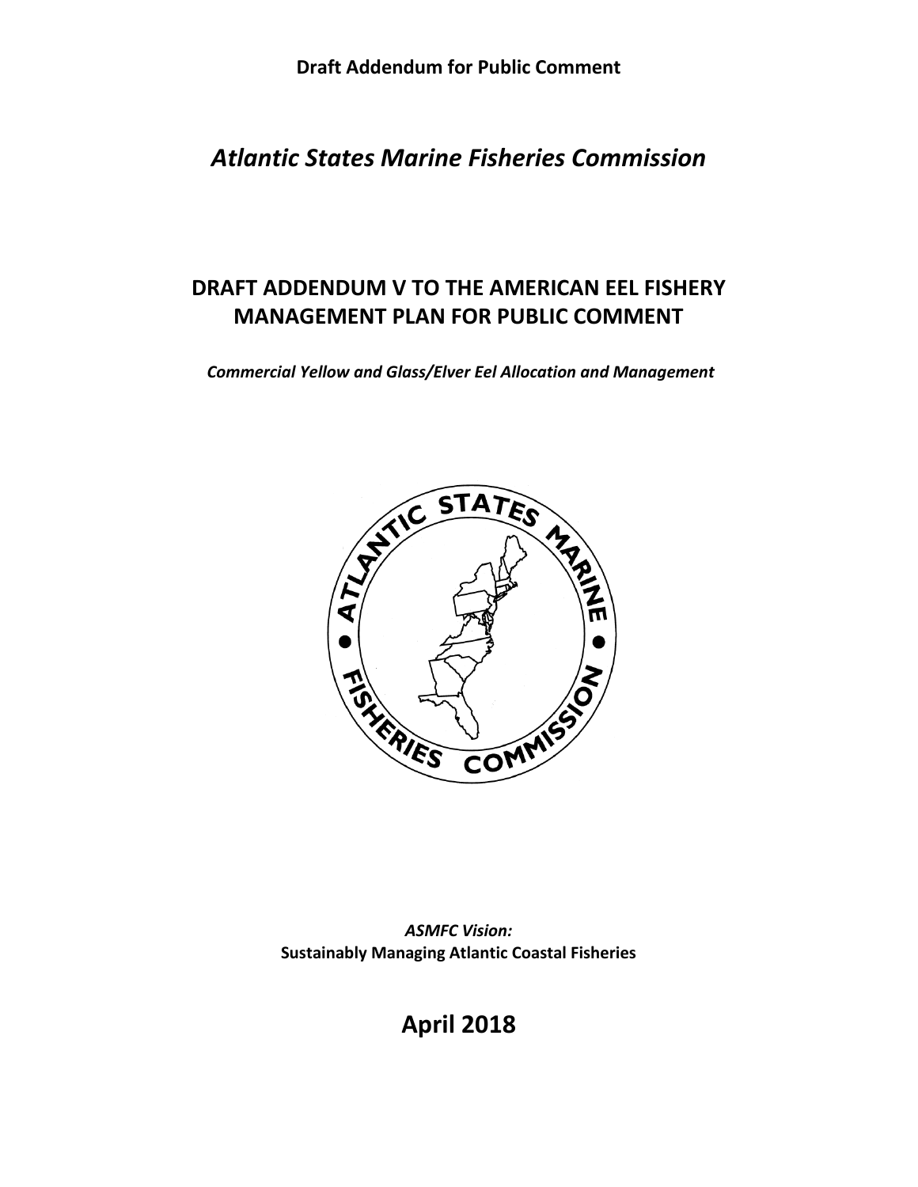**Draft Addendum for Public Comment**

# *Atlantic States Marine Fisheries Commission*

## DRAFT ADDENDUM V TO THE AMERICAN EEL FISHERY MANAGEMENT PLAN FOR PUBLIC COMMENT

***Commercial Yellow and Glass/Elver Eel Allocation and Management***

***ASMFC Vision:***
**Sustainably Managing Atlantic Coastal Fisheries**

**April 2018**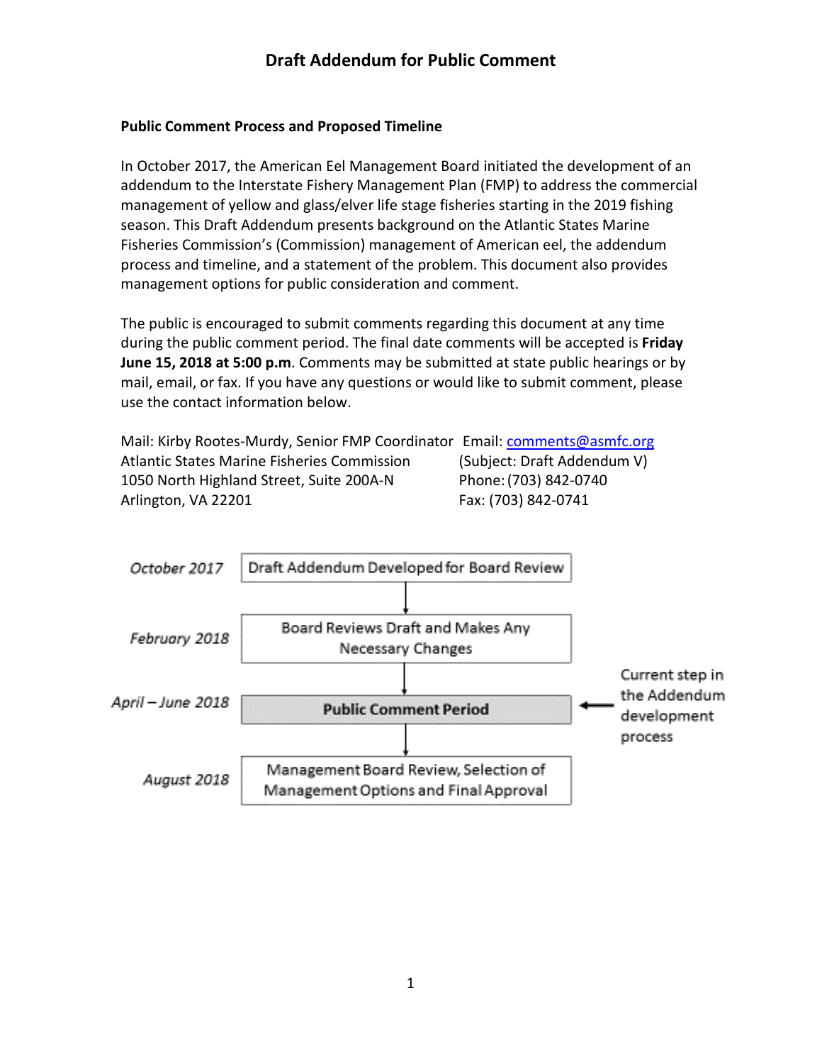# Draft Addendum for Public Comment

**Public Comment Process and Proposed Timeline**

In October 2017, the American Eel Management Board initiated the development of an addendum to the Interstate Fishery Management Plan (FMP) to address the commercial management of yellow and glass/elver life stage fisheries starting in the 2019 fishing season. This Draft Addendum presents background on the Atlantic States Marine Fisheries Commission's (Commission) management of American eel, the addendum process and timeline, and a statement of the problem. This document also provides management options for public consideration and comment.

The public is encouraged to submit comments regarding this document at any time during the public comment period. The final date comments will be accepted is **Friday June 15, 2018 at 5:00 p.m**. Comments may be submitted at state public hearings or by mail, email, or fax. If you have any questions or would like to submit comment, please use the contact information below.

Mail: Kirby Rootes-Murdy, Senior FMP Coordinator
Atlantic States Marine Fisheries Commission
1050 North Highland Street, Suite 200A-N
Arlington, VA 22201

Email: comments@asmfc.org
(Subject: Draft Addendum V)
Phone: (703) 842-0740
Fax: (703) 842-0741

| Date | Step |
| --- | --- |
| *October 2017* | Draft Addendum Developed for Board Review |
| *February 2018* | Board Reviews Draft and Makes Any Necessary Changes |
| *April – June 2018* | **Public Comment Period** ← Current step in the Addendum development process |
| *August 2018* | Management Board Review, Selection of Management Options and Final Approval |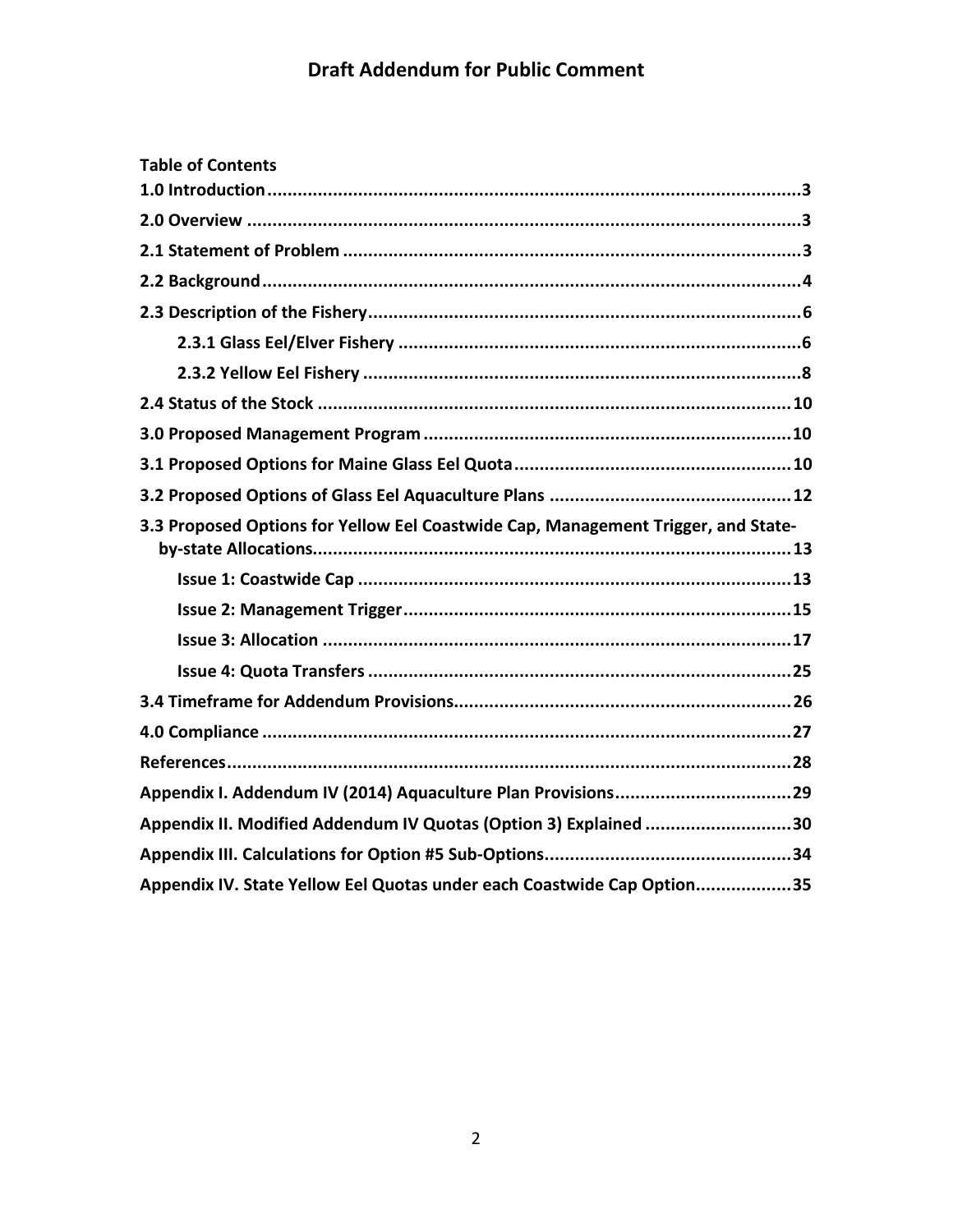**Table of Contents**

**1.0 Introduction** .......... **3**

**2.0 Overview** .......... **3**

**2.1 Statement of Problem** .......... **3**

**2.2 Background** .......... **4**

**2.3 Description of the Fishery** .......... **6**

- **2.3.1 Glass Eel/Elver Fishery** .......... **6**
- **2.3.2 Yellow Eel Fishery** .......... **8**

**2.4 Status of the Stock** .......... **10**

**3.0 Proposed Management Program** .......... **10**

**3.1 Proposed Options for Maine Glass Eel Quota** .......... **10**

**3.2 Proposed Options of Glass Eel Aquaculture Plans** .......... **12**

**3.3 Proposed Options for Yellow Eel Coastwide Cap, Management Trigger, and State-by-state Allocations** .......... **13**

- **Issue 1: Coastwide Cap** .......... **13**
- **Issue 2: Management Trigger** .......... **15**
- **Issue 3: Allocation** .......... **17**
- **Issue 4: Quota Transfers** .......... **25**

**3.4 Timeframe for Addendum Provisions** .......... **26**

**4.0 Compliance** .......... **27**

**References** .......... **28**

**Appendix I. Addendum IV (2014) Aquaculture Plan Provisions** .......... **29**

**Appendix II. Modified Addendum IV Quotas (Option 3) Explained** .......... **30**

**Appendix III. Calculations for Option #5 Sub-Options** .......... **34**

**Appendix IV. State Yellow Eel Quotas under each Coastwide Cap Option** .......... **35**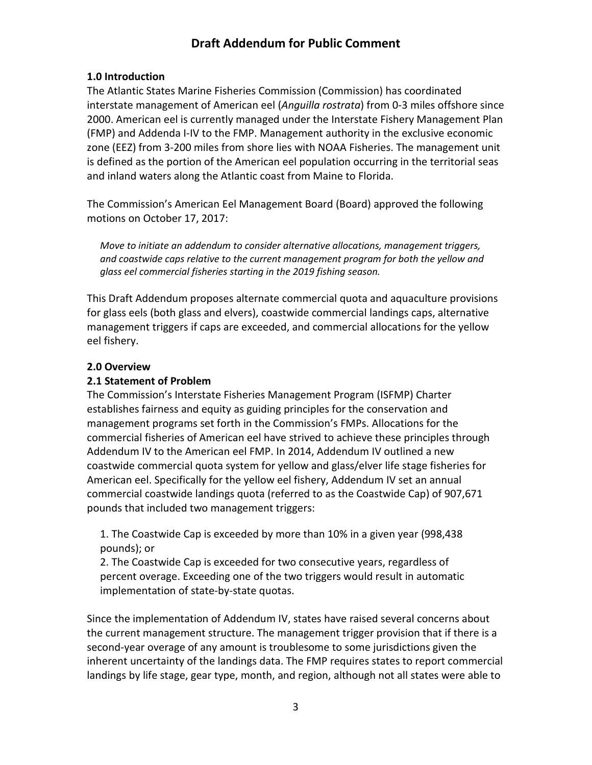## 1.0 Introduction

The Atlantic States Marine Fisheries Commission (Commission) has coordinated interstate management of American eel (*Anguilla rostrata*) from 0-3 miles offshore since 2000. American eel is currently managed under the Interstate Fishery Management Plan (FMP) and Addenda I-IV to the FMP. Management authority in the exclusive economic zone (EEZ) from 3-200 miles from shore lies with NOAA Fisheries. The management unit is defined as the portion of the American eel population occurring in the territorial seas and inland waters along the Atlantic coast from Maine to Florida.

The Commission's American Eel Management Board (Board) approved the following motions on October 17, 2017:

> *Move to initiate an addendum to consider alternative allocations, management triggers, and coastwide caps relative to the current management program for both the yellow and glass eel commercial fisheries starting in the 2019 fishing season.*

This Draft Addendum proposes alternate commercial quota and aquaculture provisions for glass eels (both glass and elvers), coastwide commercial landings caps, alternative management triggers if caps are exceeded, and commercial allocations for the yellow eel fishery.

## 2.0 Overview

### 2.1 Statement of Problem

The Commission's Interstate Fisheries Management Program (ISFMP) Charter establishes fairness and equity as guiding principles for the conservation and management programs set forth in the Commission's FMPs. Allocations for the commercial fisheries of American eel have strived to achieve these principles through Addendum IV to the American eel FMP. In 2014, Addendum IV outlined a new coastwide commercial quota system for yellow and glass/elver life stage fisheries for American eel. Specifically for the yellow eel fishery, Addendum IV set an annual commercial coastwide landings quota (referred to as the Coastwide Cap) of 907,671 pounds that included two management triggers:

1. The Coastwide Cap is exceeded by more than 10% in a given year (998,438 pounds); or
2. The Coastwide Cap is exceeded for two consecutive years, regardless of percent overage. Exceeding one of the two triggers would result in automatic implementation of state-by-state quotas.

Since the implementation of Addendum IV, states have raised several concerns about the current management structure. The management trigger provision that if there is a second-year overage of any amount is troublesome to some jurisdictions given the inherent uncertainty of the landings data. The FMP requires states to report commercial landings by life stage, gear type, month, and region, although not all states were able to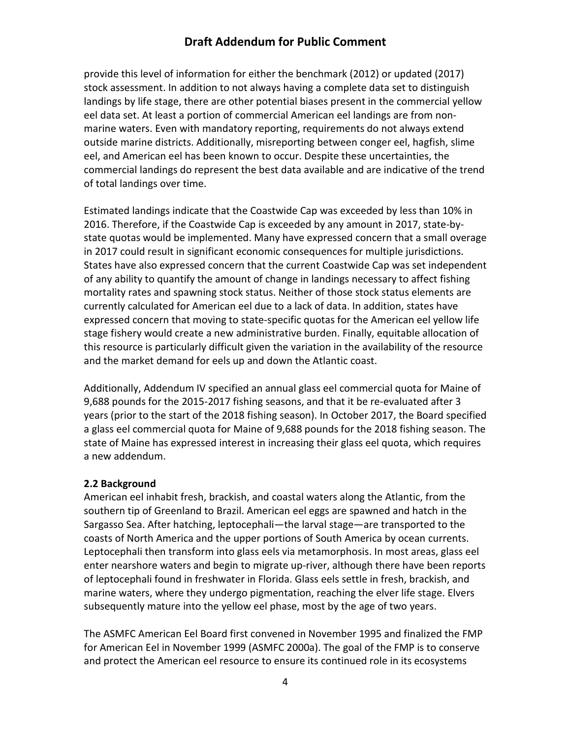provide this level of information for either the benchmark (2012) or updated (2017) stock assessment. In addition to not always having a complete data set to distinguish landings by life stage, there are other potential biases present in the commercial yellow eel data set. At least a portion of commercial American eel landings are from non-marine waters. Even with mandatory reporting, requirements do not always extend outside marine districts. Additionally, misreporting between conger eel, hagfish, slime eel, and American eel has been known to occur. Despite these uncertainties, the commercial landings do represent the best data available and are indicative of the trend of total landings over time.

Estimated landings indicate that the Coastwide Cap was exceeded by less than 10% in 2016. Therefore, if the Coastwide Cap is exceeded by any amount in 2017, state-by-state quotas would be implemented. Many have expressed concern that a small overage in 2017 could result in significant economic consequences for multiple jurisdictions. States have also expressed concern that the current Coastwide Cap was set independent of any ability to quantify the amount of change in landings necessary to affect fishing mortality rates and spawning stock status. Neither of those stock status elements are currently calculated for American eel due to a lack of data. In addition, states have expressed concern that moving to state-specific quotas for the American eel yellow life stage fishery would create a new administrative burden. Finally, equitable allocation of this resource is particularly difficult given the variation in the availability of the resource and the market demand for eels up and down the Atlantic coast.

Additionally, Addendum IV specified an annual glass eel commercial quota for Maine of 9,688 pounds for the 2015-2017 fishing seasons, and that it be re-evaluated after 3 years (prior to the start of the 2018 fishing season). In October 2017, the Board specified a glass eel commercial quota for Maine of 9,688 pounds for the 2018 fishing season. The state of Maine has expressed interest in increasing their glass eel quota, which requires a new addendum.

**2.2 Background**

American eel inhabit fresh, brackish, and coastal waters along the Atlantic, from the southern tip of Greenland to Brazil. American eel eggs are spawned and hatch in the Sargasso Sea. After hatching, leptocephali—the larval stage—are transported to the coasts of North America and the upper portions of South America by ocean currents. Leptocephali then transform into glass eels via metamorphosis. In most areas, glass eel enter nearshore waters and begin to migrate up-river, although there have been reports of leptocephali found in freshwater in Florida. Glass eels settle in fresh, brackish, and marine waters, where they undergo pigmentation, reaching the elver life stage. Elvers subsequently mature into the yellow eel phase, most by the age of two years.

The ASMFC American Eel Board first convened in November 1995 and finalized the FMP for American Eel in November 1999 (ASMFC 2000a). The goal of the FMP is to conserve and protect the American eel resource to ensure its continued role in its ecosystems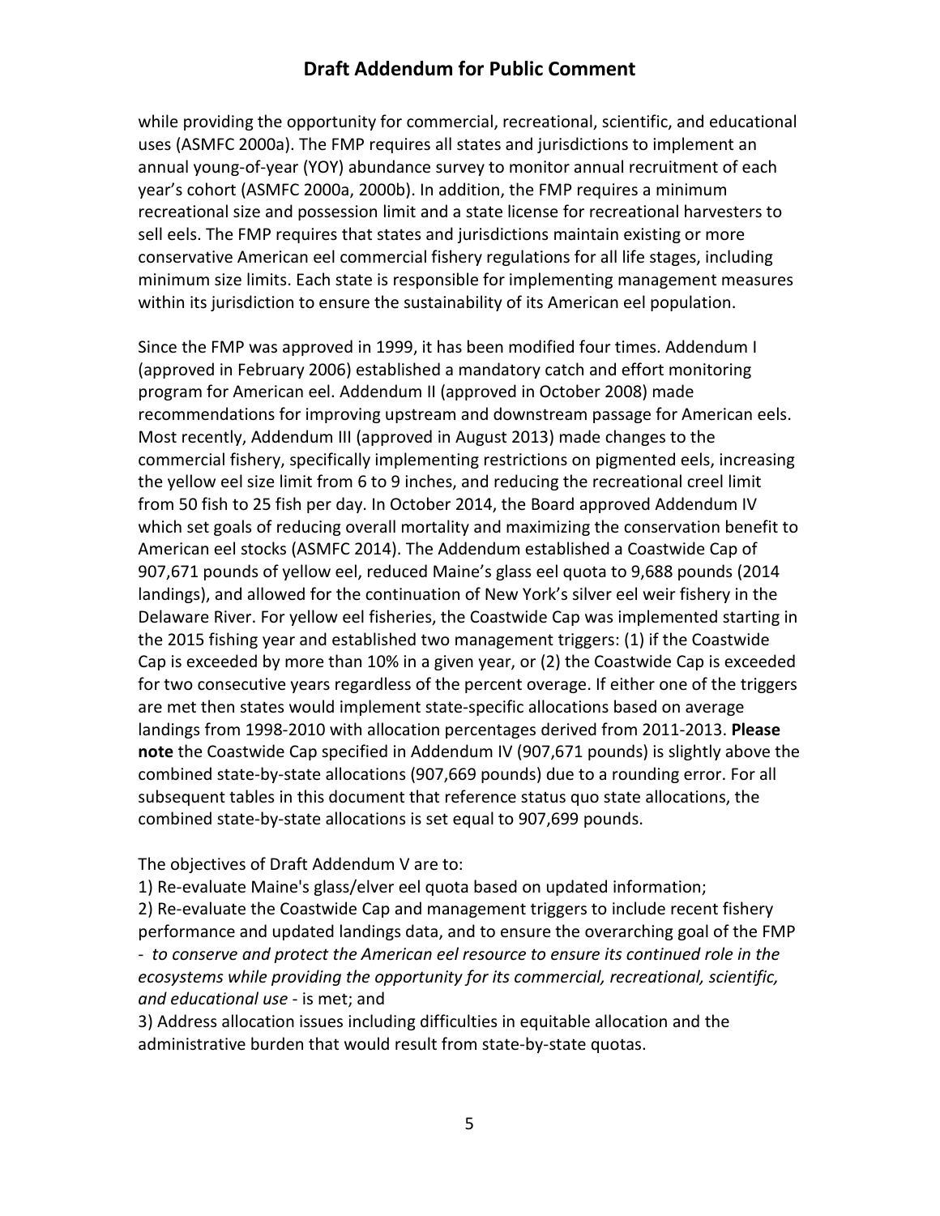while providing the opportunity for commercial, recreational, scientific, and educational uses (ASMFC 2000a). The FMP requires all states and jurisdictions to implement an annual young-of-year (YOY) abundance survey to monitor annual recruitment of each year's cohort (ASMFC 2000a, 2000b). In addition, the FMP requires a minimum recreational size and possession limit and a state license for recreational harvesters to sell eels. The FMP requires that states and jurisdictions maintain existing or more conservative American eel commercial fishery regulations for all life stages, including minimum size limits. Each state is responsible for implementing management measures within its jurisdiction to ensure the sustainability of its American eel population.

Since the FMP was approved in 1999, it has been modified four times. Addendum I (approved in February 2006) established a mandatory catch and effort monitoring program for American eel. Addendum II (approved in October 2008) made recommendations for improving upstream and downstream passage for American eels. Most recently, Addendum III (approved in August 2013) made changes to the commercial fishery, specifically implementing restrictions on pigmented eels, increasing the yellow eel size limit from 6 to 9 inches, and reducing the recreational creel limit from 50 fish to 25 fish per day. In October 2014, the Board approved Addendum IV which set goals of reducing overall mortality and maximizing the conservation benefit to American eel stocks (ASMFC 2014). The Addendum established a Coastwide Cap of 907,671 pounds of yellow eel, reduced Maine's glass eel quota to 9,688 pounds (2014 landings), and allowed for the continuation of New York's silver eel weir fishery in the Delaware River. For yellow eel fisheries, the Coastwide Cap was implemented starting in the 2015 fishing year and established two management triggers: (1) if the Coastwide Cap is exceeded by more than 10% in a given year, or (2) the Coastwide Cap is exceeded for two consecutive years regardless of the percent overage. If either one of the triggers are met then states would implement state-specific allocations based on average landings from 1998-2010 with allocation percentages derived from 2011-2013. **Please note** the Coastwide Cap specified in Addendum IV (907,671 pounds) is slightly above the combined state-by-state allocations (907,669 pounds) due to a rounding error. For all subsequent tables in this document that reference status quo state allocations, the combined state-by-state allocations is set equal to 907,699 pounds.

The objectives of Draft Addendum V are to:

1) Re-evaluate Maine's glass/elver eel quota based on updated information;
2) Re-evaluate the Coastwide Cap and management triggers to include recent fishery performance and updated landings data, and to ensure the overarching goal of the FMP - *to conserve and protect the American eel resource to ensure its continued role in the ecosystems while providing the opportunity for its commercial, recreational, scientific, and educational use* - is met; and
3) Address allocation issues including difficulties in equitable allocation and the administrative burden that would result from state-by-state quotas.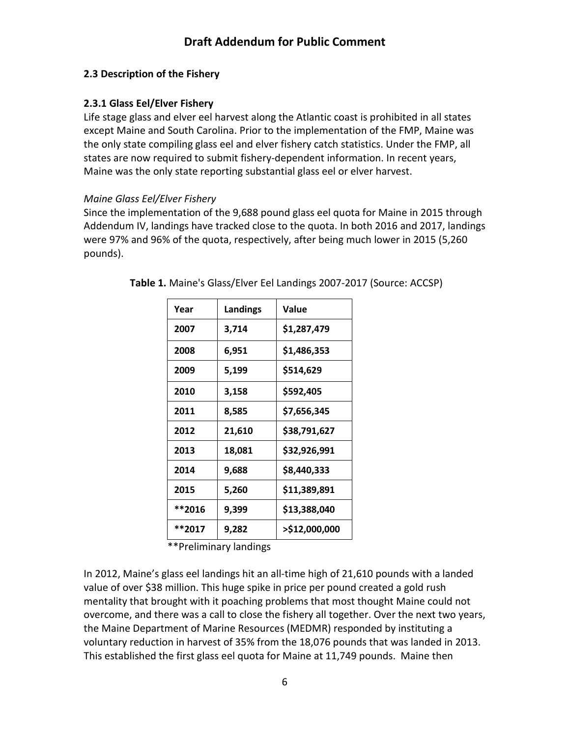## 2.3 Description of the Fishery

### 2.3.1 Glass Eel/Elver Fishery

Life stage glass and elver eel harvest along the Atlantic coast is prohibited in all states except Maine and South Carolina. Prior to the implementation of the FMP, Maine was the only state compiling glass eel and elver fishery catch statistics. Under the FMP, all states are now required to submit fishery-dependent information. In recent years, Maine was the only state reporting substantial glass eel or elver harvest.

*Maine Glass Eel/Elver Fishery*

Since the implementation of the 9,688 pound glass eel quota for Maine in 2015 through Addendum IV, landings have tracked close to the quota. In both 2016 and 2017, landings were 97% and 96% of the quota, respectively, after being much lower in 2015 (5,260 pounds).

**Table 1.** Maine's Glass/Elver Eel Landings 2007-2017 (Source: ACCSP)

| Year | Landings | Value |
|---|---|---|
| 2007 | 3,714 | $1,287,479 |
| 2008 | 6,951 | $1,486,353 |
| 2009 | 5,199 | $514,629 |
| 2010 | 3,158 | $592,405 |
| 2011 | 8,585 | $7,656,345 |
| 2012 | 21,610 | $38,791,627 |
| 2013 | 18,081 | $32,926,991 |
| 2014 | 9,688 | $8,440,333 |
| 2015 | 5,260 | $11,389,891 |
| **2016 | 9,399 | $13,388,040 |
| **2017 | 9,282 | >$12,000,000 |

**Preliminary landings

In 2012, Maine's glass eel landings hit an all-time high of 21,610 pounds with a landed value of over $38 million. This huge spike in price per pound created a gold rush mentality that brought with it poaching problems that most thought Maine could not overcome, and there was a call to close the fishery all together. Over the next two years, the Maine Department of Marine Resources (MEDMR) responded by instituting a voluntary reduction in harvest of 35% from the 18,076 pounds that was landed in 2013. This established the first glass eel quota for Maine at 11,749 pounds. Maine then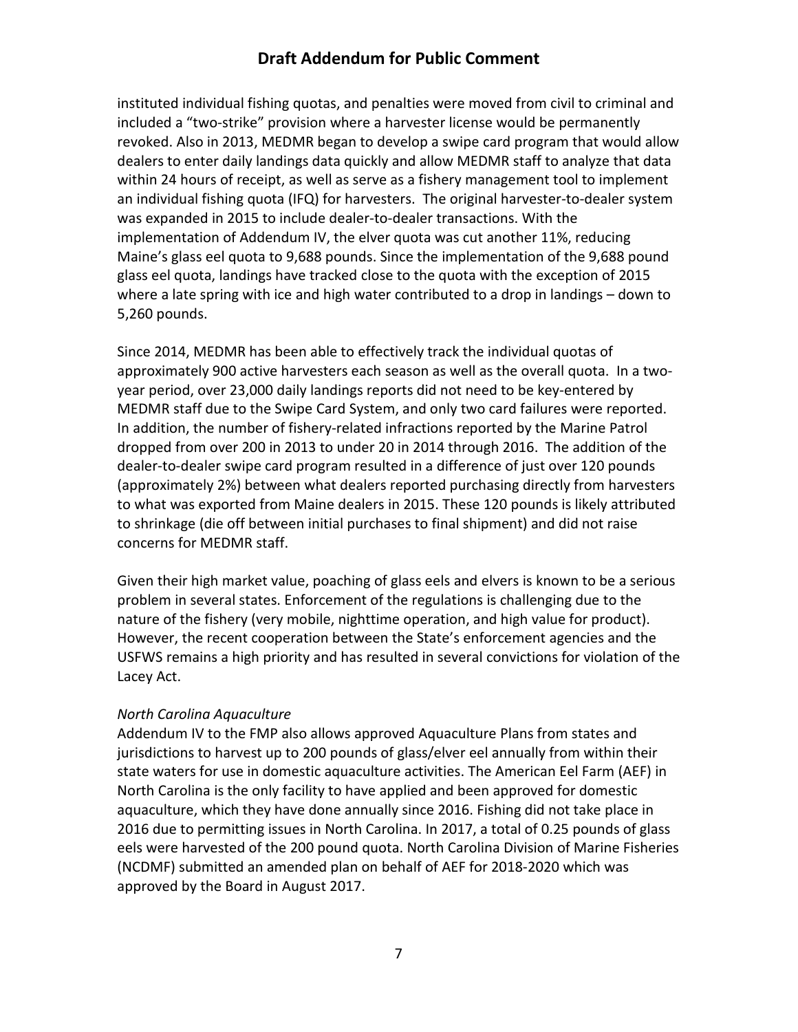instituted individual fishing quotas, and penalties were moved from civil to criminal and included a "two-strike" provision where a harvester license would be permanently revoked. Also in 2013, MEDMR began to develop a swipe card program that would allow dealers to enter daily landings data quickly and allow MEDMR staff to analyze that data within 24 hours of receipt, as well as serve as a fishery management tool to implement an individual fishing quota (IFQ) for harvesters. The original harvester-to-dealer system was expanded in 2015 to include dealer-to-dealer transactions. With the implementation of Addendum IV, the elver quota was cut another 11%, reducing Maine's glass eel quota to 9,688 pounds. Since the implementation of the 9,688 pound glass eel quota, landings have tracked close to the quota with the exception of 2015 where a late spring with ice and high water contributed to a drop in landings – down to 5,260 pounds.

Since 2014, MEDMR has been able to effectively track the individual quotas of approximately 900 active harvesters each season as well as the overall quota. In a two-year period, over 23,000 daily landings reports did not need to be key-entered by MEDMR staff due to the Swipe Card System, and only two card failures were reported. In addition, the number of fishery-related infractions reported by the Marine Patrol dropped from over 200 in 2013 to under 20 in 2014 through 2016. The addition of the dealer-to-dealer swipe card program resulted in a difference of just over 120 pounds (approximately 2%) between what dealers reported purchasing directly from harvesters to what was exported from Maine dealers in 2015. These 120 pounds is likely attributed to shrinkage (die off between initial purchases to final shipment) and did not raise concerns for MEDMR staff.

Given their high market value, poaching of glass eels and elvers is known to be a serious problem in several states. Enforcement of the regulations is challenging due to the nature of the fishery (very mobile, nighttime operation, and high value for product). However, the recent cooperation between the State's enforcement agencies and the USFWS remains a high priority and has resulted in several convictions for violation of the Lacey Act.

*North Carolina Aquaculture*

Addendum IV to the FMP also allows approved Aquaculture Plans from states and jurisdictions to harvest up to 200 pounds of glass/elver eel annually from within their state waters for use in domestic aquaculture activities. The American Eel Farm (AEF) in North Carolina is the only facility to have applied and been approved for domestic aquaculture, which they have done annually since 2016. Fishing did not take place in 2016 due to permitting issues in North Carolina. In 2017, a total of 0.25 pounds of glass eels were harvested of the 200 pound quota. North Carolina Division of Marine Fisheries (NCDMF) submitted an amended plan on behalf of AEF for 2018-2020 which was approved by the Board in August 2017.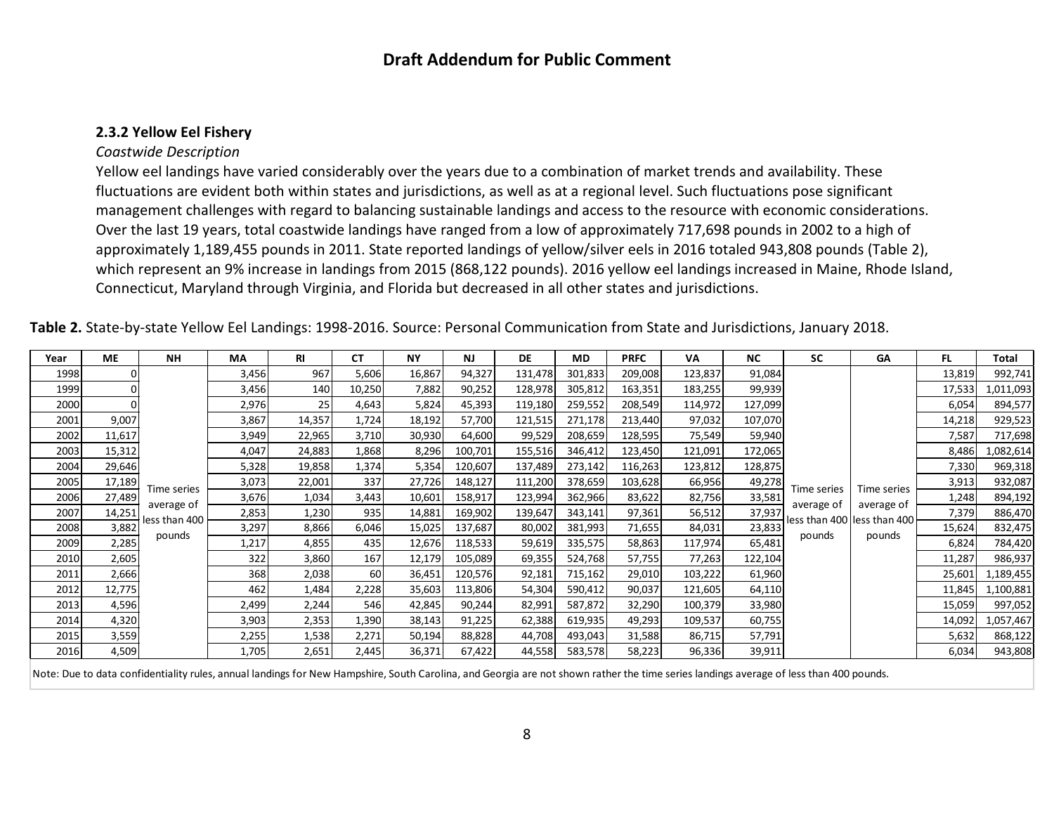## Draft Addendum for Public Comment

### 2.3.2 Yellow Eel Fishery

*Coastwide Description*

Yellow eel landings have varied considerably over the years due to a combination of market trends and availability. These fluctuations are evident both within states and jurisdictions, as well as at a regional level. Such fluctuations pose significant management challenges with regard to balancing sustainable landings and access to the resource with economic considerations. Over the last 19 years, total coastwide landings have ranged from a low of approximately 717,698 pounds in 2002 to a high of approximately 1,189,455 pounds in 2011. State reported landings of yellow/silver eels in 2016 totaled 943,808 pounds (Table 2), which represent an 9% increase in landings from 2015 (868,122 pounds). 2016 yellow eel landings increased in Maine, Rhode Island, Connecticut, Maryland through Virginia, and Florida but decreased in all other states and jurisdictions.

**Table 2.** State-by-state Yellow Eel Landings: 1998-2016. Source: Personal Communication from State and Jurisdictions, January 2018.

| Year | ME | NH | MA | RI | CT | NY | NJ | DE | MD | PRFC | VA | NC | SC | GA | FL | Total |
|---|---|---|---|---|---|---|---|---|---|---|---|---|---|---|---|---|
| 1998 | 0 | Time series average of less than 400 pounds | 3,456 | 967 | 5,606 | 16,867 | 94,327 | 131,478 | 301,833 | 209,008 | 123,837 | 91,084 | Time series average of less than 400 pounds | Time series average of less than 400 pounds | 13,819 | 992,741 |
| 1999 | 0 | | 3,456 | 140 | 10,250 | 7,882 | 90,252 | 128,978 | 305,812 | 163,351 | 183,255 | 99,939 | | | 17,533 | 1,011,093 |
| 2000 | 0 | | 2,976 | 25 | 4,643 | 5,824 | 45,393 | 119,180 | 259,552 | 208,549 | 114,972 | 127,099 | | | 6,054 | 894,577 |
| 2001 | 9,007 | | 3,867 | 14,357 | 1,724 | 18,192 | 57,700 | 121,515 | 271,178 | 213,440 | 97,032 | 107,070 | | | 14,218 | 929,523 |
| 2002 | 11,617 | | 3,949 | 22,965 | 3,710 | 30,930 | 64,600 | 99,529 | 208,659 | 128,595 | 75,549 | 59,940 | | | 7,587 | 717,698 |
| 2003 | 15,312 | | 4,047 | 24,883 | 1,868 | 8,296 | 100,701 | 155,516 | 346,412 | 123,450 | 121,091 | 172,065 | | | 8,486 | 1,082,614 |
| 2004 | 29,646 | | 5,328 | 19,858 | 1,374 | 5,354 | 120,607 | 137,489 | 273,142 | 116,263 | 123,812 | 128,875 | | | 7,330 | 969,318 |
| 2005 | 17,189 | | 3,073 | 22,001 | 337 | 27,726 | 148,127 | 111,200 | 378,659 | 103,628 | 66,956 | 49,278 | | | 3,913 | 932,087 |
| 2006 | 27,489 | | 3,676 | 1,034 | 3,443 | 10,601 | 158,917 | 123,994 | 362,966 | 83,622 | 82,756 | 33,581 | | | 1,248 | 894,192 |
| 2007 | 14,251 | | 2,853 | 1,230 | 935 | 14,881 | 169,902 | 139,647 | 343,141 | 97,361 | 56,512 | 37,937 | | | 7,379 | 886,470 |
| 2008 | 3,882 | | 3,297 | 8,866 | 6,046 | 15,025 | 137,687 | 80,002 | 381,993 | 71,655 | 84,031 | 23,833 | | | 15,624 | 832,475 |
| 2009 | 2,285 | | 1,217 | 4,855 | 435 | 12,676 | 118,533 | 59,619 | 335,575 | 58,863 | 117,974 | 65,481 | | | 6,824 | 784,420 |
| 2010 | 2,605 | | 322 | 3,860 | 167 | 12,179 | 105,089 | 69,355 | 524,768 | 57,755 | 77,263 | 122,104 | | | 11,287 | 986,937 |
| 2011 | 2,666 | | 368 | 2,038 | 60 | 36,451 | 120,576 | 92,181 | 715,162 | 29,010 | 103,222 | 61,960 | | | 25,601 | 1,189,455 |
| 2012 | 12,775 | | 462 | 1,484 | 2,228 | 35,603 | 113,806 | 54,304 | 590,412 | 90,037 | 121,605 | 64,110 | | | 11,845 | 1,100,881 |
| 2013 | 4,596 | | 2,499 | 2,244 | 546 | 42,845 | 90,244 | 82,991 | 587,872 | 32,290 | 100,379 | 33,980 | | | 15,059 | 997,052 |
| 2014 | 4,320 | | 3,903 | 2,353 | 1,390 | 38,143 | 91,225 | 62,388 | 619,935 | 49,293 | 109,537 | 60,755 | | | 14,092 | 1,057,467 |
| 2015 | 3,559 | | 2,255 | 1,538 | 2,271 | 50,194 | 88,828 | 44,708 | 493,043 | 31,588 | 86,715 | 57,791 | | | 5,632 | 868,122 |
| 2016 | 4,509 | | 1,705 | 2,651 | 2,445 | 36,371 | 67,422 | 44,558 | 583,578 | 58,223 | 96,336 | 39,911 | | | 6,034 | 943,808 |

Note: Due to data confidentiality rules, annual landings for New Hampshire, South Carolina, and Georgia are not shown rather the time series landings average of less than 400 pounds.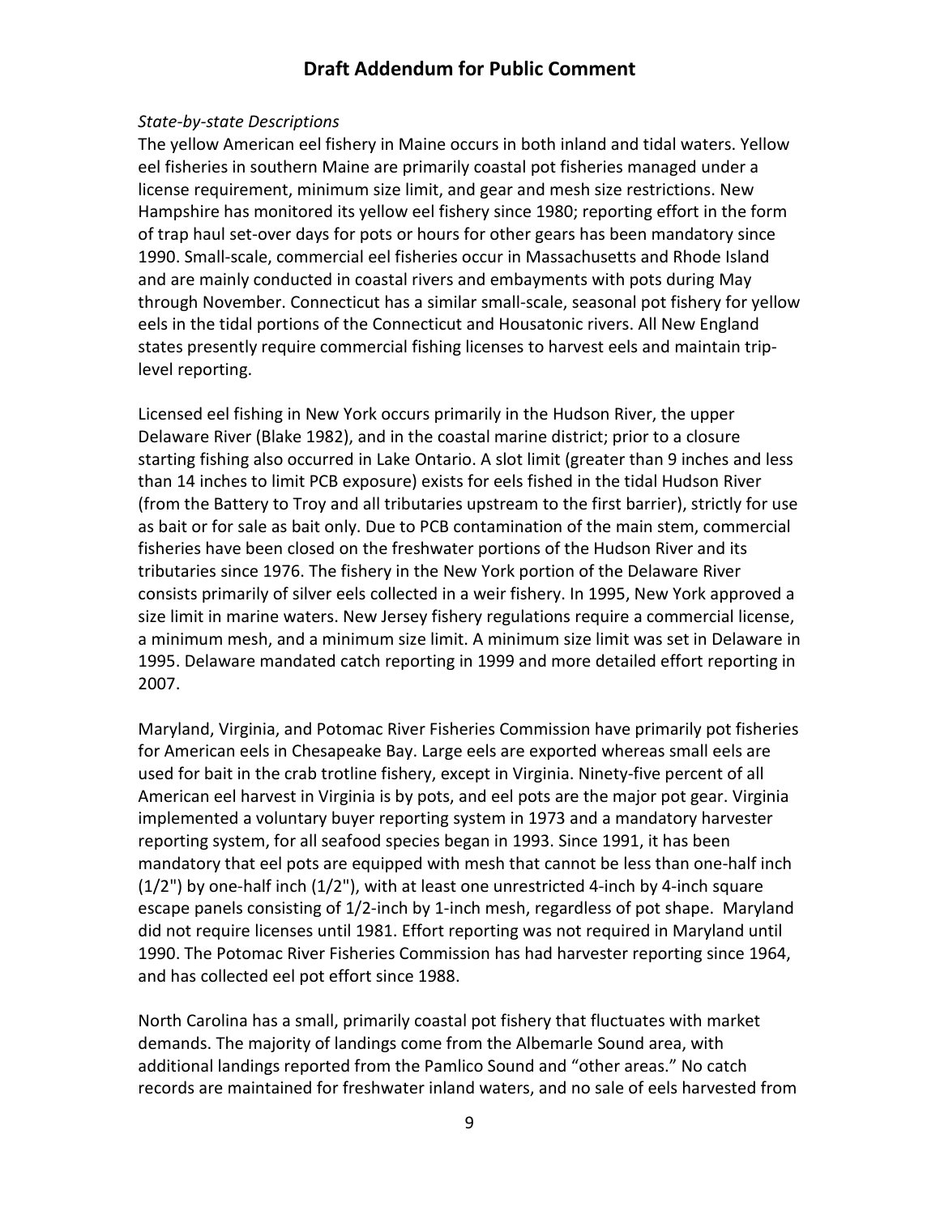*State-by-state Descriptions*

The yellow American eel fishery in Maine occurs in both inland and tidal waters. Yellow eel fisheries in southern Maine are primarily coastal pot fisheries managed under a license requirement, minimum size limit, and gear and mesh size restrictions. New Hampshire has monitored its yellow eel fishery since 1980; reporting effort in the form of trap haul set-over days for pots or hours for other gears has been mandatory since 1990. Small-scale, commercial eel fisheries occur in Massachusetts and Rhode Island and are mainly conducted in coastal rivers and embayments with pots during May through November. Connecticut has a similar small-scale, seasonal pot fishery for yellow eels in the tidal portions of the Connecticut and Housatonic rivers. All New England states presently require commercial fishing licenses to harvest eels and maintain trip-level reporting.

Licensed eel fishing in New York occurs primarily in the Hudson River, the upper Delaware River (Blake 1982), and in the coastal marine district; prior to a closure starting fishing also occurred in Lake Ontario. A slot limit (greater than 9 inches and less than 14 inches to limit PCB exposure) exists for eels fished in the tidal Hudson River (from the Battery to Troy and all tributaries upstream to the first barrier), strictly for use as bait or for sale as bait only. Due to PCB contamination of the main stem, commercial fisheries have been closed on the freshwater portions of the Hudson River and its tributaries since 1976. The fishery in the New York portion of the Delaware River consists primarily of silver eels collected in a weir fishery. In 1995, New York approved a size limit in marine waters. New Jersey fishery regulations require a commercial license, a minimum mesh, and a minimum size limit. A minimum size limit was set in Delaware in 1995. Delaware mandated catch reporting in 1999 and more detailed effort reporting in 2007.

Maryland, Virginia, and Potomac River Fisheries Commission have primarily pot fisheries for American eels in Chesapeake Bay. Large eels are exported whereas small eels are used for bait in the crab trotline fishery, except in Virginia. Ninety-five percent of all American eel harvest in Virginia is by pots, and eel pots are the major pot gear. Virginia implemented a voluntary buyer reporting system in 1973 and a mandatory harvester reporting system, for all seafood species began in 1993. Since 1991, it has been mandatory that eel pots are equipped with mesh that cannot be less than one-half inch (1/2") by one-half inch (1/2"), with at least one unrestricted 4-inch by 4-inch square escape panels consisting of 1/2-inch by 1-inch mesh, regardless of pot shape. Maryland did not require licenses until 1981. Effort reporting was not required in Maryland until 1990. The Potomac River Fisheries Commission has had harvester reporting since 1964, and has collected eel pot effort since 1988.

North Carolina has a small, primarily coastal pot fishery that fluctuates with market demands. The majority of landings come from the Albemarle Sound area, with additional landings reported from the Pamlico Sound and "other areas." No catch records are maintained for freshwater inland waters, and no sale of eels harvested from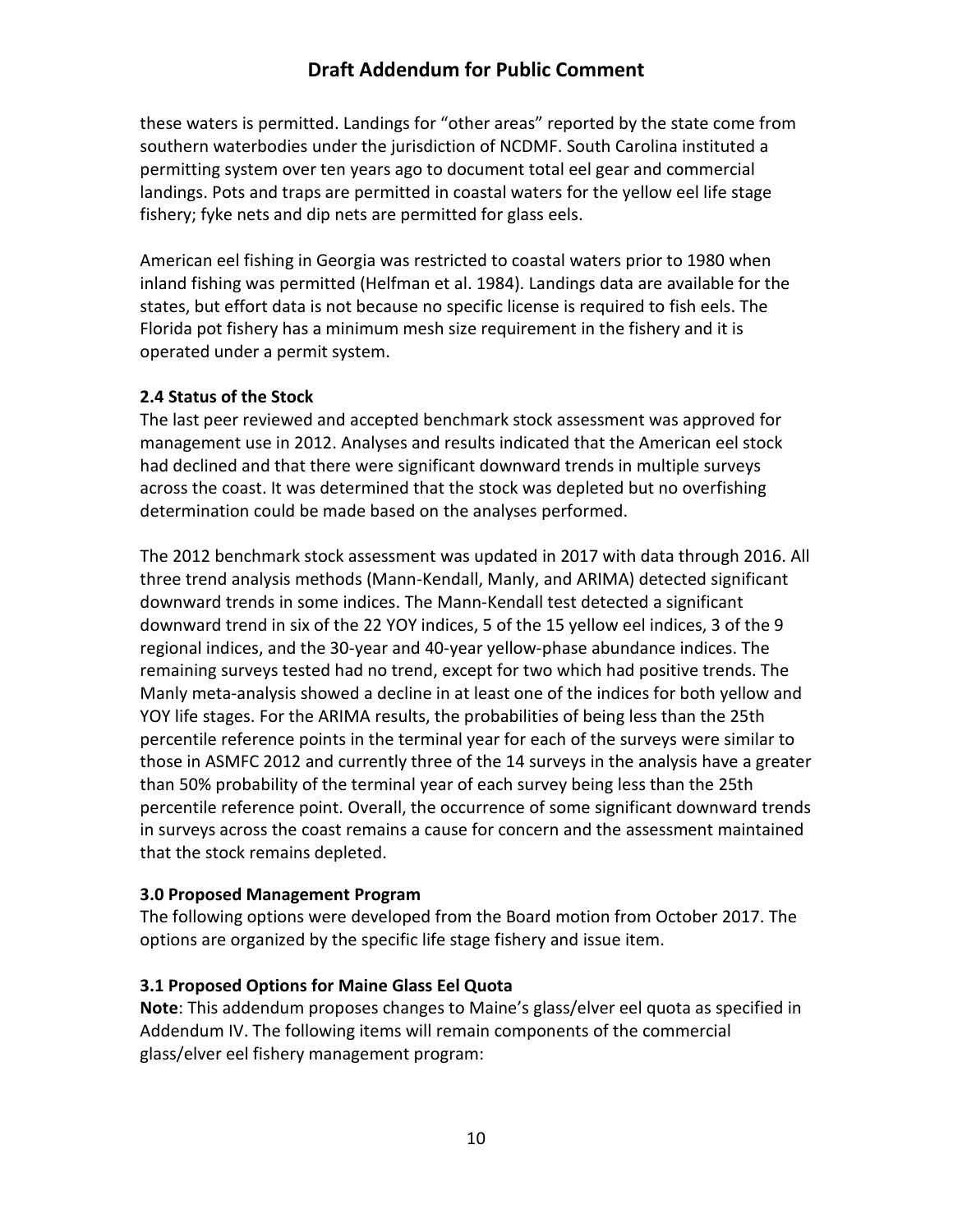these waters is permitted. Landings for "other areas" reported by the state come from southern waterbodies under the jurisdiction of NCDMF. South Carolina instituted a permitting system over ten years ago to document total eel gear and commercial landings. Pots and traps are permitted in coastal waters for the yellow eel life stage fishery; fyke nets and dip nets are permitted for glass eels.

American eel fishing in Georgia was restricted to coastal waters prior to 1980 when inland fishing was permitted (Helfman et al. 1984). Landings data are available for the states, but effort data is not because no specific license is required to fish eels. The Florida pot fishery has a minimum mesh size requirement in the fishery and it is operated under a permit system.

### 2.4 Status of the Stock

The last peer reviewed and accepted benchmark stock assessment was approved for management use in 2012. Analyses and results indicated that the American eel stock had declined and that there were significant downward trends in multiple surveys across the coast. It was determined that the stock was depleted but no overfishing determination could be made based on the analyses performed.

The 2012 benchmark stock assessment was updated in 2017 with data through 2016. All three trend analysis methods (Mann-Kendall, Manly, and ARIMA) detected significant downward trends in some indices. The Mann-Kendall test detected a significant downward trend in six of the 22 YOY indices, 5 of the 15 yellow eel indices, 3 of the 9 regional indices, and the 30-year and 40-year yellow-phase abundance indices. The remaining surveys tested had no trend, except for two which had positive trends. The Manly meta-analysis showed a decline in at least one of the indices for both yellow and YOY life stages. For the ARIMA results, the probabilities of being less than the 25th percentile reference points in the terminal year for each of the surveys were similar to those in ASMFC 2012 and currently three of the 14 surveys in the analysis have a greater than 50% probability of the terminal year of each survey being less than the 25th percentile reference point. Overall, the occurrence of some significant downward trends in surveys across the coast remains a cause for concern and the assessment maintained that the stock remains depleted.

## 3.0 Proposed Management Program

The following options were developed from the Board motion from October 2017. The options are organized by the specific life stage fishery and issue item.

### 3.1 Proposed Options for Maine Glass Eel Quota

**Note**: This addendum proposes changes to Maine's glass/elver eel quota as specified in Addendum IV. The following items will remain components of the commercial glass/elver eel fishery management program: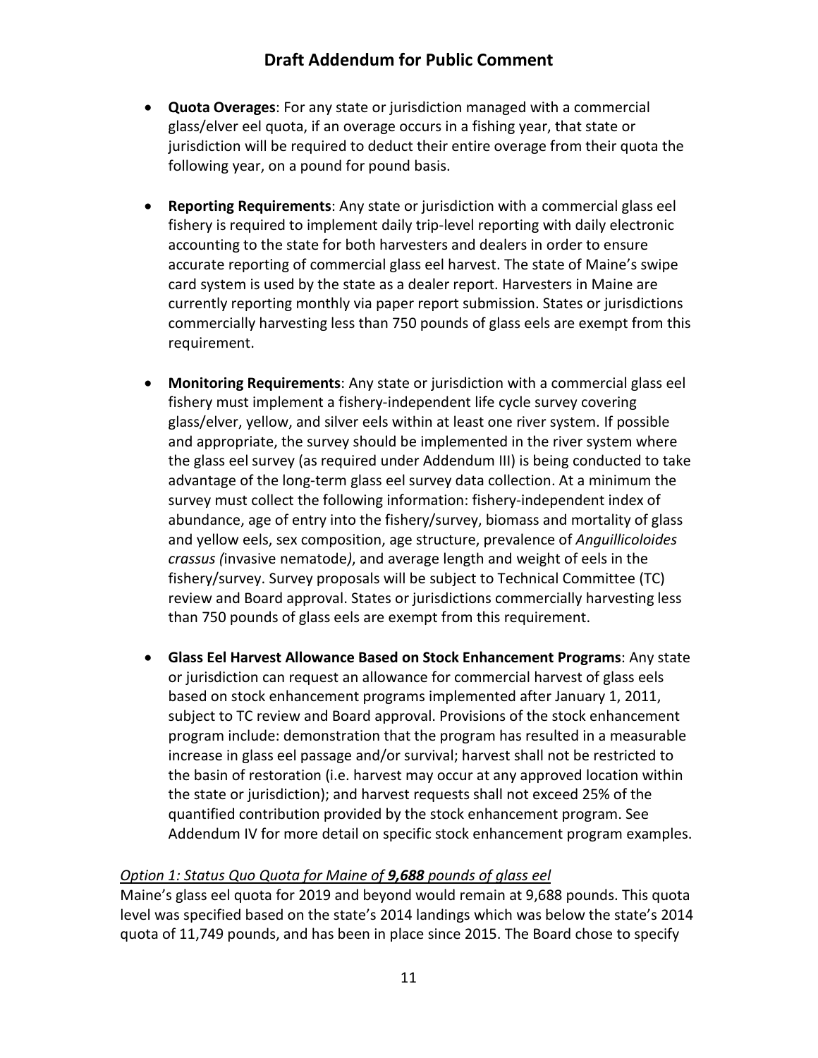- **Quota Overages**: For any state or jurisdiction managed with a commercial glass/elver eel quota, if an overage occurs in a fishing year, that state or jurisdiction will be required to deduct their entire overage from their quota the following year, on a pound for pound basis.

- **Reporting Requirements**: Any state or jurisdiction with a commercial glass eel fishery is required to implement daily trip-level reporting with daily electronic accounting to the state for both harvesters and dealers in order to ensure accurate reporting of commercial glass eel harvest. The state of Maine's swipe card system is used by the state as a dealer report. Harvesters in Maine are currently reporting monthly via paper report submission. States or jurisdictions commercially harvesting less than 750 pounds of glass eels are exempt from this requirement.

- **Monitoring Requirements**: Any state or jurisdiction with a commercial glass eel fishery must implement a fishery-independent life cycle survey covering glass/elver, yellow, and silver eels within at least one river system. If possible and appropriate, the survey should be implemented in the river system where the glass eel survey (as required under Addendum III) is being conducted to take advantage of the long-term glass eel survey data collection. At a minimum the survey must collect the following information: fishery-independent index of abundance, age of entry into the fishery/survey, biomass and mortality of glass and yellow eels, sex composition, age structure, prevalence of *Anguillicoloides crassus (*invasive nematode*)*, and average length and weight of eels in the fishery/survey. Survey proposals will be subject to Technical Committee (TC) review and Board approval. States or jurisdictions commercially harvesting less than 750 pounds of glass eels are exempt from this requirement.

- **Glass Eel Harvest Allowance Based on Stock Enhancement Programs**: Any state or jurisdiction can request an allowance for commercial harvest of glass eels based on stock enhancement programs implemented after January 1, 2011, subject to TC review and Board approval. Provisions of the stock enhancement program include: demonstration that the program has resulted in a measurable increase in glass eel passage and/or survival; harvest shall not be restricted to the basin of restoration (i.e. harvest may occur at any approved location within the state or jurisdiction); and harvest requests shall not exceed 25% of the quantified contribution provided by the stock enhancement program. See Addendum IV for more detail on specific stock enhancement program examples.

*Option 1: Status Quo Quota for Maine of **9,688** pounds of glass eel*

Maine's glass eel quota for 2019 and beyond would remain at 9,688 pounds. This quota level was specified based on the state's 2014 landings which was below the state's 2014 quota of 11,749 pounds, and has been in place since 2015. The Board chose to specify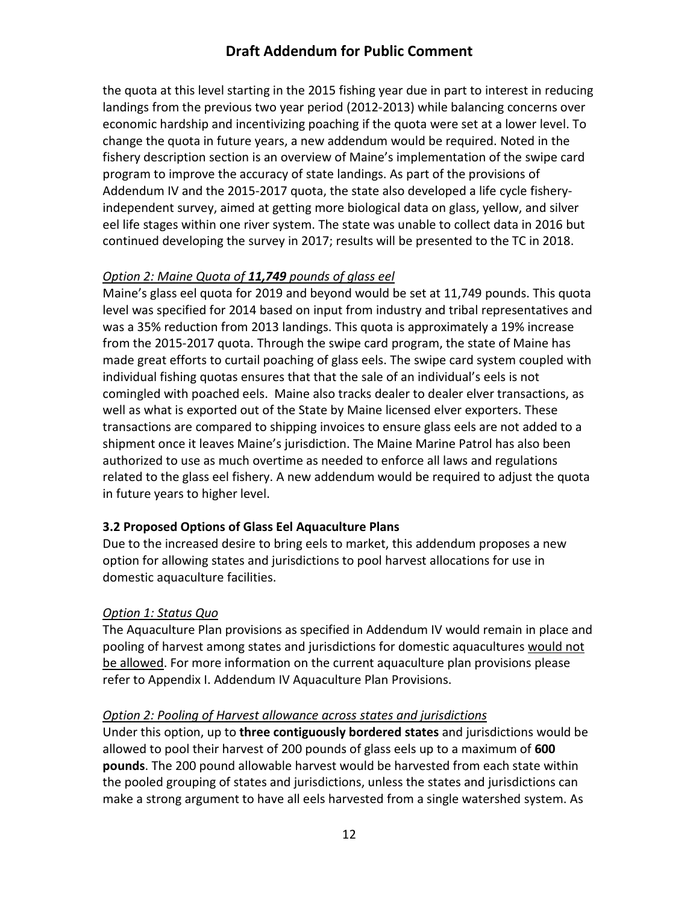the quota at this level starting in the 2015 fishing year due in part to interest in reducing landings from the previous two year period (2012-2013) while balancing concerns over economic hardship and incentivizing poaching if the quota were set at a lower level. To change the quota in future years, a new addendum would be required. Noted in the fishery description section is an overview of Maine's implementation of the swipe card program to improve the accuracy of state landings. As part of the provisions of Addendum IV and the 2015-2017 quota, the state also developed a life cycle fishery-independent survey, aimed at getting more biological data on glass, yellow, and silver eel life stages within one river system. The state was unable to collect data in 2016 but continued developing the survey in 2017; results will be presented to the TC in 2018.

*Option 2: Maine Quota of **11,749** pounds of glass eel*

Maine's glass eel quota for 2019 and beyond would be set at 11,749 pounds. This quota level was specified for 2014 based on input from industry and tribal representatives and was a 35% reduction from 2013 landings. This quota is approximately a 19% increase from the 2015-2017 quota. Through the swipe card program, the state of Maine has made great efforts to curtail poaching of glass eels. The swipe card system coupled with individual fishing quotas ensures that that the sale of an individual's eels is not comingled with poached eels. Maine also tracks dealer to dealer elver transactions, as well as what is exported out of the State by Maine licensed elver exporters. These transactions are compared to shipping invoices to ensure glass eels are not added to a shipment once it leaves Maine's jurisdiction. The Maine Marine Patrol has also been authorized to use as much overtime as needed to enforce all laws and regulations related to the glass eel fishery. A new addendum would be required to adjust the quota in future years to higher level.

**3.2 Proposed Options of Glass Eel Aquaculture Plans**

Due to the increased desire to bring eels to market, this addendum proposes a new option for allowing states and jurisdictions to pool harvest allocations for use in domestic aquaculture facilities.

*Option 1: Status Quo*

The Aquaculture Plan provisions as specified in Addendum IV would remain in place and pooling of harvest among states and jurisdictions for domestic aquacultures would not be allowed. For more information on the current aquaculture plan provisions please refer to Appendix I. Addendum IV Aquaculture Plan Provisions.

*Option 2: Pooling of Harvest allowance across states and jurisdictions*

Under this option, up to **three contiguously bordered states** and jurisdictions would be allowed to pool their harvest of 200 pounds of glass eels up to a maximum of **600 pounds**. The 200 pound allowable harvest would be harvested from each state within the pooled grouping of states and jurisdictions, unless the states and jurisdictions can make a strong argument to have all eels harvested from a single watershed system. As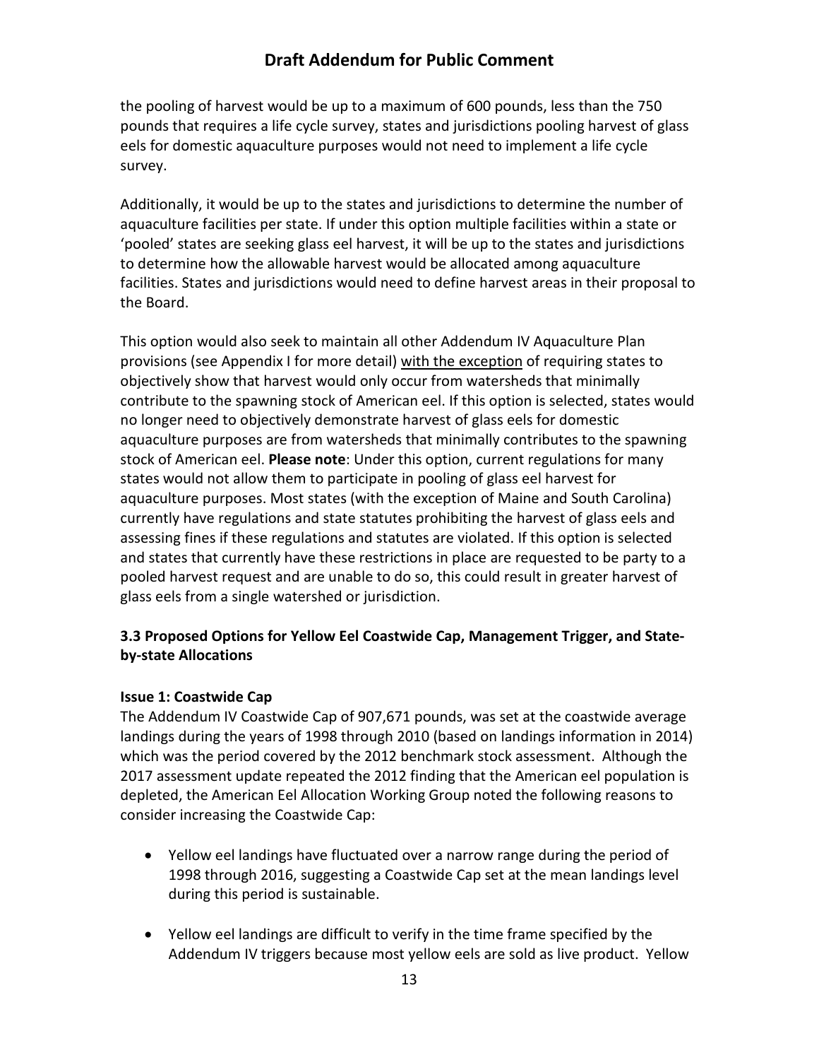the pooling of harvest would be up to a maximum of 600 pounds, less than the 750 pounds that requires a life cycle survey, states and jurisdictions pooling harvest of glass eels for domestic aquaculture purposes would not need to implement a life cycle survey.

Additionally, it would be up to the states and jurisdictions to determine the number of aquaculture facilities per state. If under this option multiple facilities within a state or 'pooled' states are seeking glass eel harvest, it will be up to the states and jurisdictions to determine how the allowable harvest would be allocated among aquaculture facilities. States and jurisdictions would need to define harvest areas in their proposal to the Board.

This option would also seek to maintain all other Addendum IV Aquaculture Plan provisions (see Appendix I for more detail) <u>with the exception</u> of requiring states to objectively show that harvest would only occur from watersheds that minimally contribute to the spawning stock of American eel. If this option is selected, states would no longer need to objectively demonstrate harvest of glass eels for domestic aquaculture purposes are from watersheds that minimally contributes to the spawning stock of American eel. **Please note**: Under this option, current regulations for many states would not allow them to participate in pooling of glass eel harvest for aquaculture purposes. Most states (with the exception of Maine and South Carolina) currently have regulations and state statutes prohibiting the harvest of glass eels and assessing fines if these regulations and statutes are violated. If this option is selected and states that currently have these restrictions in place are requested to be party to a pooled harvest request and are unable to do so, this could result in greater harvest of glass eels from a single watershed or jurisdiction.

### 3.3 Proposed Options for Yellow Eel Coastwide Cap, Management Trigger, and State-by-state Allocations

#### Issue 1: Coastwide Cap

The Addendum IV Coastwide Cap of 907,671 pounds, was set at the coastwide average landings during the years of 1998 through 2010 (based on landings information in 2014) which was the period covered by the 2012 benchmark stock assessment. Although the 2017 assessment update repeated the 2012 finding that the American eel population is depleted, the American Eel Allocation Working Group noted the following reasons to consider increasing the Coastwide Cap:

- Yellow eel landings have fluctuated over a narrow range during the period of 1998 through 2016, suggesting a Coastwide Cap set at the mean landings level during this period is sustainable.

- Yellow eel landings are difficult to verify in the time frame specified by the Addendum IV triggers because most yellow eels are sold as live product. Yellow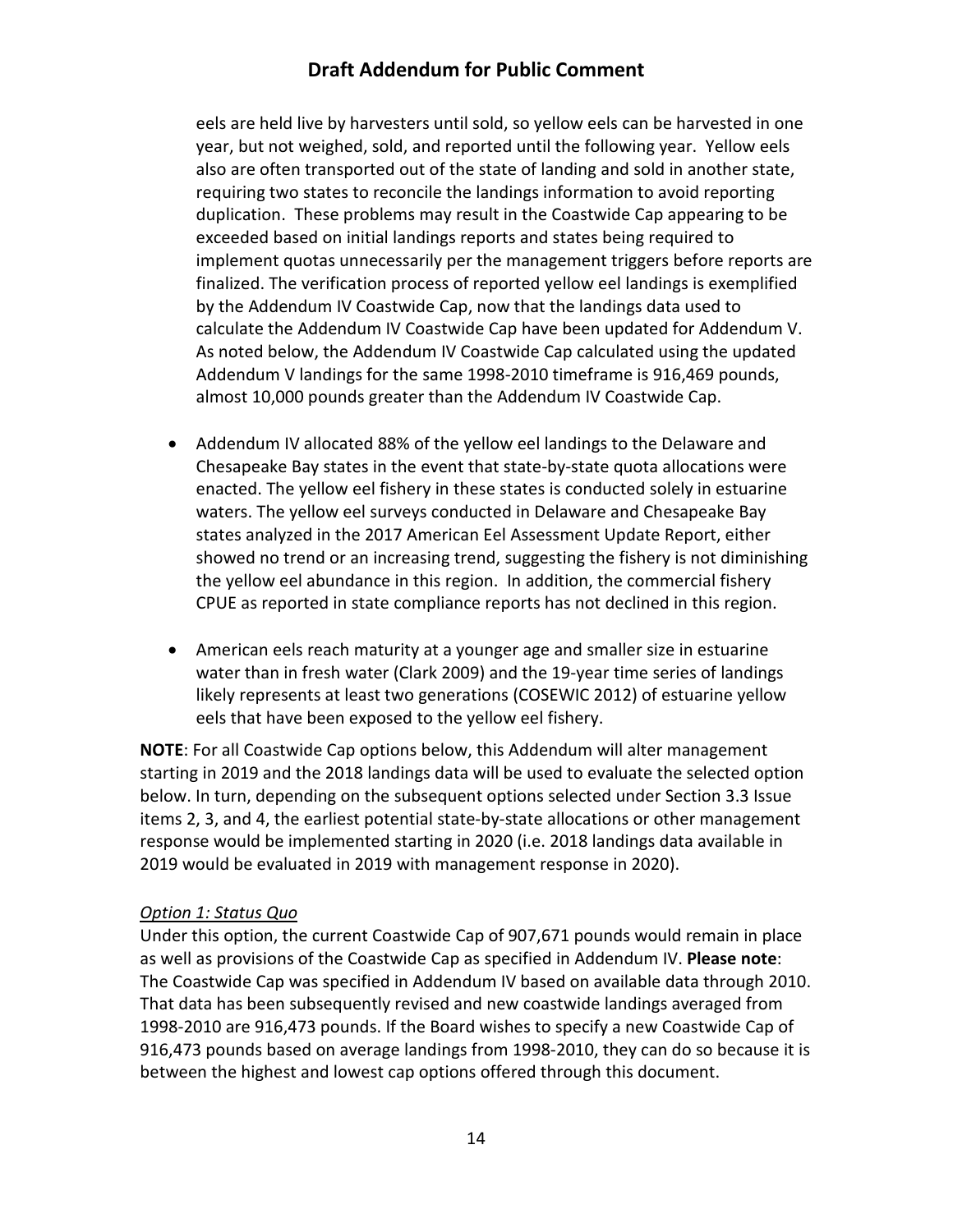eels are held live by harvesters until sold, so yellow eels can be harvested in one year, but not weighed, sold, and reported until the following year. Yellow eels also are often transported out of the state of landing and sold in another state, requiring two states to reconcile the landings information to avoid reporting duplication. These problems may result in the Coastwide Cap appearing to be exceeded based on initial landings reports and states being required to implement quotas unnecessarily per the management triggers before reports are finalized. The verification process of reported yellow eel landings is exemplified by the Addendum IV Coastwide Cap, now that the landings data used to calculate the Addendum IV Coastwide Cap have been updated for Addendum V. As noted below, the Addendum IV Coastwide Cap calculated using the updated Addendum V landings for the same 1998-2010 timeframe is 916,469 pounds, almost 10,000 pounds greater than the Addendum IV Coastwide Cap.

- Addendum IV allocated 88% of the yellow eel landings to the Delaware and Chesapeake Bay states in the event that state-by-state quota allocations were enacted. The yellow eel fishery in these states is conducted solely in estuarine waters. The yellow eel surveys conducted in Delaware and Chesapeake Bay states analyzed in the 2017 American Eel Assessment Update Report, either showed no trend or an increasing trend, suggesting the fishery is not diminishing the yellow eel abundance in this region. In addition, the commercial fishery CPUE as reported in state compliance reports has not declined in this region.
- American eels reach maturity at a younger age and smaller size in estuarine water than in fresh water (Clark 2009) and the 19-year time series of landings likely represents at least two generations (COSEWIC 2012) of estuarine yellow eels that have been exposed to the yellow eel fishery.

**NOTE**: For all Coastwide Cap options below, this Addendum will alter management starting in 2019 and the 2018 landings data will be used to evaluate the selected option below. In turn, depending on the subsequent options selected under Section 3.3 Issue items 2, 3, and 4, the earliest potential state-by-state allocations or other management response would be implemented starting in 2020 (i.e. 2018 landings data available in 2019 would be evaluated in 2019 with management response in 2020).

*Option 1: Status Quo*

Under this option, the current Coastwide Cap of 907,671 pounds would remain in place as well as provisions of the Coastwide Cap as specified in Addendum IV. **Please note**: The Coastwide Cap was specified in Addendum IV based on available data through 2010. That data has been subsequently revised and new coastwide landings averaged from 1998-2010 are 916,473 pounds. If the Board wishes to specify a new Coastwide Cap of 916,473 pounds based on average landings from 1998-2010, they can do so because it is between the highest and lowest cap options offered through this document.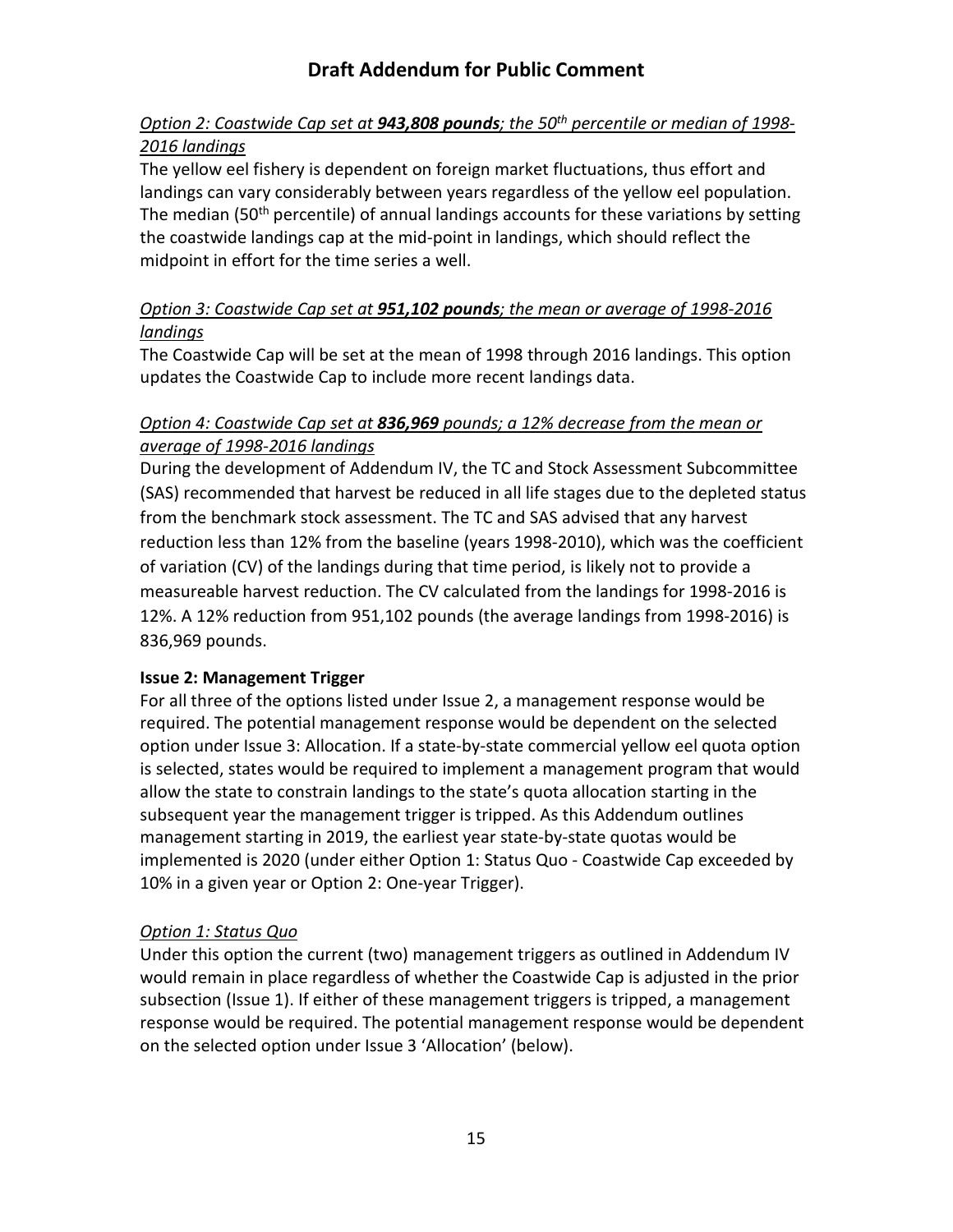*Option 2: Coastwide Cap set at **943,808 pounds**; the 50th percentile or median of 1998-2016 landings*

The yellow eel fishery is dependent on foreign market fluctuations, thus effort and landings can vary considerably between years regardless of the yellow eel population. The median (50th percentile) of annual landings accounts for these variations by setting the coastwide landings cap at the mid-point in landings, which should reflect the midpoint in effort for the time series a well.

*Option 3: Coastwide Cap set at **951,102 pounds**; the mean or average of 1998-2016 landings*

The Coastwide Cap will be set at the mean of 1998 through 2016 landings. This option updates the Coastwide Cap to include more recent landings data.

*Option 4: Coastwide Cap set at **836,969** pounds; a 12% decrease from the mean or average of 1998-2016 landings*

During the development of Addendum IV, the TC and Stock Assessment Subcommittee (SAS) recommended that harvest be reduced in all life stages due to the depleted status from the benchmark stock assessment. The TC and SAS advised that any harvest reduction less than 12% from the baseline (years 1998-2010), which was the coefficient of variation (CV) of the landings during that time period, is likely not to provide a measureable harvest reduction. The CV calculated from the landings for 1998-2016 is 12%. A 12% reduction from 951,102 pounds (the average landings from 1998-2016) is 836,969 pounds.

**Issue 2: Management Trigger**

For all three of the options listed under Issue 2, a management response would be required. The potential management response would be dependent on the selected option under Issue 3: Allocation. If a state-by-state commercial yellow eel quota option is selected, states would be required to implement a management program that would allow the state to constrain landings to the state's quota allocation starting in the subsequent year the management trigger is tripped. As this Addendum outlines management starting in 2019, the earliest year state-by-state quotas would be implemented is 2020 (under either Option 1: Status Quo - Coastwide Cap exceeded by 10% in a given year or Option 2: One-year Trigger).

*Option 1: Status Quo*

Under this option the current (two) management triggers as outlined in Addendum IV would remain in place regardless of whether the Coastwide Cap is adjusted in the prior subsection (Issue 1). If either of these management triggers is tripped, a management response would be required. The potential management response would be dependent on the selected option under Issue 3 'Allocation' (below).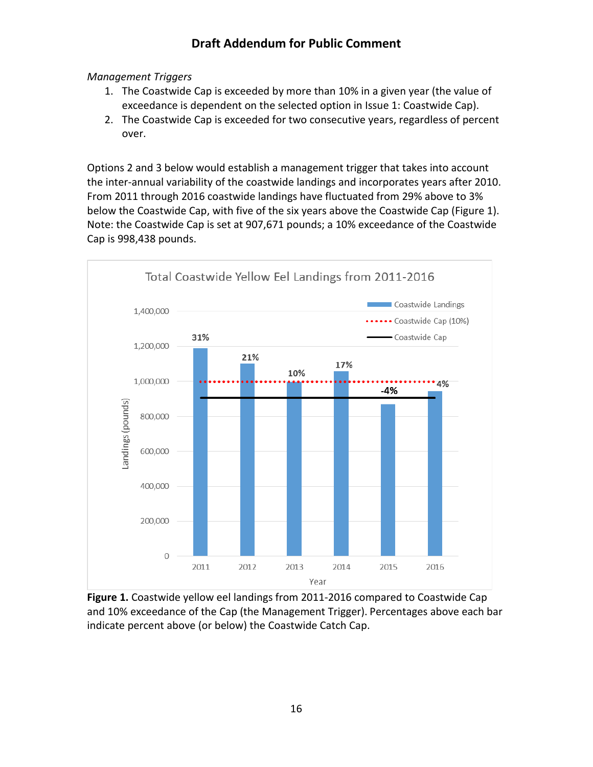*Management Triggers*

1. The Coastwide Cap is exceeded by more than 10% in a given year (the value of exceedance is dependent on the selected option in Issue 1: Coastwide Cap).
2. The Coastwide Cap is exceeded for two consecutive years, regardless of percent over.

Options 2 and 3 below would establish a management trigger that takes into account the inter-annual variability of the coastwide landings and incorporates years after 2010. From 2011 through 2016 coastwide landings have fluctuated from 29% above to 3% below the Coastwide Cap, with five of the six years above the Coastwide Cap (Figure 1). Note: the Coastwide Cap is set at 907,671 pounds; a 10% exceedance of the Coastwide Cap is 998,438 pounds.

**Figure 1.** Coastwide yellow eel landings from 2011-2016 compared to Coastwide Cap and 10% exceedance of the Cap (the Management Trigger). Percentages above each bar indicate percent above (or below) the Coastwide Catch Cap.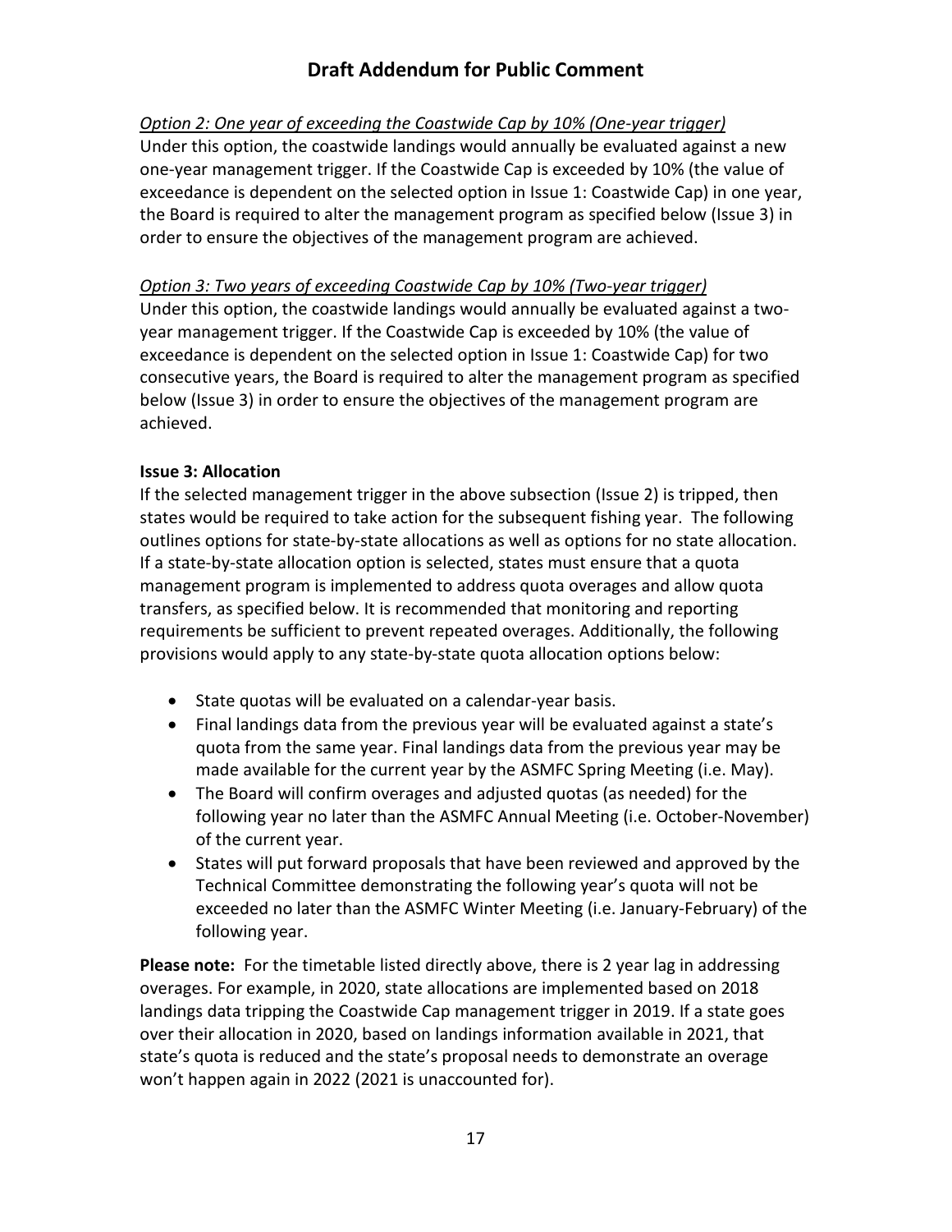*Option 2: One year of exceeding the Coastwide Cap by 10% (One-year trigger)*
Under this option, the coastwide landings would annually be evaluated against a new one-year management trigger. If the Coastwide Cap is exceeded by 10% (the value of exceedance is dependent on the selected option in Issue 1: Coastwide Cap) in one year, the Board is required to alter the management program as specified below (Issue 3) in order to ensure the objectives of the management program are achieved.

*Option 3: Two years of exceeding Coastwide Cap by 10% (Two-year trigger)*
Under this option, the coastwide landings would annually be evaluated against a two-year management trigger. If the Coastwide Cap is exceeded by 10% (the value of exceedance is dependent on the selected option in Issue 1: Coastwide Cap) for two consecutive years, the Board is required to alter the management program as specified below (Issue 3) in order to ensure the objectives of the management program are achieved.

**Issue 3: Allocation**

If the selected management trigger in the above subsection (Issue 2) is tripped, then states would be required to take action for the subsequent fishing year. The following outlines options for state-by-state allocations as well as options for no state allocation. If a state-by-state allocation option is selected, states must ensure that a quota management program is implemented to address quota overages and allow quota transfers, as specified below. It is recommended that monitoring and reporting requirements be sufficient to prevent repeated overages. Additionally, the following provisions would apply to any state-by-state quota allocation options below:

- State quotas will be evaluated on a calendar-year basis.
- Final landings data from the previous year will be evaluated against a state's quota from the same year. Final landings data from the previous year may be made available for the current year by the ASMFC Spring Meeting (i.e. May).
- The Board will confirm overages and adjusted quotas (as needed) for the following year no later than the ASMFC Annual Meeting (i.e. October-November) of the current year.
- States will put forward proposals that have been reviewed and approved by the Technical Committee demonstrating the following year's quota will not be exceeded no later than the ASMFC Winter Meeting (i.e. January-February) of the following year.

**Please note:** For the timetable listed directly above, there is 2 year lag in addressing overages. For example, in 2020, state allocations are implemented based on 2018 landings data tripping the Coastwide Cap management trigger in 2019. If a state goes over their allocation in 2020, based on landings information available in 2021, that state's quota is reduced and the state's proposal needs to demonstrate an overage won't happen again in 2022 (2021 is unaccounted for).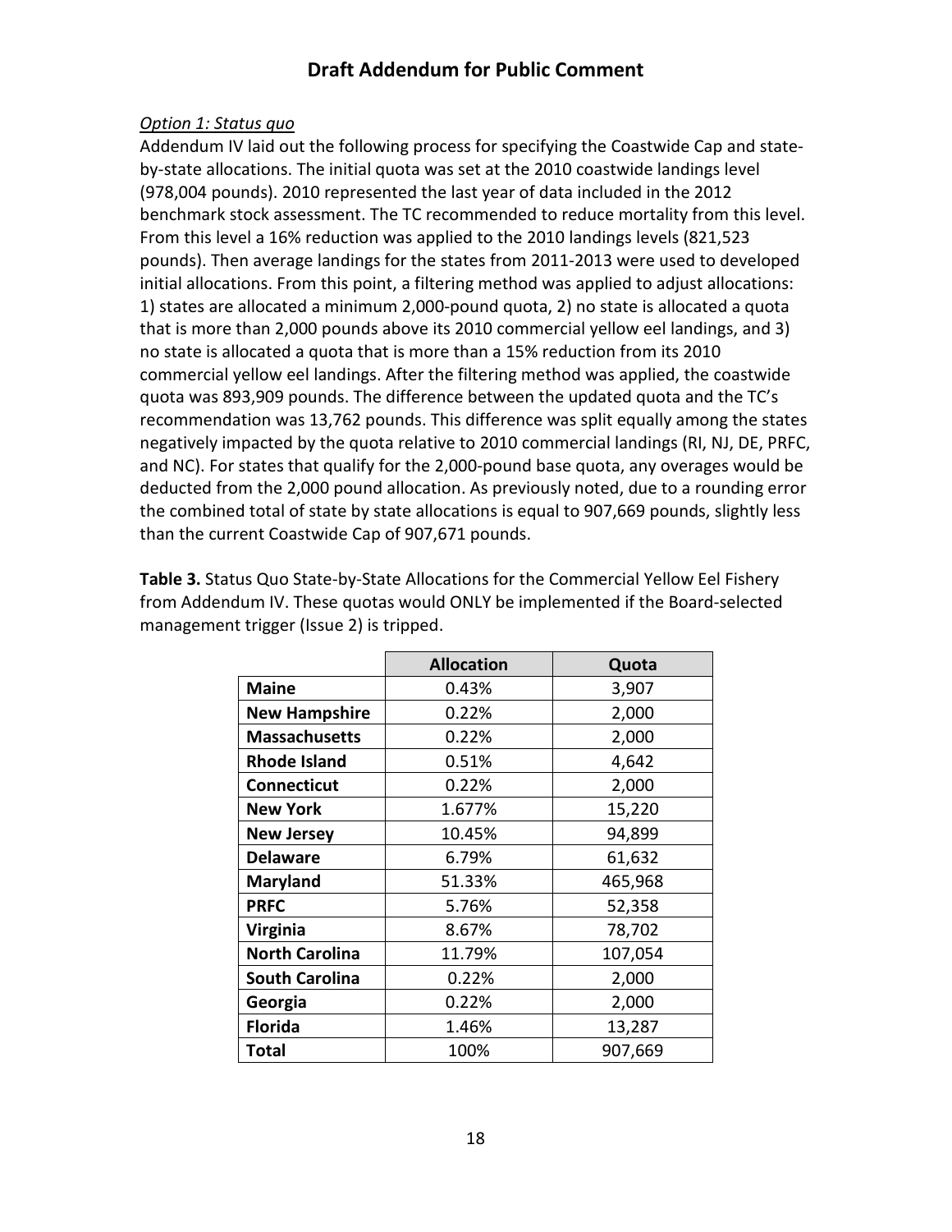*Option 1: Status quo*

Addendum IV laid out the following process for specifying the Coastwide Cap and state-by-state allocations. The initial quota was set at the 2010 coastwide landings level (978,004 pounds). 2010 represented the last year of data included in the 2012 benchmark stock assessment. The TC recommended to reduce mortality from this level. From this level a 16% reduction was applied to the 2010 landings levels (821,523 pounds). Then average landings for the states from 2011-2013 were used to developed initial allocations. From this point, a filtering method was applied to adjust allocations: 1) states are allocated a minimum 2,000-pound quota, 2) no state is allocated a quota that is more than 2,000 pounds above its 2010 commercial yellow eel landings, and 3) no state is allocated a quota that is more than a 15% reduction from its 2010 commercial yellow eel landings. After the filtering method was applied, the coastwide quota was 893,909 pounds. The difference between the updated quota and the TC's recommendation was 13,762 pounds. This difference was split equally among the states negatively impacted by the quota relative to 2010 commercial landings (RI, NJ, DE, PRFC, and NC). For states that qualify for the 2,000-pound base quota, any overages would be deducted from the 2,000 pound allocation. As previously noted, due to a rounding error the combined total of state by state allocations is equal to 907,669 pounds, slightly less than the current Coastwide Cap of 907,671 pounds.

**Table 3.** Status Quo State-by-State Allocations for the Commercial Yellow Eel Fishery from Addendum IV. These quotas would ONLY be implemented if the Board-selected management trigger (Issue 2) is tripped.

| | Allocation | Quota |
|---|---|---|
| **Maine** | 0.43% | 3,907 |
| **New Hampshire** | 0.22% | 2,000 |
| **Massachusetts** | 0.22% | 2,000 |
| **Rhode Island** | 0.51% | 4,642 |
| **Connecticut** | 0.22% | 2,000 |
| **New York** | 1.677% | 15,220 |
| **New Jersey** | 10.45% | 94,899 |
| **Delaware** | 6.79% | 61,632 |
| **Maryland** | 51.33% | 465,968 |
| **PRFC** | 5.76% | 52,358 |
| **Virginia** | 8.67% | 78,702 |
| **North Carolina** | 11.79% | 107,054 |
| **South Carolina** | 0.22% | 2,000 |
| **Georgia** | 0.22% | 2,000 |
| **Florida** | 1.46% | 13,287 |
| **Total** | 100% | 907,669 |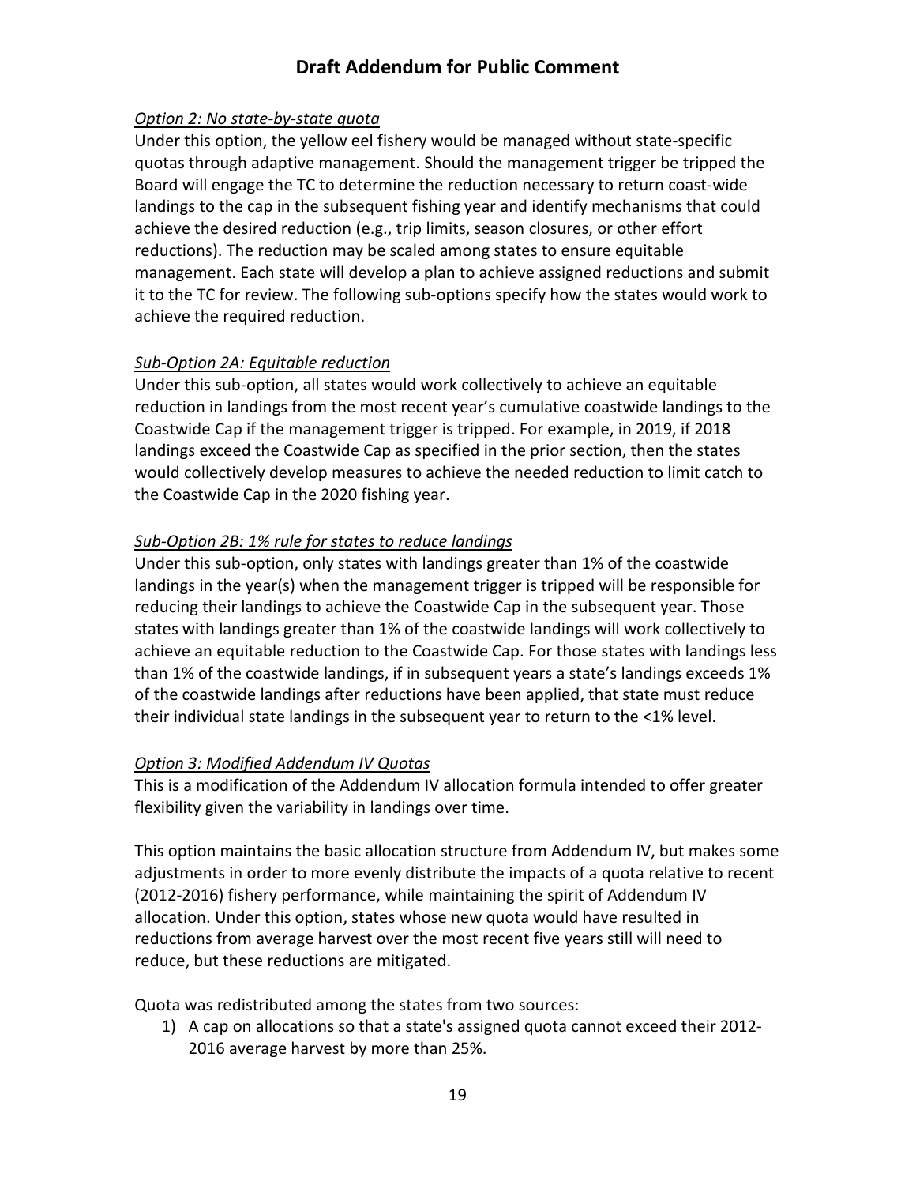*Option 2: No state-by-state quota*

Under this option, the yellow eel fishery would be managed without state-specific quotas through adaptive management. Should the management trigger be tripped the Board will engage the TC to determine the reduction necessary to return coast-wide landings to the cap in the subsequent fishing year and identify mechanisms that could achieve the desired reduction (e.g., trip limits, season closures, or other effort reductions). The reduction may be scaled among states to ensure equitable management. Each state will develop a plan to achieve assigned reductions and submit it to the TC for review. The following sub-options specify how the states would work to achieve the required reduction.

*Sub-Option 2A: Equitable reduction*

Under this sub-option, all states would work collectively to achieve an equitable reduction in landings from the most recent year's cumulative coastwide landings to the Coastwide Cap if the management trigger is tripped. For example, in 2019, if 2018 landings exceed the Coastwide Cap as specified in the prior section, then the states would collectively develop measures to achieve the needed reduction to limit catch to the Coastwide Cap in the 2020 fishing year.

*Sub-Option 2B: 1% rule for states to reduce landings*

Under this sub-option, only states with landings greater than 1% of the coastwide landings in the year(s) when the management trigger is tripped will be responsible for reducing their landings to achieve the Coastwide Cap in the subsequent year. Those states with landings greater than 1% of the coastwide landings will work collectively to achieve an equitable reduction to the Coastwide Cap. For those states with landings less than 1% of the coastwide landings, if in subsequent years a state's landings exceeds 1% of the coastwide landings after reductions have been applied, that state must reduce their individual state landings in the subsequent year to return to the <1% level.

*Option 3: Modified Addendum IV Quotas*

This is a modification of the Addendum IV allocation formula intended to offer greater flexibility given the variability in landings over time.

This option maintains the basic allocation structure from Addendum IV, but makes some adjustments in order to more evenly distribute the impacts of a quota relative to recent (2012-2016) fishery performance, while maintaining the spirit of Addendum IV allocation. Under this option, states whose new quota would have resulted in reductions from average harvest over the most recent five years still will need to reduce, but these reductions are mitigated.

Quota was redistributed among the states from two sources:

1) A cap on allocations so that a state's assigned quota cannot exceed their 2012-2016 average harvest by more than 25%.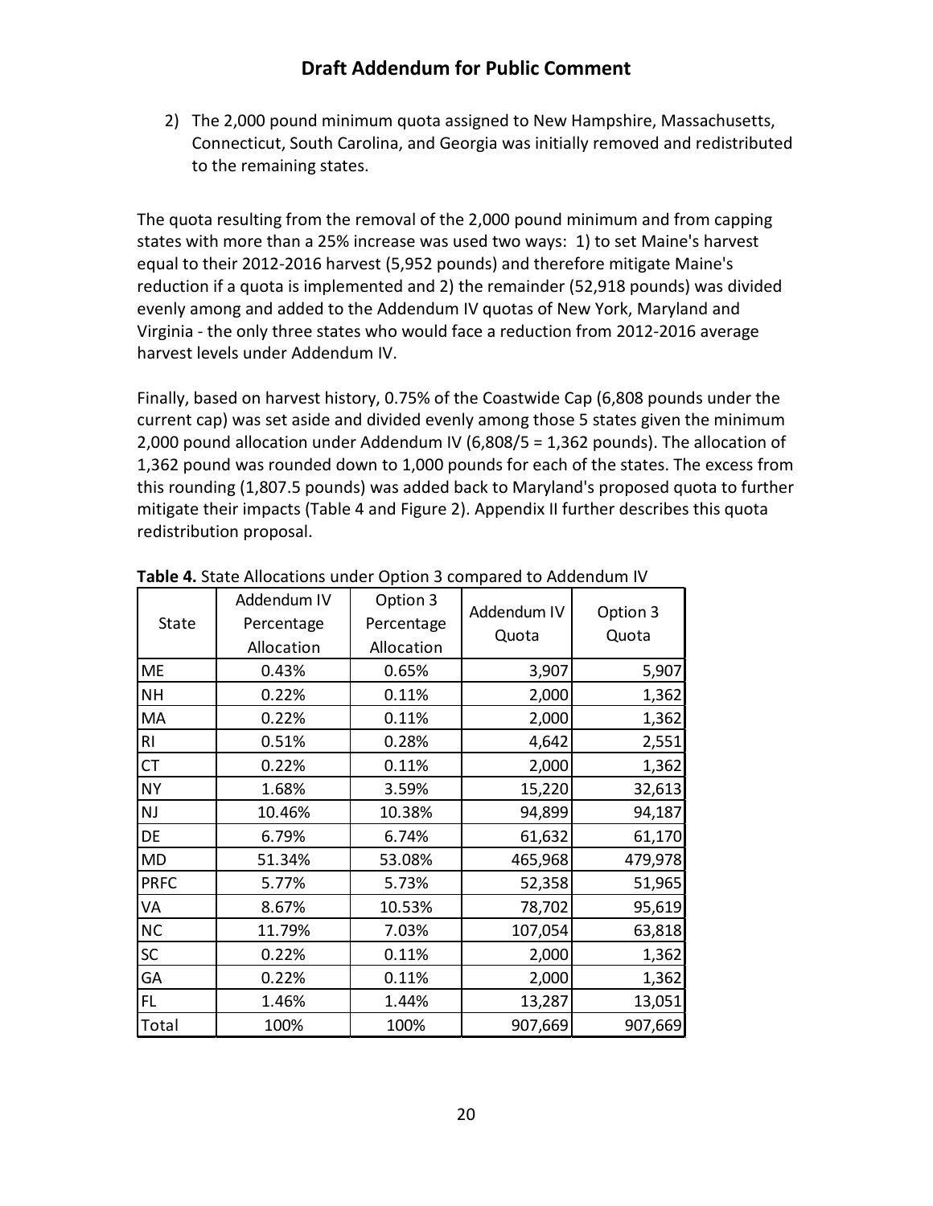2) The 2,000 pound minimum quota assigned to New Hampshire, Massachusetts, Connecticut, South Carolina, and Georgia was initially removed and redistributed to the remaining states.

The quota resulting from the removal of the 2,000 pound minimum and from capping states with more than a 25% increase was used two ways: 1) to set Maine's harvest equal to their 2012-2016 harvest (5,952 pounds) and therefore mitigate Maine's reduction if a quota is implemented and 2) the remainder (52,918 pounds) was divided evenly among and added to the Addendum IV quotas of New York, Maryland and Virginia - the only three states who would face a reduction from 2012-2016 average harvest levels under Addendum IV.

Finally, based on harvest history, 0.75% of the Coastwide Cap (6,808 pounds under the current cap) was set aside and divided evenly among those 5 states given the minimum 2,000 pound allocation under Addendum IV (6,808/5 = 1,362 pounds). The allocation of 1,362 pound was rounded down to 1,000 pounds for each of the states. The excess from this rounding (1,807.5 pounds) was added back to Maryland's proposed quota to further mitigate their impacts (Table 4 and Figure 2). Appendix II further describes this quota redistribution proposal.

**Table 4.** State Allocations under Option 3 compared to Addendum IV

| State | Addendum IV Percentage Allocation | Option 3 Percentage Allocation | Addendum IV Quota | Option 3 Quota |
|---|---|---|---|---|
| ME | 0.43% | 0.65% | 3,907 | 5,907 |
| NH | 0.22% | 0.11% | 2,000 | 1,362 |
| MA | 0.22% | 0.11% | 2,000 | 1,362 |
| RI | 0.51% | 0.28% | 4,642 | 2,551 |
| CT | 0.22% | 0.11% | 2,000 | 1,362 |
| NY | 1.68% | 3.59% | 15,220 | 32,613 |
| NJ | 10.46% | 10.38% | 94,899 | 94,187 |
| DE | 6.79% | 6.74% | 61,632 | 61,170 |
| MD | 51.34% | 53.08% | 465,968 | 479,978 |
| PRFC | 5.77% | 5.73% | 52,358 | 51,965 |
| VA | 8.67% | 10.53% | 78,702 | 95,619 |
| NC | 11.79% | 7.03% | 107,054 | 63,818 |
| SC | 0.22% | 0.11% | 2,000 | 1,362 |
| GA | 0.22% | 0.11% | 2,000 | 1,362 |
| FL | 1.46% | 1.44% | 13,287 | 13,051 |
| Total | 100% | 100% | 907,669 | 907,669 |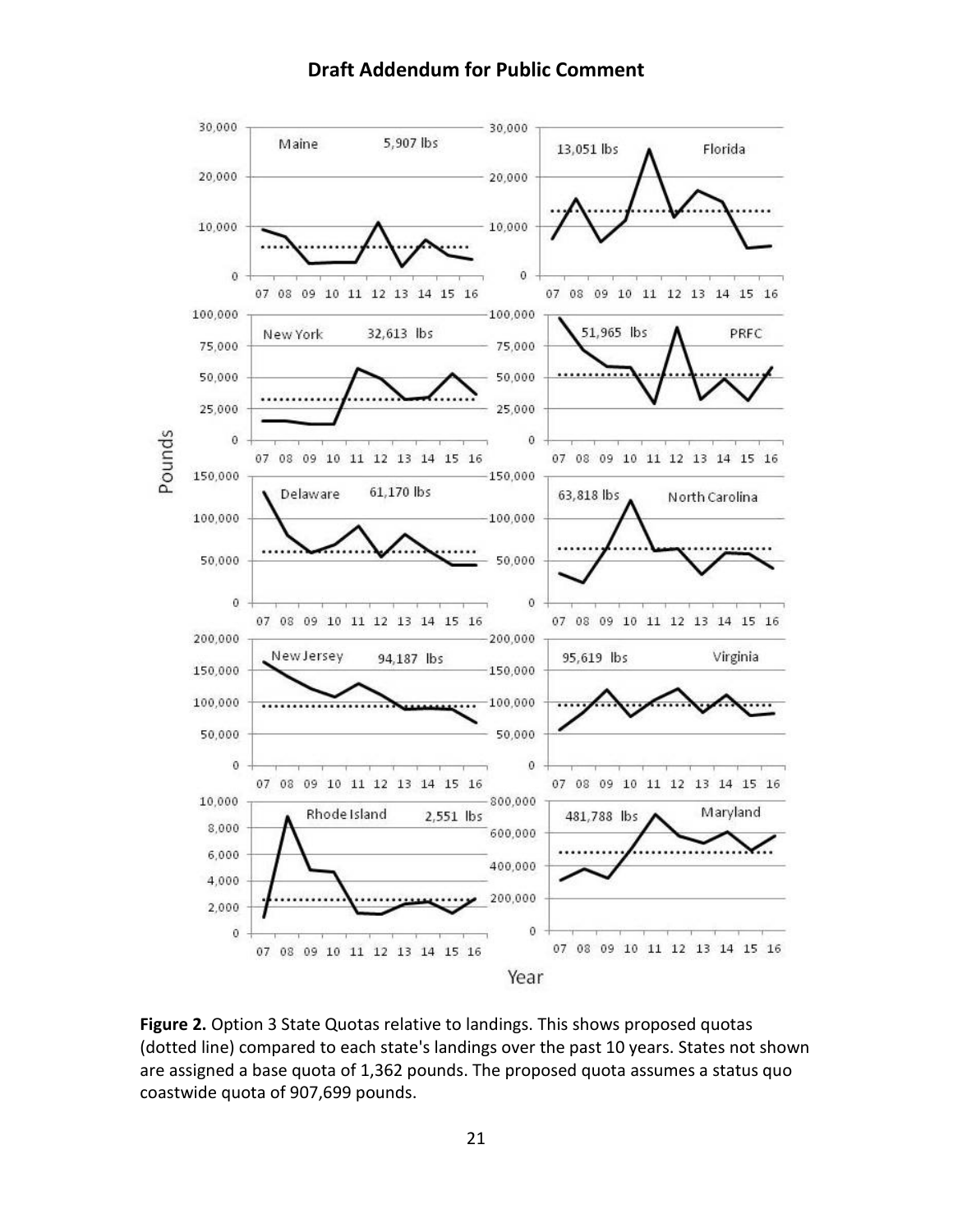**Draft Addendum for Public Comment**

**Figure 2.** Option 3 State Quotas relative to landings. This shows proposed quotas (dotted line) compared to each state's landings over the past 10 years. States not shown are assigned a base quota of 1,362 pounds. The proposed quota assumes a status quo coastwide quota of 907,699 pounds.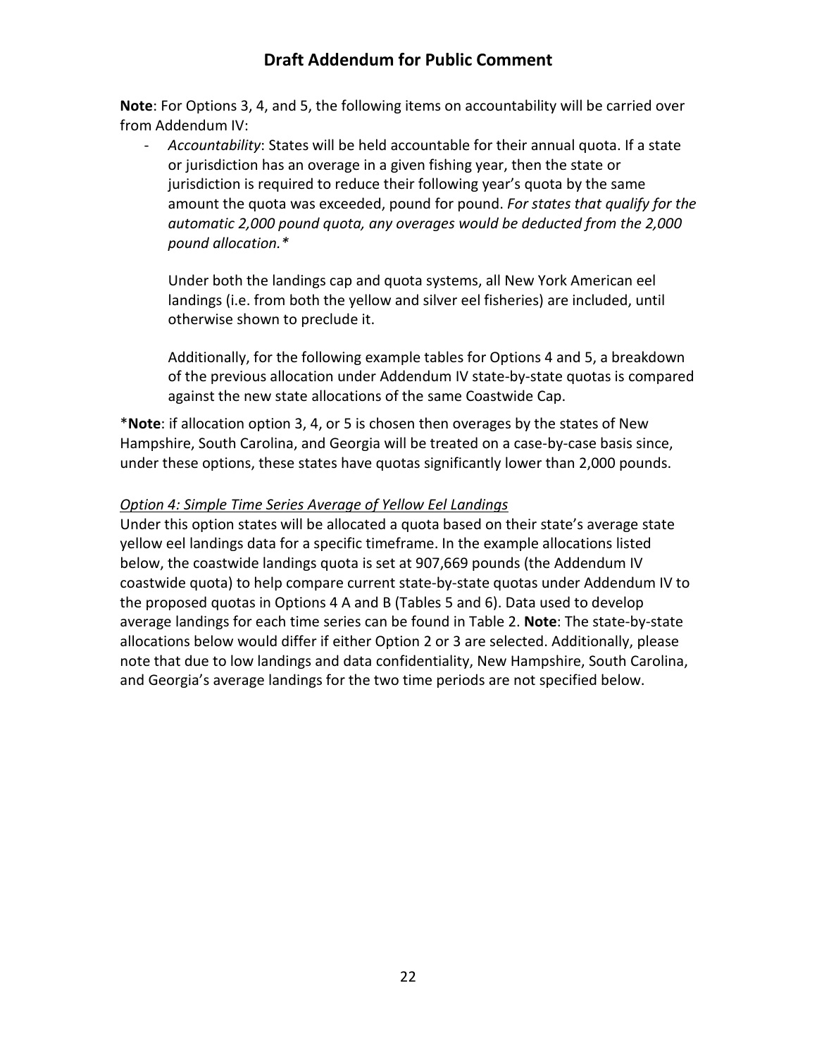**Note**: For Options 3, 4, and 5, the following items on accountability will be carried over from Addendum IV:

- *Accountability*: States will be held accountable for their annual quota. If a state or jurisdiction has an overage in a given fishing year, then the state or jurisdiction is required to reduce their following year's quota by the same amount the quota was exceeded, pound for pound. *For states that qualify for the automatic 2,000 pound quota, any overages would be deducted from the 2,000 pound allocation.**

  Under both the landings cap and quota systems, all New York American eel landings (i.e. from both the yellow and silver eel fisheries) are included, until otherwise shown to preclude it.

  Additionally, for the following example tables for Options 4 and 5, a breakdown of the previous allocation under Addendum IV state-by-state quotas is compared against the new state allocations of the same Coastwide Cap.

\***Note**: if allocation option 3, 4, or 5 is chosen then overages by the states of New Hampshire, South Carolina, and Georgia will be treated on a case-by-case basis since, under these options, these states have quotas significantly lower than 2,000 pounds.

*Option 4: Simple Time Series Average of Yellow Eel Landings*

Under this option states will be allocated a quota based on their state's average state yellow eel landings data for a specific timeframe. In the example allocations listed below, the coastwide landings quota is set at 907,669 pounds (the Addendum IV coastwide quota) to help compare current state-by-state quotas under Addendum IV to the proposed quotas in Options 4 A and B (Tables 5 and 6). Data used to develop average landings for each time series can be found in Table 2. **Note**: The state-by-state allocations below would differ if either Option 2 or 3 are selected. Additionally, please note that due to low landings and data confidentiality, New Hampshire, South Carolina, and Georgia's average landings for the two time periods are not specified below.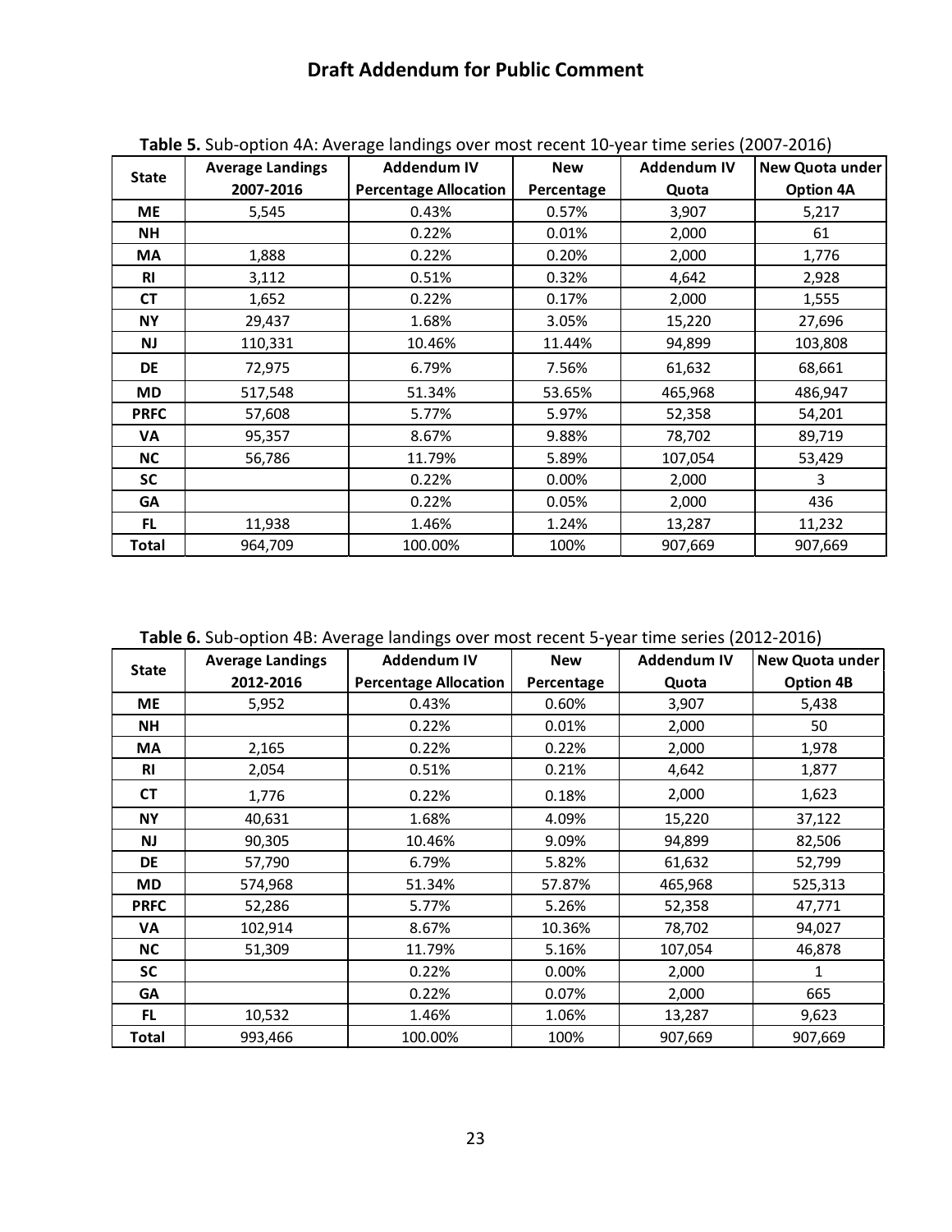**Table 5.** Sub-option 4A: Average landings over most recent 10-year time series (2007-2016)

| State | Average Landings 2007-2016 | Addendum IV Percentage Allocation | New Percentage | Addendum IV Quota | New Quota under Option 4A |
|---|---|---|---|---|---|
| ME | 5,545 | 0.43% | 0.57% | 3,907 | 5,217 |
| NH | | 0.22% | 0.01% | 2,000 | 61 |
| MA | 1,888 | 0.22% | 0.20% | 2,000 | 1,776 |
| RI | 3,112 | 0.51% | 0.32% | 4,642 | 2,928 |
| CT | 1,652 | 0.22% | 0.17% | 2,000 | 1,555 |
| NY | 29,437 | 1.68% | 3.05% | 15,220 | 27,696 |
| NJ | 110,331 | 10.46% | 11.44% | 94,899 | 103,808 |
| DE | 72,975 | 6.79% | 7.56% | 61,632 | 68,661 |
| MD | 517,548 | 51.34% | 53.65% | 465,968 | 486,947 |
| PRFC | 57,608 | 5.77% | 5.97% | 52,358 | 54,201 |
| VA | 95,357 | 8.67% | 9.88% | 78,702 | 89,719 |
| NC | 56,786 | 11.79% | 5.89% | 107,054 | 53,429 |
| SC | | 0.22% | 0.00% | 2,000 | 3 |
| GA | | 0.22% | 0.05% | 2,000 | 436 |
| FL | 11,938 | 1.46% | 1.24% | 13,287 | 11,232 |
| Total | 964,709 | 100.00% | 100% | 907,669 | 907,669 |

**Table 6.** Sub-option 4B: Average landings over most recent 5-year time series (2012-2016)

| State | Average Landings 2012-2016 | Addendum IV Percentage Allocation | New Percentage | Addendum IV Quota | New Quota under Option 4B |
|---|---|---|---|---|---|
| ME | 5,952 | 0.43% | 0.60% | 3,907 | 5,438 |
| NH | | 0.22% | 0.01% | 2,000 | 50 |
| MA | 2,165 | 0.22% | 0.22% | 2,000 | 1,978 |
| RI | 2,054 | 0.51% | 0.21% | 4,642 | 1,877 |
| CT | 1,776 | 0.22% | 0.18% | 2,000 | 1,623 |
| NY | 40,631 | 1.68% | 4.09% | 15,220 | 37,122 |
| NJ | 90,305 | 10.46% | 9.09% | 94,899 | 82,506 |
| DE | 57,790 | 6.79% | 5.82% | 61,632 | 52,799 |
| MD | 574,968 | 51.34% | 57.87% | 465,968 | 525,313 |
| PRFC | 52,286 | 5.77% | 5.26% | 52,358 | 47,771 |
| VA | 102,914 | 8.67% | 10.36% | 78,702 | 94,027 |
| NC | 51,309 | 11.79% | 5.16% | 107,054 | 46,878 |
| SC | | 0.22% | 0.00% | 2,000 | 1 |
| GA | | 0.22% | 0.07% | 2,000 | 665 |
| FL | 10,532 | 1.46% | 1.06% | 13,287 | 9,623 |
| Total | 993,466 | 100.00% | 100% | 907,669 | 907,669 |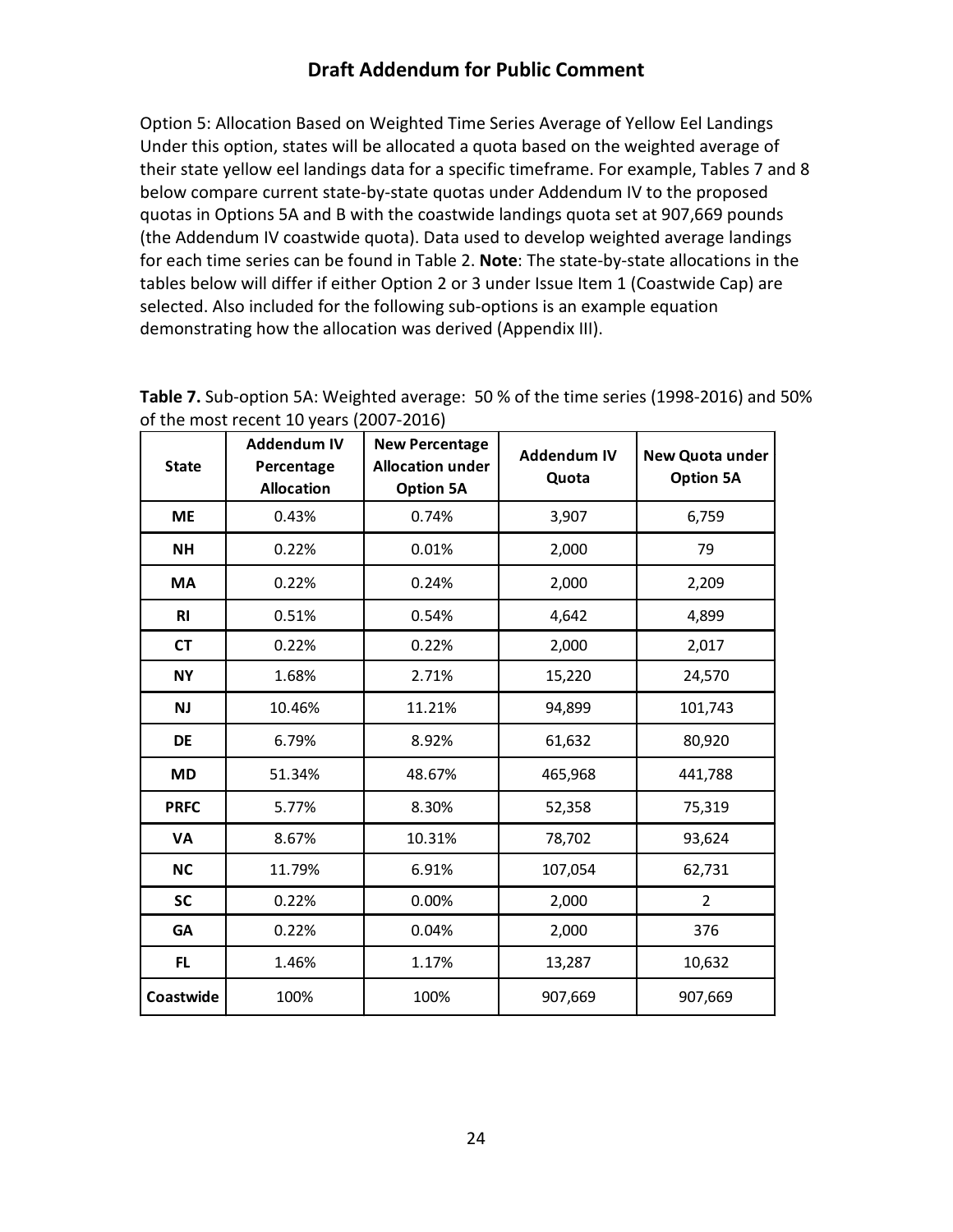Option 5: Allocation Based on Weighted Time Series Average of Yellow Eel Landings
Under this option, states will be allocated a quota based on the weighted average of their state yellow eel landings data for a specific timeframe. For example, Tables 7 and 8 below compare current state-by-state quotas under Addendum IV to the proposed quotas in Options 5A and B with the coastwide landings quota set at 907,669 pounds (the Addendum IV coastwide quota). Data used to develop weighted average landings for each time series can be found in Table 2. **Note**: The state-by-state allocations in the tables below will differ if either Option 2 or 3 under Issue Item 1 (Coastwide Cap) are selected. Also included for the following sub-options is an example equation demonstrating how the allocation was derived (Appendix III).

**Table 7.** Sub-option 5A: Weighted average: 50 % of the time series (1998-2016) and 50% of the most recent 10 years (2007-2016)

| State | Addendum IV Percentage Allocation | New Percentage Allocation under Option 5A | Addendum IV Quota | New Quota under Option 5A |
|---|---|---|---|---|
| ME | 0.43% | 0.74% | 3,907 | 6,759 |
| NH | 0.22% | 0.01% | 2,000 | 79 |
| MA | 0.22% | 0.24% | 2,000 | 2,209 |
| RI | 0.51% | 0.54% | 4,642 | 4,899 |
| CT | 0.22% | 0.22% | 2,000 | 2,017 |
| NY | 1.68% | 2.71% | 15,220 | 24,570 |
| NJ | 10.46% | 11.21% | 94,899 | 101,743 |
| DE | 6.79% | 8.92% | 61,632 | 80,920 |
| MD | 51.34% | 48.67% | 465,968 | 441,788 |
| PRFC | 5.77% | 8.30% | 52,358 | 75,319 |
| VA | 8.67% | 10.31% | 78,702 | 93,624 |
| NC | 11.79% | 6.91% | 107,054 | 62,731 |
| SC | 0.22% | 0.00% | 2,000 | 2 |
| GA | 0.22% | 0.04% | 2,000 | 376 |
| FL | 1.46% | 1.17% | 13,287 | 10,632 |
| Coastwide | 100% | 100% | 907,669 | 907,669 |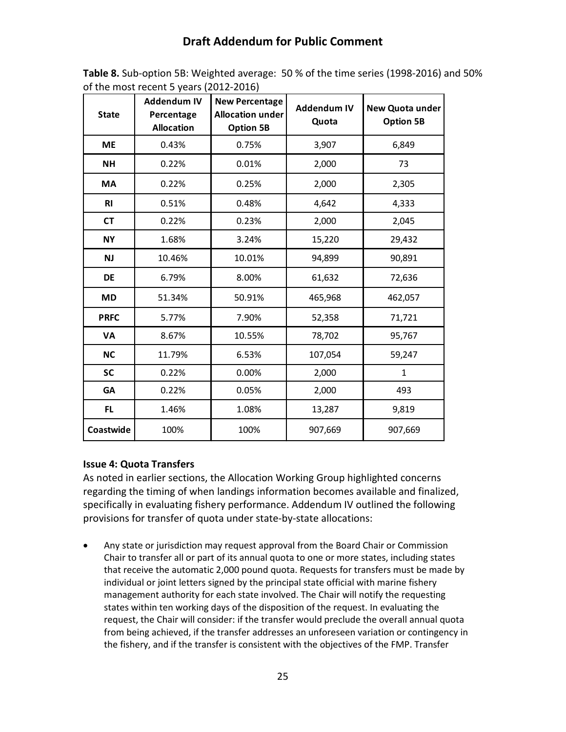**Table 8.** Sub-option 5B: Weighted average: 50 % of the time series (1998-2016) and 50% of the most recent 5 years (2012-2016)

| State | Addendum IV Percentage Allocation | New Percentage Allocation under Option 5B | Addendum IV Quota | New Quota under Option 5B |
|---|---|---|---|---|
| ME | 0.43% | 0.75% | 3,907 | 6,849 |
| NH | 0.22% | 0.01% | 2,000 | 73 |
| MA | 0.22% | 0.25% | 2,000 | 2,305 |
| RI | 0.51% | 0.48% | 4,642 | 4,333 |
| CT | 0.22% | 0.23% | 2,000 | 2,045 |
| NY | 1.68% | 3.24% | 15,220 | 29,432 |
| NJ | 10.46% | 10.01% | 94,899 | 90,891 |
| DE | 6.79% | 8.00% | 61,632 | 72,636 |
| MD | 51.34% | 50.91% | 465,968 | 462,057 |
| PRFC | 5.77% | 7.90% | 52,358 | 71,721 |
| VA | 8.67% | 10.55% | 78,702 | 95,767 |
| NC | 11.79% | 6.53% | 107,054 | 59,247 |
| SC | 0.22% | 0.00% | 2,000 | 1 |
| GA | 0.22% | 0.05% | 2,000 | 493 |
| FL | 1.46% | 1.08% | 13,287 | 9,819 |
| Coastwide | 100% | 100% | 907,669 | 907,669 |

### Issue 4: Quota Transfers

As noted in earlier sections, the Allocation Working Group highlighted concerns regarding the timing of when landings information becomes available and finalized, specifically in evaluating fishery performance. Addendum IV outlined the following provisions for transfer of quota under state-by-state allocations:

- Any state or jurisdiction may request approval from the Board Chair or Commission Chair to transfer all or part of its annual quota to one or more states, including states that receive the automatic 2,000 pound quota. Requests for transfers must be made by individual or joint letters signed by the principal state official with marine fishery management authority for each state involved. The Chair will notify the requesting states within ten working days of the disposition of the request. In evaluating the request, the Chair will consider: if the transfer would preclude the overall annual quota from being achieved, if the transfer addresses an unforeseen variation or contingency in the fishery, and if the transfer is consistent with the objectives of the FMP. Transfer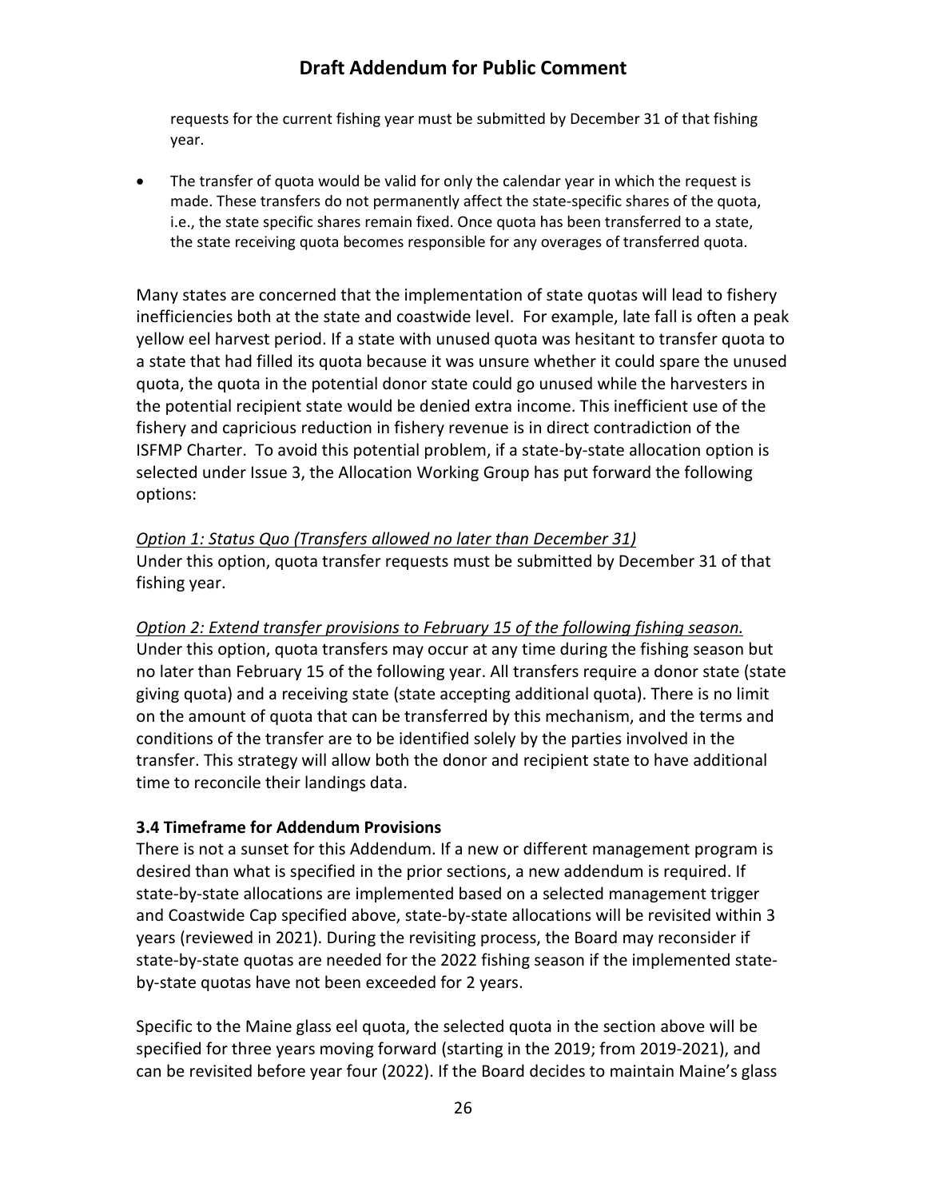requests for the current fishing year must be submitted by December 31 of that fishing year.

- The transfer of quota would be valid for only the calendar year in which the request is made. These transfers do not permanently affect the state-specific shares of the quota, i.e., the state specific shares remain fixed. Once quota has been transferred to a state, the state receiving quota becomes responsible for any overages of transferred quota.

Many states are concerned that the implementation of state quotas will lead to fishery inefficiencies both at the state and coastwide level. For example, late fall is often a peak yellow eel harvest period. If a state with unused quota was hesitant to transfer quota to a state that had filled its quota because it was unsure whether it could spare the unused quota, the quota in the potential donor state could go unused while the harvesters in the potential recipient state would be denied extra income. This inefficient use of the fishery and capricious reduction in fishery revenue is in direct contradiction of the ISFMP Charter. To avoid this potential problem, if a state-by-state allocation option is selected under Issue 3, the Allocation Working Group has put forward the following options:

*Option 1: Status Quo (Transfers allowed no later than December 31)*
Under this option, quota transfer requests must be submitted by December 31 of that fishing year.

*Option 2: Extend transfer provisions to February 15 of the following fishing season.*
Under this option, quota transfers may occur at any time during the fishing season but no later than February 15 of the following year. All transfers require a donor state (state giving quota) and a receiving state (state accepting additional quota). There is no limit on the amount of quota that can be transferred by this mechanism, and the terms and conditions of the transfer are to be identified solely by the parties involved in the transfer. This strategy will allow both the donor and recipient state to have additional time to reconcile their landings data.

### 3.4 Timeframe for Addendum Provisions

There is not a sunset for this Addendum. If a new or different management program is desired than what is specified in the prior sections, a new addendum is required. If state-by-state allocations are implemented based on a selected management trigger and Coastwide Cap specified above, state-by-state allocations will be revisited within 3 years (reviewed in 2021). During the revisiting process, the Board may reconsider if state-by-state quotas are needed for the 2022 fishing season if the implemented state-by-state quotas have not been exceeded for 2 years.

Specific to the Maine glass eel quota, the selected quota in the section above will be specified for three years moving forward (starting in the 2019; from 2019-2021), and can be revisited before year four (2022). If the Board decides to maintain Maine's glass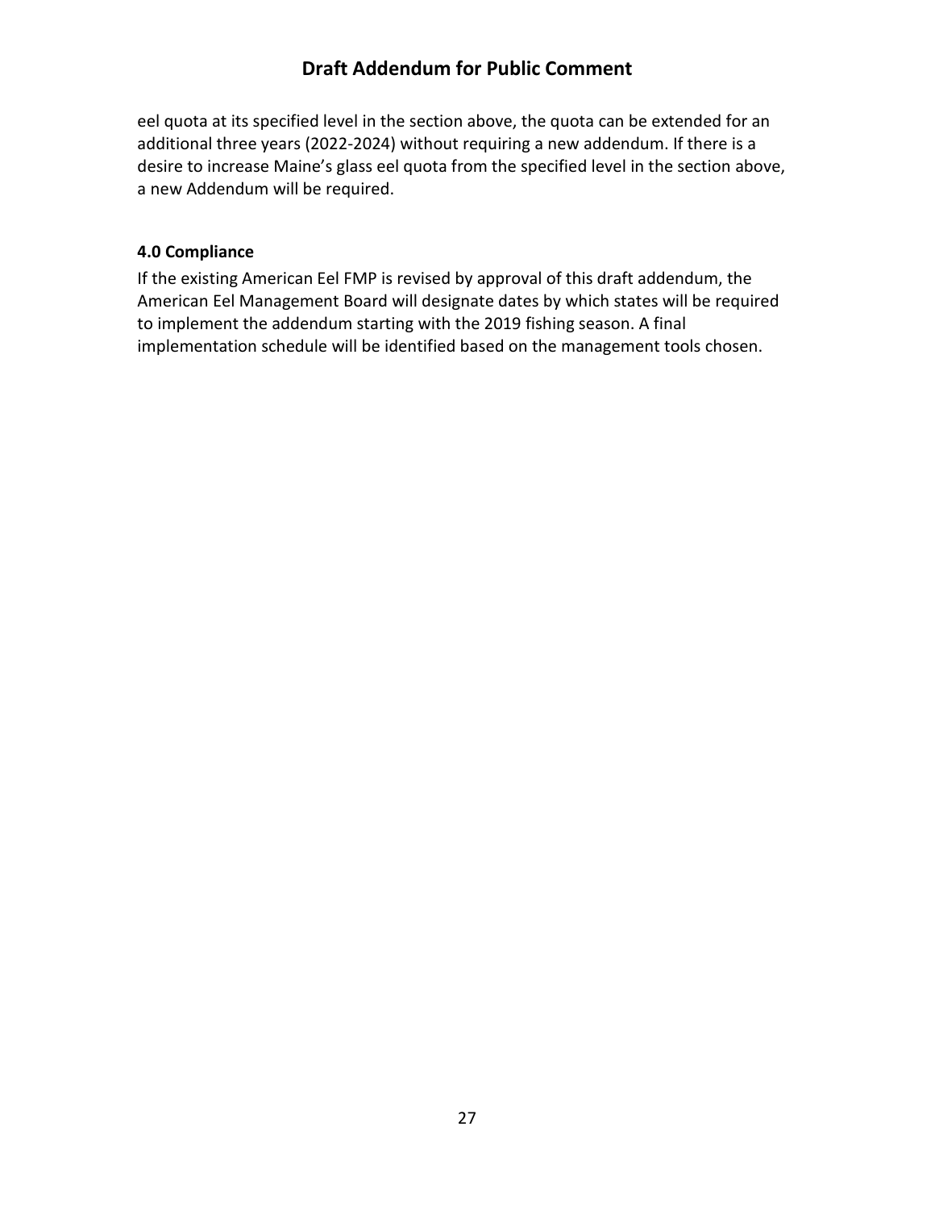eel quota at its specified level in the section above, the quota can be extended for an additional three years (2022-2024) without requiring a new addendum. If there is a desire to increase Maine's glass eel quota from the specified level in the section above, a new Addendum will be required.

### 4.0 Compliance

If the existing American Eel FMP is revised by approval of this draft addendum, the American Eel Management Board will designate dates by which states will be required to implement the addendum starting with the 2019 fishing season. A final implementation schedule will be identified based on the management tools chosen.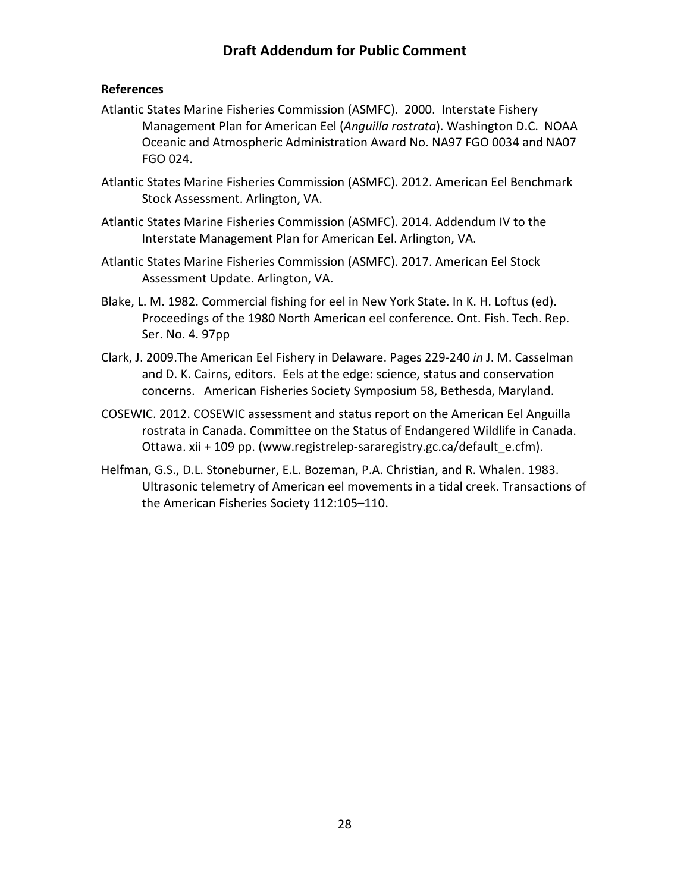**References**

Atlantic States Marine Fisheries Commission (ASMFC). 2000. Interstate Fishery Management Plan for American Eel (*Anguilla rostrata*). Washington D.C. NOAA Oceanic and Atmospheric Administration Award No. NA97 FGO 0034 and NA07 FGO 024.

Atlantic States Marine Fisheries Commission (ASMFC). 2012. American Eel Benchmark Stock Assessment. Arlington, VA.

Atlantic States Marine Fisheries Commission (ASMFC). 2014. Addendum IV to the Interstate Management Plan for American Eel. Arlington, VA.

Atlantic States Marine Fisheries Commission (ASMFC). 2017. American Eel Stock Assessment Update. Arlington, VA.

Blake, L. M. 1982. Commercial fishing for eel in New York State. In K. H. Loftus (ed). Proceedings of the 1980 North American eel conference. Ont. Fish. Tech. Rep. Ser. No. 4. 97pp

Clark, J. 2009.The American Eel Fishery in Delaware. Pages 229-240 *in* J. M. Casselman and D. K. Cairns, editors. Eels at the edge: science, status and conservation concerns. American Fisheries Society Symposium 58, Bethesda, Maryland.

COSEWIC. 2012. COSEWIC assessment and status report on the American Eel Anguilla rostrata in Canada. Committee on the Status of Endangered Wildlife in Canada. Ottawa. xii + 109 pp. (www.registrelep-sararegistry.gc.ca/default_e.cfm).

Helfman, G.S., D.L. Stoneburner, E.L. Bozeman, P.A. Christian, and R. Whalen. 1983. Ultrasonic telemetry of American eel movements in a tidal creek. Transactions of the American Fisheries Society 112:105–110.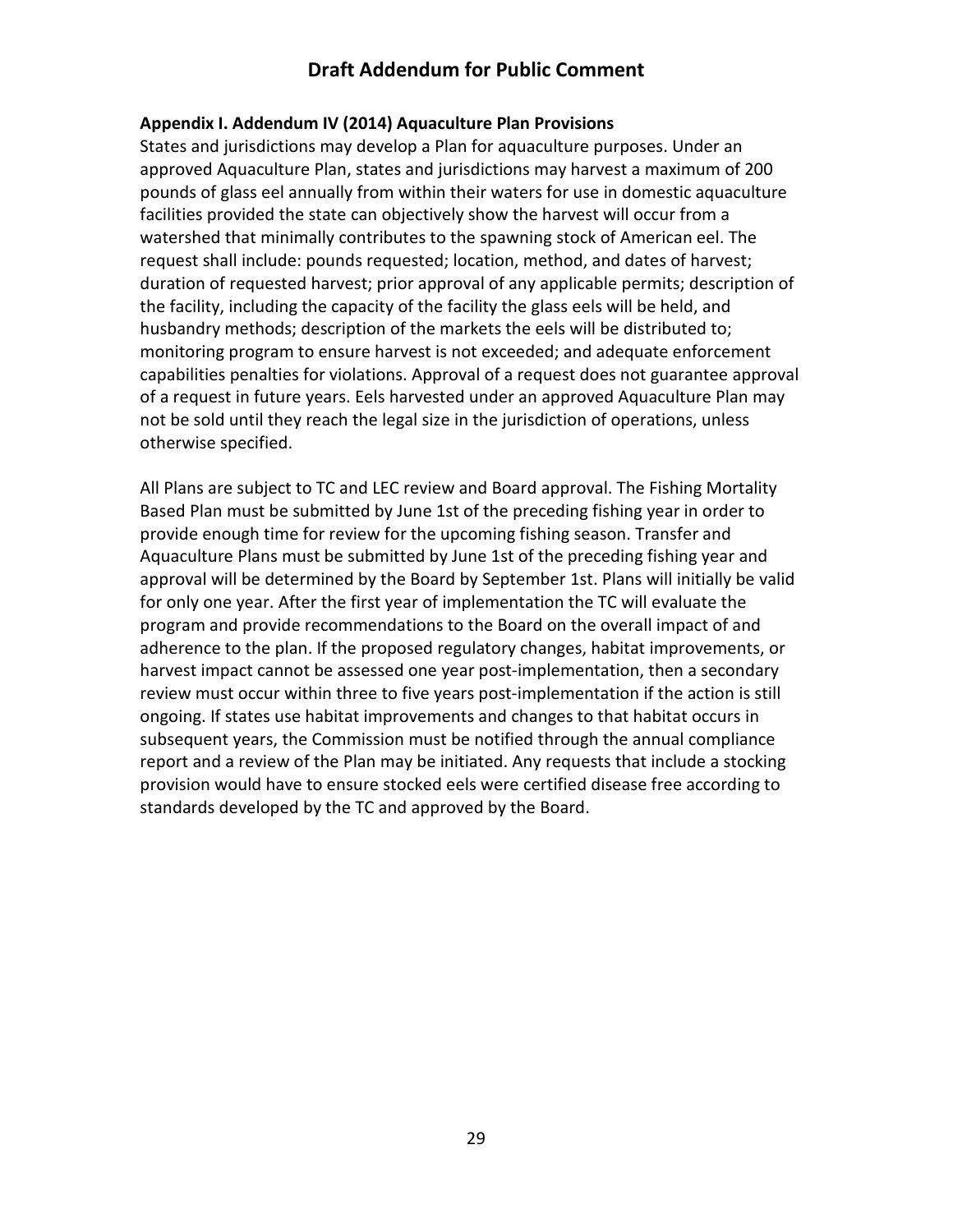## Draft Addendum for Public Comment

### Appendix I. Addendum IV (2014) Aquaculture Plan Provisions

States and jurisdictions may develop a Plan for aquaculture purposes. Under an approved Aquaculture Plan, states and jurisdictions may harvest a maximum of 200 pounds of glass eel annually from within their waters for use in domestic aquaculture facilities provided the state can objectively show the harvest will occur from a watershed that minimally contributes to the spawning stock of American eel. The request shall include: pounds requested; location, method, and dates of harvest; duration of requested harvest; prior approval of any applicable permits; description of the facility, including the capacity of the facility the glass eels will be held, and husbandry methods; description of the markets the eels will be distributed to; monitoring program to ensure harvest is not exceeded; and adequate enforcement capabilities penalties for violations. Approval of a request does not guarantee approval of a request in future years. Eels harvested under an approved Aquaculture Plan may not be sold until they reach the legal size in the jurisdiction of operations, unless otherwise specified.

All Plans are subject to TC and LEC review and Board approval. The Fishing Mortality Based Plan must be submitted by June 1st of the preceding fishing year in order to provide enough time for review for the upcoming fishing season. Transfer and Aquaculture Plans must be submitted by June 1st of the preceding fishing year and approval will be determined by the Board by September 1st. Plans will initially be valid for only one year. After the first year of implementation the TC will evaluate the program and provide recommendations to the Board on the overall impact of and adherence to the plan. If the proposed regulatory changes, habitat improvements, or harvest impact cannot be assessed one year post-implementation, then a secondary review must occur within three to five years post-implementation if the action is still ongoing. If states use habitat improvements and changes to that habitat occurs in subsequent years, the Commission must be notified through the annual compliance report and a review of the Plan may be initiated. Any requests that include a stocking provision would have to ensure stocked eels were certified disease free according to standards developed by the TC and approved by the Board.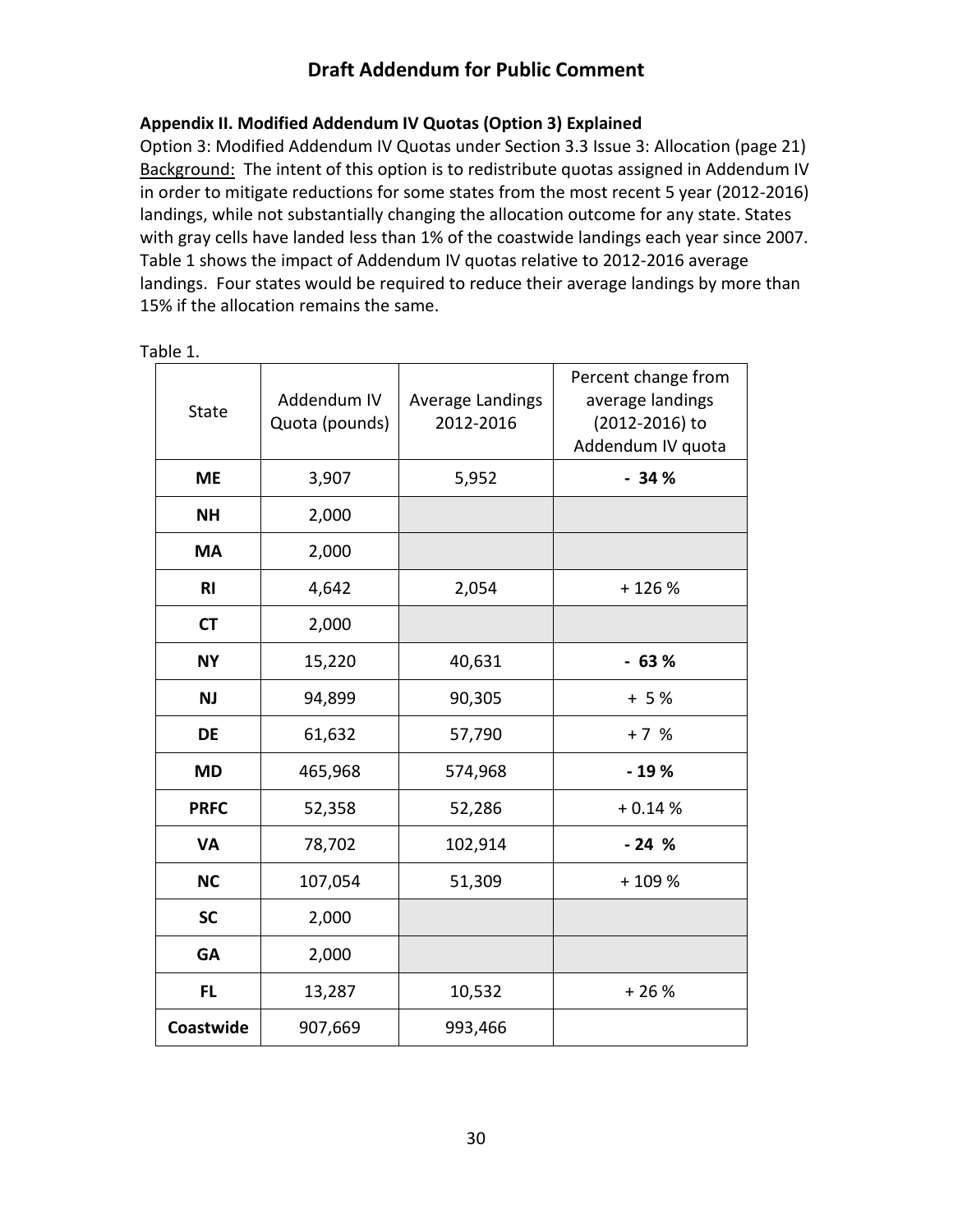# Draft Addendum for Public Comment

**Appendix II. Modified Addendum IV Quotas (Option 3) Explained**

Option 3: Modified Addendum IV Quotas under Section 3.3 Issue 3: Allocation (page 21)
Background: The intent of this option is to redistribute quotas assigned in Addendum IV in order to mitigate reductions for some states from the most recent 5 year (2012-2016) landings, while not substantially changing the allocation outcome for any state. States with gray cells have landed less than 1% of the coastwide landings each year since 2007. Table 1 shows the impact of Addendum IV quotas relative to 2012-2016 average landings. Four states would be required to reduce their average landings by more than 15% if the allocation remains the same.

Table 1.

| State | Addendum IV Quota (pounds) | Average Landings 2012-2016 | Percent change from average landings (2012-2016) to Addendum IV quota |
|---|---|---|---|
| **ME** | 3,907 | 5,952 | **- 34 %** |
| **NH** | 2,000 | | |
| **MA** | 2,000 | | |
| **RI** | 4,642 | 2,054 | + 126 % |
| **CT** | 2,000 | | |
| **NY** | 15,220 | 40,631 | **- 63 %** |
| **NJ** | 94,899 | 90,305 | + 5 % |
| **DE** | 61,632 | 57,790 | + 7 % |
| **MD** | 465,968 | 574,968 | **- 19 %** |
| **PRFC** | 52,358 | 52,286 | + 0.14 % |
| **VA** | 78,702 | 102,914 | **- 24 %** |
| **NC** | 107,054 | 51,309 | + 109 % |
| **SC** | 2,000 | | |
| **GA** | 2,000 | | |
| **FL** | 13,287 | 10,532 | + 26 % |
| **Coastwide** | 907,669 | 993,466 | |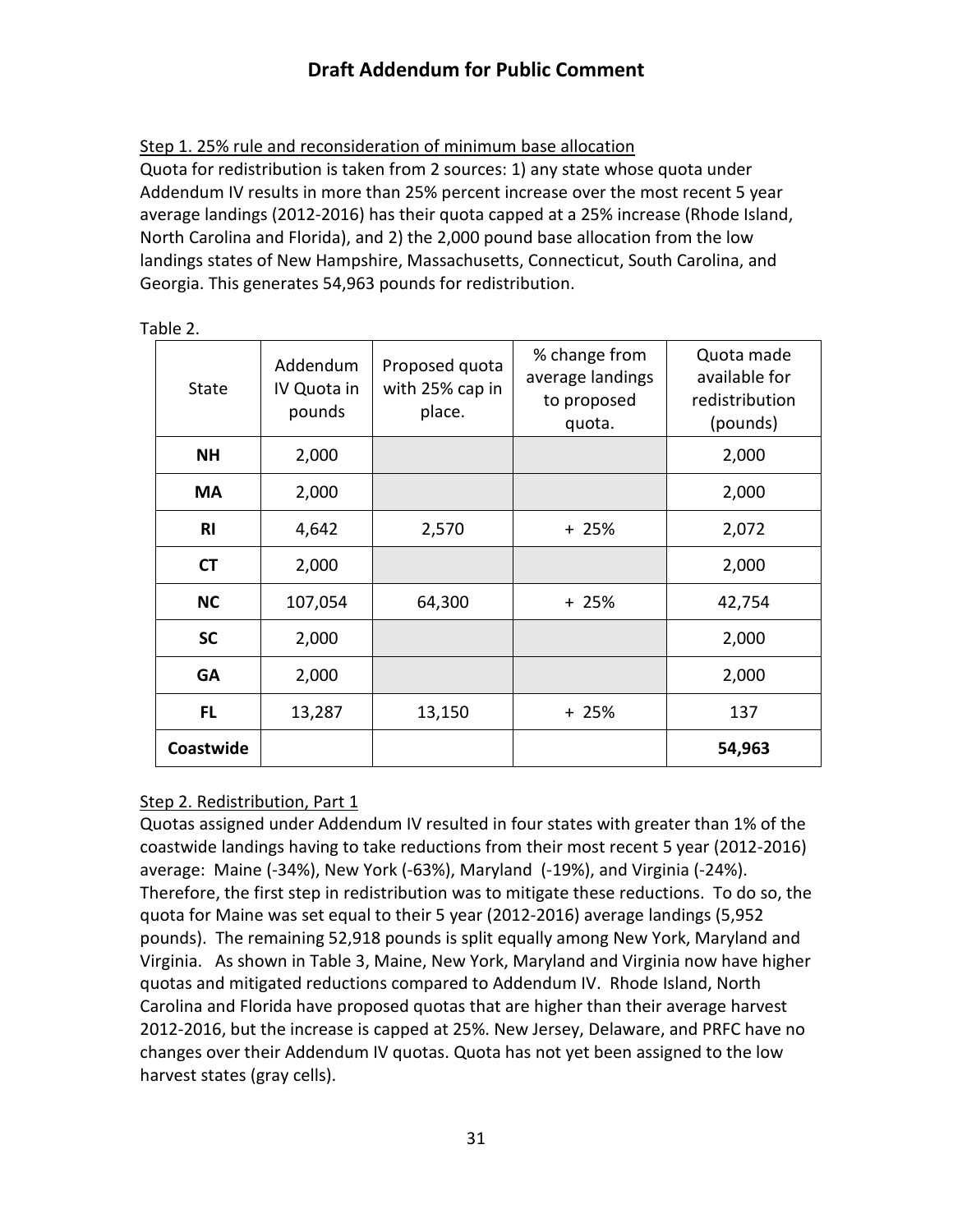Step 1. 25% rule and reconsideration of minimum base allocation

Quota for redistribution is taken from 2 sources: 1) any state whose quota under Addendum IV results in more than 25% percent increase over the most recent 5 year average landings (2012-2016) has their quota capped at a 25% increase (Rhode Island, North Carolina and Florida), and 2) the 2,000 pound base allocation from the low landings states of New Hampshire, Massachusetts, Connecticut, South Carolina, and Georgia. This generates 54,963 pounds for redistribution.

Table 2.

| State | Addendum IV Quota in pounds | Proposed quota with 25% cap in place. | % change from average landings to proposed quota. | Quota made available for redistribution (pounds) |
|---|---|---|---|---|
| **NH** | 2,000 | | | 2,000 |
| **MA** | 2,000 | | | 2,000 |
| **RI** | 4,642 | 2,570 | + 25% | 2,072 |
| **CT** | 2,000 | | | 2,000 |
| **NC** | 107,054 | 64,300 | + 25% | 42,754 |
| **SC** | 2,000 | | | 2,000 |
| **GA** | 2,000 | | | 2,000 |
| **FL** | 13,287 | 13,150 | + 25% | 137 |
| **Coastwide** | | | | **54,963** |

Step 2. Redistribution, Part 1

Quotas assigned under Addendum IV resulted in four states with greater than 1% of the coastwide landings having to take reductions from their most recent 5 year (2012-2016) average: Maine (-34%), New York (-63%), Maryland (-19%), and Virginia (-24%). Therefore, the first step in redistribution was to mitigate these reductions. To do so, the quota for Maine was set equal to their 5 year (2012-2016) average landings (5,952 pounds). The remaining 52,918 pounds is split equally among New York, Maryland and Virginia. As shown in Table 3, Maine, New York, Maryland and Virginia now have higher quotas and mitigated reductions compared to Addendum IV. Rhode Island, North Carolina and Florida have proposed quotas that are higher than their average harvest 2012-2016, but the increase is capped at 25%. New Jersey, Delaware, and PRFC have no changes over their Addendum IV quotas. Quota has not yet been assigned to the low harvest states (gray cells).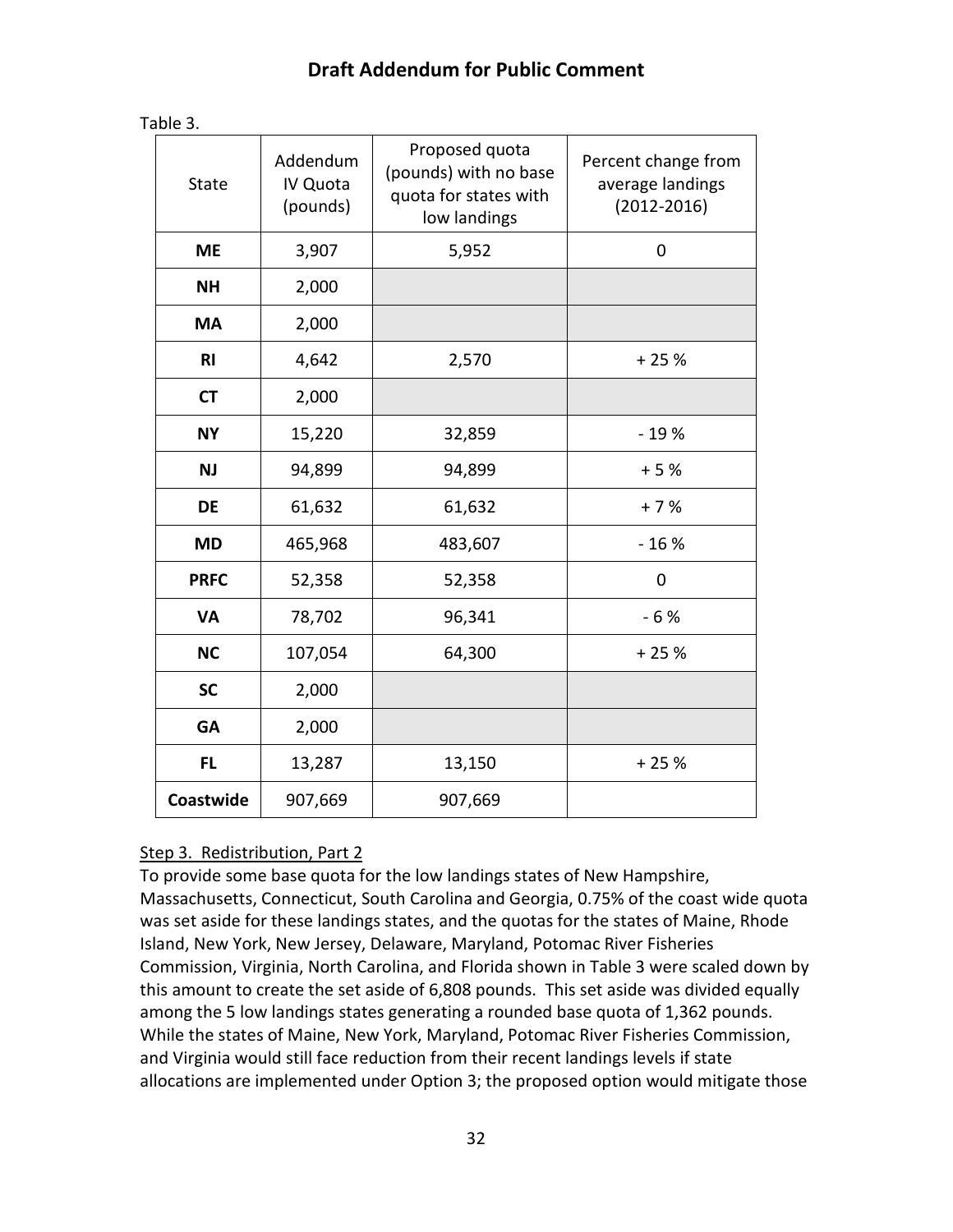Table 3.

| State | Addendum IV Quota (pounds) | Proposed quota (pounds) with no base quota for states with low landings | Percent change from average landings (2012-2016) |
|---|---|---|---|
| **ME** | 3,907 | 5,952 | 0 |
| **NH** | 2,000 | | |
| **MA** | 2,000 | | |
| **RI** | 4,642 | 2,570 | + 25 % |
| **CT** | 2,000 | | |
| **NY** | 15,220 | 32,859 | - 19 % |
| **NJ** | 94,899 | 94,899 | + 5 % |
| **DE** | 61,632 | 61,632 | + 7 % |
| **MD** | 465,968 | 483,607 | - 16 % |
| **PRFC** | 52,358 | 52,358 | 0 |
| **VA** | 78,702 | 96,341 | - 6 % |
| **NC** | 107,054 | 64,300 | + 25 % |
| **SC** | 2,000 | | |
| **GA** | 2,000 | | |
| **FL** | 13,287 | 13,150 | + 25 % |
| **Coastwide** | 907,669 | 907,669 | |

Step 3. Redistribution, Part 2

To provide some base quota for the low landings states of New Hampshire, Massachusetts, Connecticut, South Carolina and Georgia, 0.75% of the coast wide quota was set aside for these landings states, and the quotas for the states of Maine, Rhode Island, New York, New Jersey, Delaware, Maryland, Potomac River Fisheries Commission, Virginia, North Carolina, and Florida shown in Table 3 were scaled down by this amount to create the set aside of 6,808 pounds. This set aside was divided equally among the 5 low landings states generating a rounded base quota of 1,362 pounds. While the states of Maine, New York, Maryland, Potomac River Fisheries Commission, and Virginia would still face reduction from their recent landings levels if state allocations are implemented under Option 3; the proposed option would mitigate those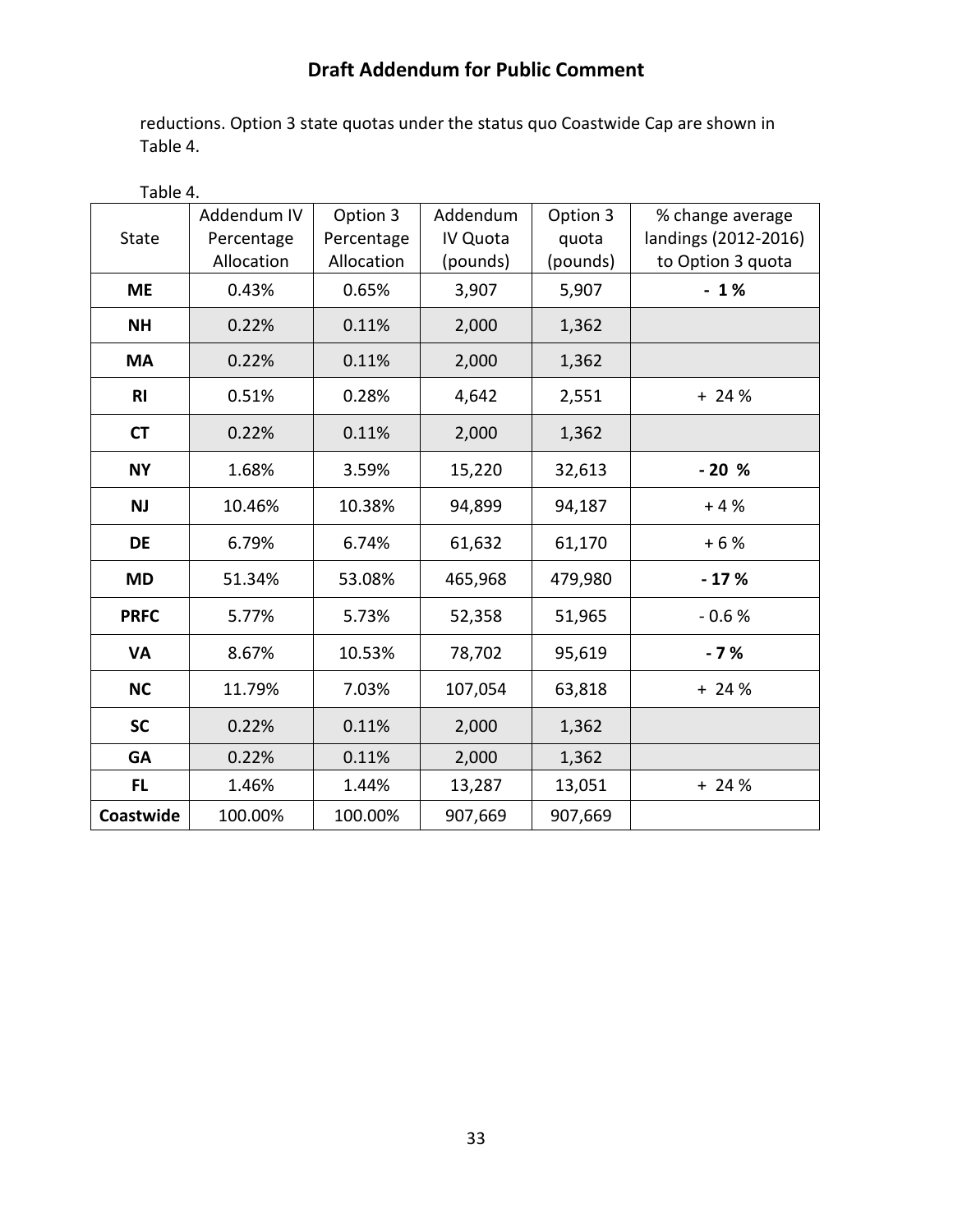reductions. Option 3 state quotas under the status quo Coastwide Cap are shown in Table 4.

Table 4.

| State | Addendum IV Percentage Allocation | Option 3 Percentage Allocation | Addendum IV Quota (pounds) | Option 3 quota (pounds) | % change average landings (2012-2016) to Option 3 quota |
|---|---|---|---|---|---|
| **ME** | 0.43% | 0.65% | 3,907 | 5,907 | **- 1 %** |
| **NH** | 0.22% | 0.11% | 2,000 | 1,362 | |
| **MA** | 0.22% | 0.11% | 2,000 | 1,362 | |
| **RI** | 0.51% | 0.28% | 4,642 | 2,551 | + 24 % |
| **CT** | 0.22% | 0.11% | 2,000 | 1,362 | |
| **NY** | 1.68% | 3.59% | 15,220 | 32,613 | **- 20 %** |
| **NJ** | 10.46% | 10.38% | 94,899 | 94,187 | + 4 % |
| **DE** | 6.79% | 6.74% | 61,632 | 61,170 | + 6 % |
| **MD** | 51.34% | 53.08% | 465,968 | 479,980 | **- 17 %** |
| **PRFC** | 5.77% | 5.73% | 52,358 | 51,965 | - 0.6 % |
| **VA** | 8.67% | 10.53% | 78,702 | 95,619 | **- 7 %** |
| **NC** | 11.79% | 7.03% | 107,054 | 63,818 | + 24 % |
| **SC** | 0.22% | 0.11% | 2,000 | 1,362 | |
| **GA** | 0.22% | 0.11% | 2,000 | 1,362 | |
| **FL** | 1.46% | 1.44% | 13,287 | 13,051 | + 24 % |
| **Coastwide** | 100.00% | 100.00% | 907,669 | 907,669 | |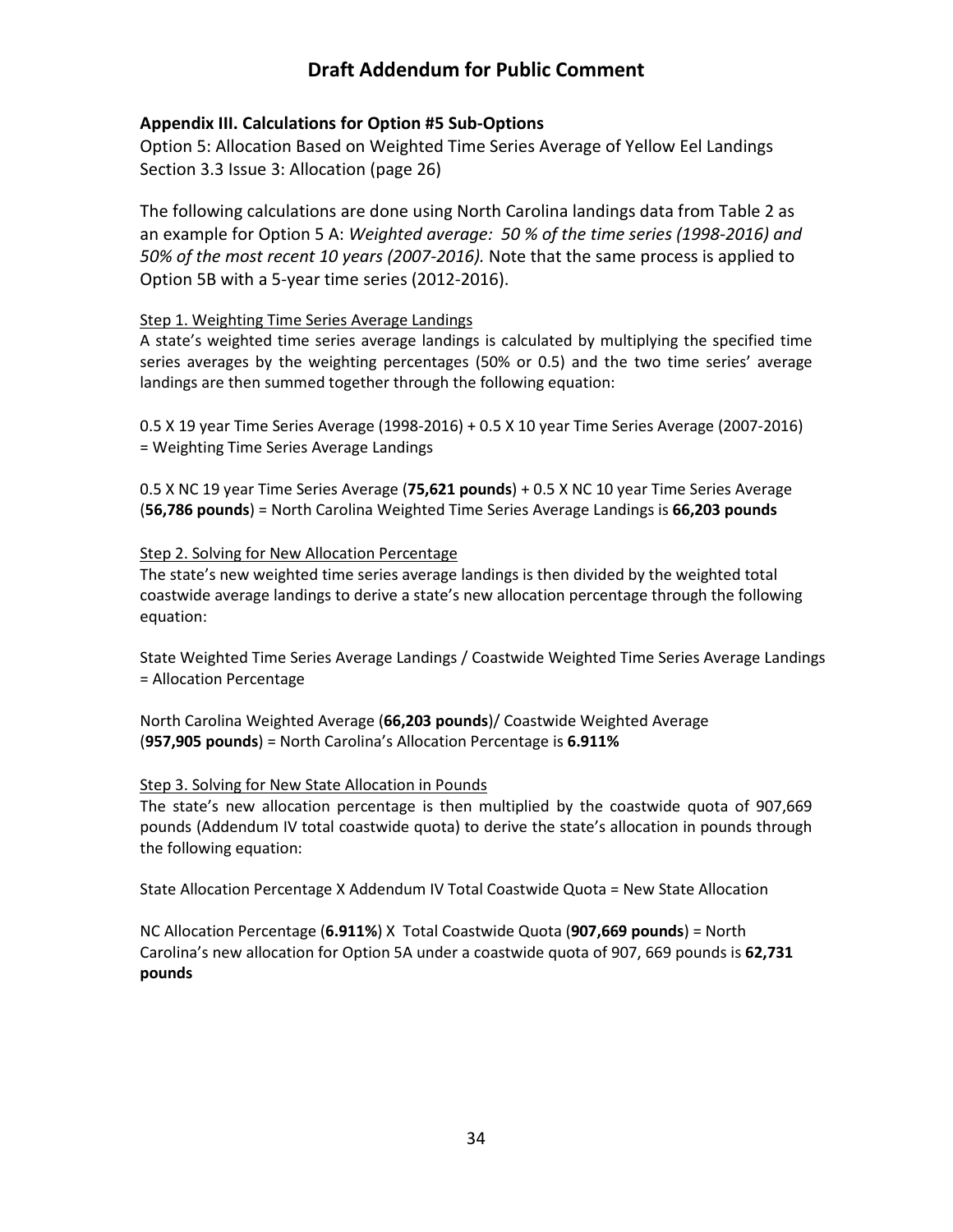### Appendix III. Calculations for Option #5 Sub-Options

Option 5: Allocation Based on Weighted Time Series Average of Yellow Eel Landings
Section 3.3 Issue 3: Allocation (page 26)

The following calculations are done using North Carolina landings data from Table 2 as an example for Option 5 A: *Weighted average: 50 % of the time series (1998-2016) and 50% of the most recent 10 years (2007-2016).* Note that the same process is applied to Option 5B with a 5-year time series (2012-2016).

Step 1. Weighting Time Series Average Landings

A state's weighted time series average landings is calculated by multiplying the specified time series averages by the weighting percentages (50% or 0.5) and the two time series' average landings are then summed together through the following equation:

0.5 X 19 year Time Series Average (1998-2016) + 0.5 X 10 year Time Series Average (2007-2016) = Weighting Time Series Average Landings

0.5 X NC 19 year Time Series Average (**75,621 pounds**) + 0.5 X NC 10 year Time Series Average (**56,786 pounds**) = North Carolina Weighted Time Series Average Landings is **66,203 pounds**

Step 2. Solving for New Allocation Percentage

The state's new weighted time series average landings is then divided by the weighted total coastwide average landings to derive a state's new allocation percentage through the following equation:

State Weighted Time Series Average Landings / Coastwide Weighted Time Series Average Landings = Allocation Percentage

North Carolina Weighted Average (**66,203 pounds**)/ Coastwide Weighted Average (**957,905 pounds**) = North Carolina's Allocation Percentage is **6.911%**

Step 3. Solving for New State Allocation in Pounds

The state's new allocation percentage is then multiplied by the coastwide quota of 907,669 pounds (Addendum IV total coastwide quota) to derive the state's allocation in pounds through the following equation:

State Allocation Percentage X Addendum IV Total Coastwide Quota = New State Allocation

NC Allocation Percentage (**6.911%**) X Total Coastwide Quota (**907,669 pounds**) = North Carolina's new allocation for Option 5A under a coastwide quota of 907, 669 pounds is **62,731 pounds**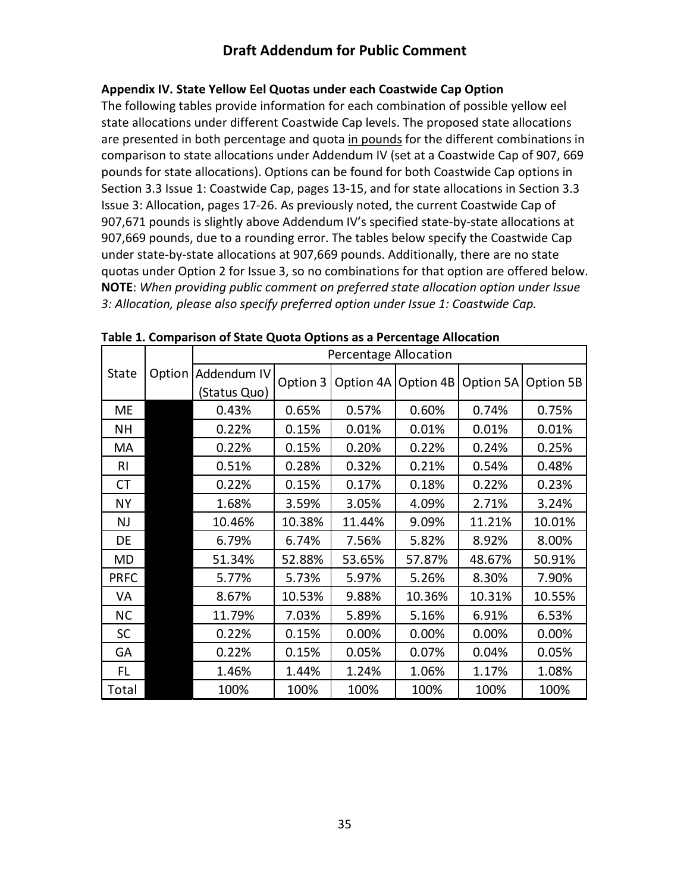## Draft Addendum for Public Comment

**Appendix IV. State Yellow Eel Quotas under each Coastwide Cap Option**

The following tables provide information for each combination of possible yellow eel state allocations under different Coastwide Cap levels. The proposed state allocations are presented in both percentage and quota in pounds for the different combinations in comparison to state allocations under Addendum IV (set at a Coastwide Cap of 907, 669 pounds for state allocations). Options can be found for both Coastwide Cap options in Section 3.3 Issue 1: Coastwide Cap, pages 13-15, and for state allocations in Section 3.3 Issue 3: Allocation, pages 17-26. As previously noted, the current Coastwide Cap of 907,671 pounds is slightly above Addendum IV's specified state-by-state allocations at 907,669 pounds, due to a rounding error. The tables below specify the Coastwide Cap under state-by-state allocations at 907,669 pounds. Additionally, there are no state quotas under Option 2 for Issue 3, so no combinations for that option are offered below. **NOTE**: *When providing public comment on preferred state allocation option under Issue 3: Allocation, please also specify preferred option under Issue 1: Coastwide Cap.*

**Table 1. Comparison of State Quota Options as a Percentage Allocation**

| State | Option | Percentage Allocation | | | | | |
|---|---|---|---|---|---|---|---|
| | | Addendum IV (Status Quo) | Option 3 | Option 4A | Option 4B | Option 5A | Option 5B |
| ME | | 0.43% | 0.65% | 0.57% | 0.60% | 0.74% | 0.75% |
| NH | | 0.22% | 0.15% | 0.01% | 0.01% | 0.01% | 0.01% |
| MA | | 0.22% | 0.15% | 0.20% | 0.22% | 0.24% | 0.25% |
| RI | | 0.51% | 0.28% | 0.32% | 0.21% | 0.54% | 0.48% |
| CT | | 0.22% | 0.15% | 0.17% | 0.18% | 0.22% | 0.23% |
| NY | | 1.68% | 3.59% | 3.05% | 4.09% | 2.71% | 3.24% |
| NJ | | 10.46% | 10.38% | 11.44% | 9.09% | 11.21% | 10.01% |
| DE | | 6.79% | 6.74% | 7.56% | 5.82% | 8.92% | 8.00% |
| MD | | 51.34% | 52.88% | 53.65% | 57.87% | 48.67% | 50.91% |
| PRFC | | 5.77% | 5.73% | 5.97% | 5.26% | 8.30% | 7.90% |
| VA | | 8.67% | 10.53% | 9.88% | 10.36% | 10.31% | 10.55% |
| NC | | 11.79% | 7.03% | 5.89% | 5.16% | 6.91% | 6.53% |
| SC | | 0.22% | 0.15% | 0.00% | 0.00% | 0.00% | 0.00% |
| GA | | 0.22% | 0.15% | 0.05% | 0.07% | 0.04% | 0.05% |
| FL | | 1.46% | 1.44% | 1.24% | 1.06% | 1.17% | 1.08% |
| Total | | 100% | 100% | 100% | 100% | 100% | 100% |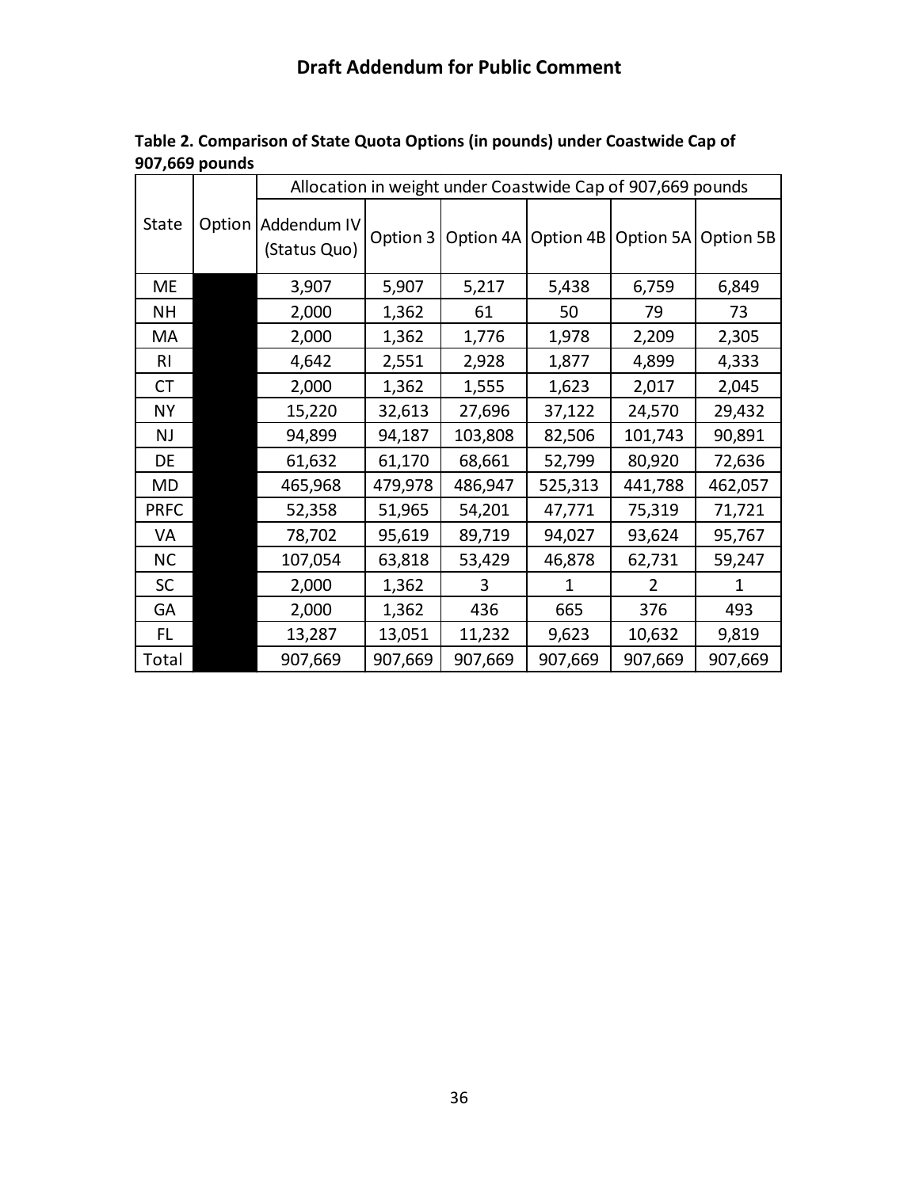**Draft Addendum for Public Comment**

**Table 2. Comparison of State Quota Options (in pounds) under Coastwide Cap of 907,669 pounds**

| State | Option | Allocation in weight under Coastwide Cap of 907,669 pounds | | | | | |
|---|---|---|---|---|---|---|---|
| | | Addendum IV (Status Quo) | Option 3 | Option 4A | Option 4B | Option 5A | Option 5B |
| ME | | 3,907 | 5,907 | 5,217 | 5,438 | 6,759 | 6,849 |
| NH | | 2,000 | 1,362 | 61 | 50 | 79 | 73 |
| MA | | 2,000 | 1,362 | 1,776 | 1,978 | 2,209 | 2,305 |
| RI | | 4,642 | 2,551 | 2,928 | 1,877 | 4,899 | 4,333 |
| CT | | 2,000 | 1,362 | 1,555 | 1,623 | 2,017 | 2,045 |
| NY | | 15,220 | 32,613 | 27,696 | 37,122 | 24,570 | 29,432 |
| NJ | | 94,899 | 94,187 | 103,808 | 82,506 | 101,743 | 90,891 |
| DE | | 61,632 | 61,170 | 68,661 | 52,799 | 80,920 | 72,636 |
| MD | | 465,968 | 479,978 | 486,947 | 525,313 | 441,788 | 462,057 |
| PRFC | | 52,358 | 51,965 | 54,201 | 47,771 | 75,319 | 71,721 |
| VA | | 78,702 | 95,619 | 89,719 | 94,027 | 93,624 | 95,767 |
| NC | | 107,054 | 63,818 | 53,429 | 46,878 | 62,731 | 59,247 |
| SC | | 2,000 | 1,362 | 3 | 1 | 2 | 1 |
| GA | | 2,000 | 1,362 | 436 | 665 | 376 | 493 |
| FL | | 13,287 | 13,051 | 11,232 | 9,623 | 10,632 | 9,819 |
| Total | | 907,669 | 907,669 | 907,669 | 907,669 | 907,669 | 907,669 |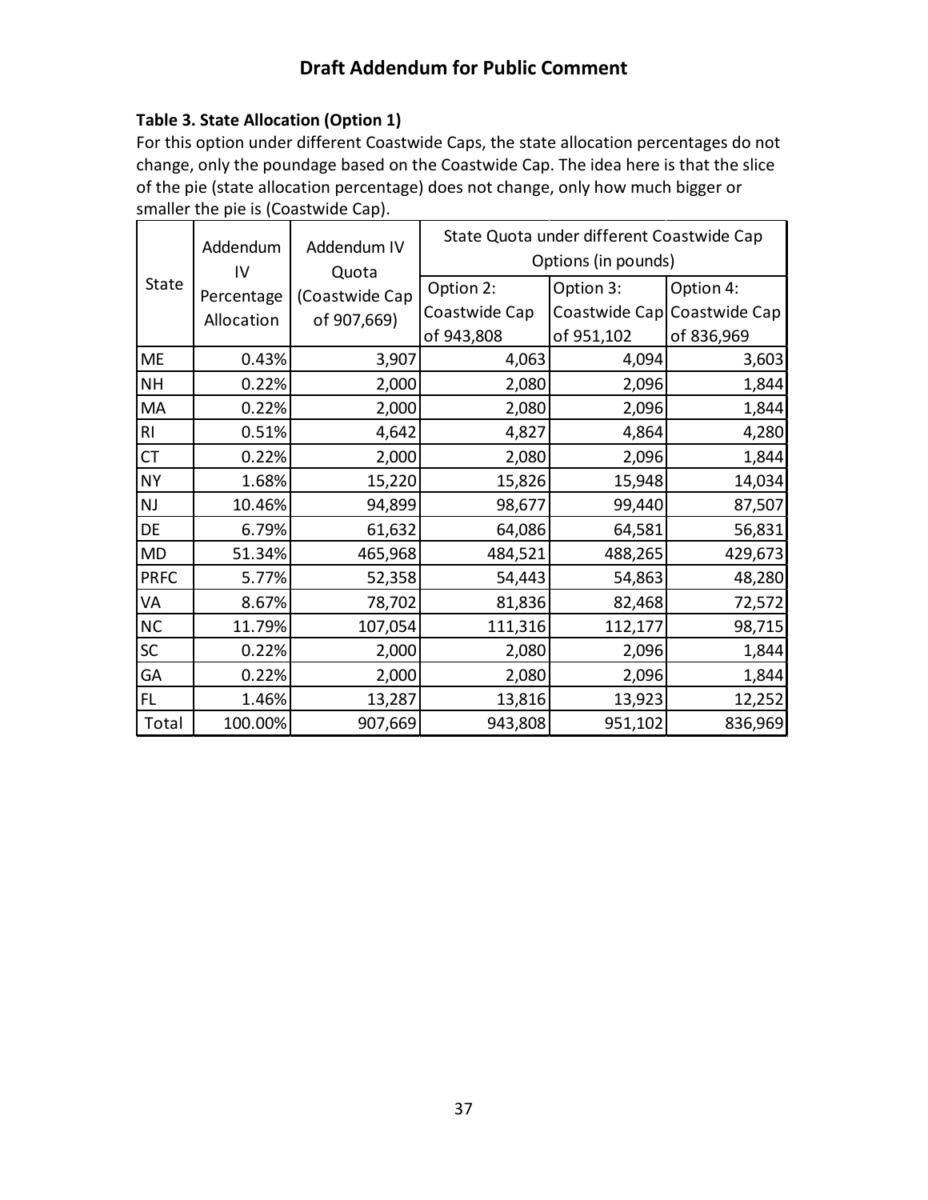**Table 3. State Allocation (Option 1)**

For this option under different Coastwide Caps, the state allocation percentages do not change, only the poundage based on the Coastwide Cap. The idea here is that the slice of the pie (state allocation percentage) does not change, only how much bigger or smaller the pie is (Coastwide Cap).

| State | Addendum IV Percentage Allocation | Addendum IV Quota (Coastwide Cap of 907,669) | State Quota under different Coastwide Cap Options (in pounds) | | |
|---|---|---|---|---|---|
| | | | Option 2: Coastwide Cap of 943,808 | Option 3: Coastwide Cap of 951,102 | Option 4: Coastwide Cap of 836,969 |
| ME | 0.43% | 3,907 | 4,063 | 4,094 | 3,603 |
| NH | 0.22% | 2,000 | 2,080 | 2,096 | 1,844 |
| MA | 0.22% | 2,000 | 2,080 | 2,096 | 1,844 |
| RI | 0.51% | 4,642 | 4,827 | 4,864 | 4,280 |
| CT | 0.22% | 2,000 | 2,080 | 2,096 | 1,844 |
| NY | 1.68% | 15,220 | 15,826 | 15,948 | 14,034 |
| NJ | 10.46% | 94,899 | 98,677 | 99,440 | 87,507 |
| DE | 6.79% | 61,632 | 64,086 | 64,581 | 56,831 |
| MD | 51.34% | 465,968 | 484,521 | 488,265 | 429,673 |
| PRFC | 5.77% | 52,358 | 54,443 | 54,863 | 48,280 |
| VA | 8.67% | 78,702 | 81,836 | 82,468 | 72,572 |
| NC | 11.79% | 107,054 | 111,316 | 112,177 | 98,715 |
| SC | 0.22% | 2,000 | 2,080 | 2,096 | 1,844 |
| GA | 0.22% | 2,000 | 2,080 | 2,096 | 1,844 |
| FL | 1.46% | 13,287 | 13,816 | 13,923 | 12,252 |
| Total | 100.00% | 907,669 | 943,808 | 951,102 | 836,969 |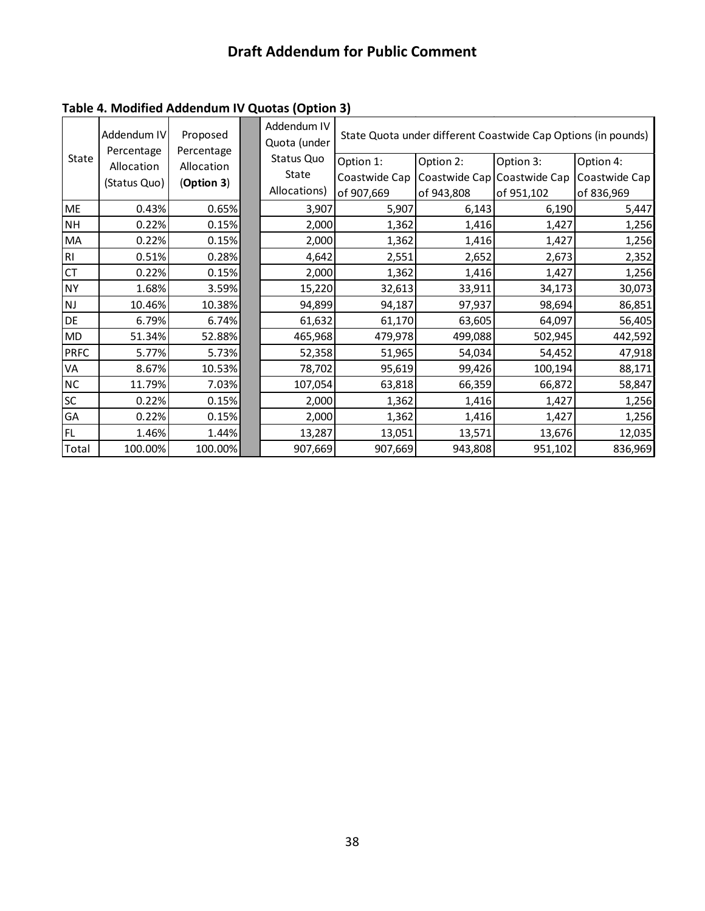## Draft Addendum for Public Comment

**Table 4. Modified Addendum IV Quotas (Option 3)**

| State | Addendum IV Percentage Allocation (Status Quo) | Proposed Percentage Allocation (**Option 3**) | | Addendum IV Quota (under Status Quo State Allocations) | State Quota under different Coastwide Cap Options (in pounds) | | | |
|---|---|---|---|---|---|---|---|---|
| | | | | | Option 1: Coastwide Cap of 907,669 | Option 2: Coastwide Cap of 943,808 | Option 3: Coastwide Cap of 951,102 | Option 4: Coastwide Cap of 836,969 |
| ME | 0.43% | 0.65% | | 3,907 | 5,907 | 6,143 | 6,190 | 5,447 |
| NH | 0.22% | 0.15% | | 2,000 | 1,362 | 1,416 | 1,427 | 1,256 |
| MA | 0.22% | 0.15% | | 2,000 | 1,362 | 1,416 | 1,427 | 1,256 |
| RI | 0.51% | 0.28% | | 4,642 | 2,551 | 2,652 | 2,673 | 2,352 |
| CT | 0.22% | 0.15% | | 2,000 | 1,362 | 1,416 | 1,427 | 1,256 |
| NY | 1.68% | 3.59% | | 15,220 | 32,613 | 33,911 | 34,173 | 30,073 |
| NJ | 10.46% | 10.38% | | 94,899 | 94,187 | 97,937 | 98,694 | 86,851 |
| DE | 6.79% | 6.74% | | 61,632 | 61,170 | 63,605 | 64,097 | 56,405 |
| MD | 51.34% | 52.88% | | 465,968 | 479,978 | 499,088 | 502,945 | 442,592 |
| PRFC | 5.77% | 5.73% | | 52,358 | 51,965 | 54,034 | 54,452 | 47,918 |
| VA | 8.67% | 10.53% | | 78,702 | 95,619 | 99,426 | 100,194 | 88,171 |
| NC | 11.79% | 7.03% | | 107,054 | 63,818 | 66,359 | 66,872 | 58,847 |
| SC | 0.22% | 0.15% | | 2,000 | 1,362 | 1,416 | 1,427 | 1,256 |
| GA | 0.22% | 0.15% | | 2,000 | 1,362 | 1,416 | 1,427 | 1,256 |
| FL | 1.46% | 1.44% | | 13,287 | 13,051 | 13,571 | 13,676 | 12,035 |
| Total | 100.00% | 100.00% | | 907,669 | 907,669 | 943,808 | 951,102 | 836,969 |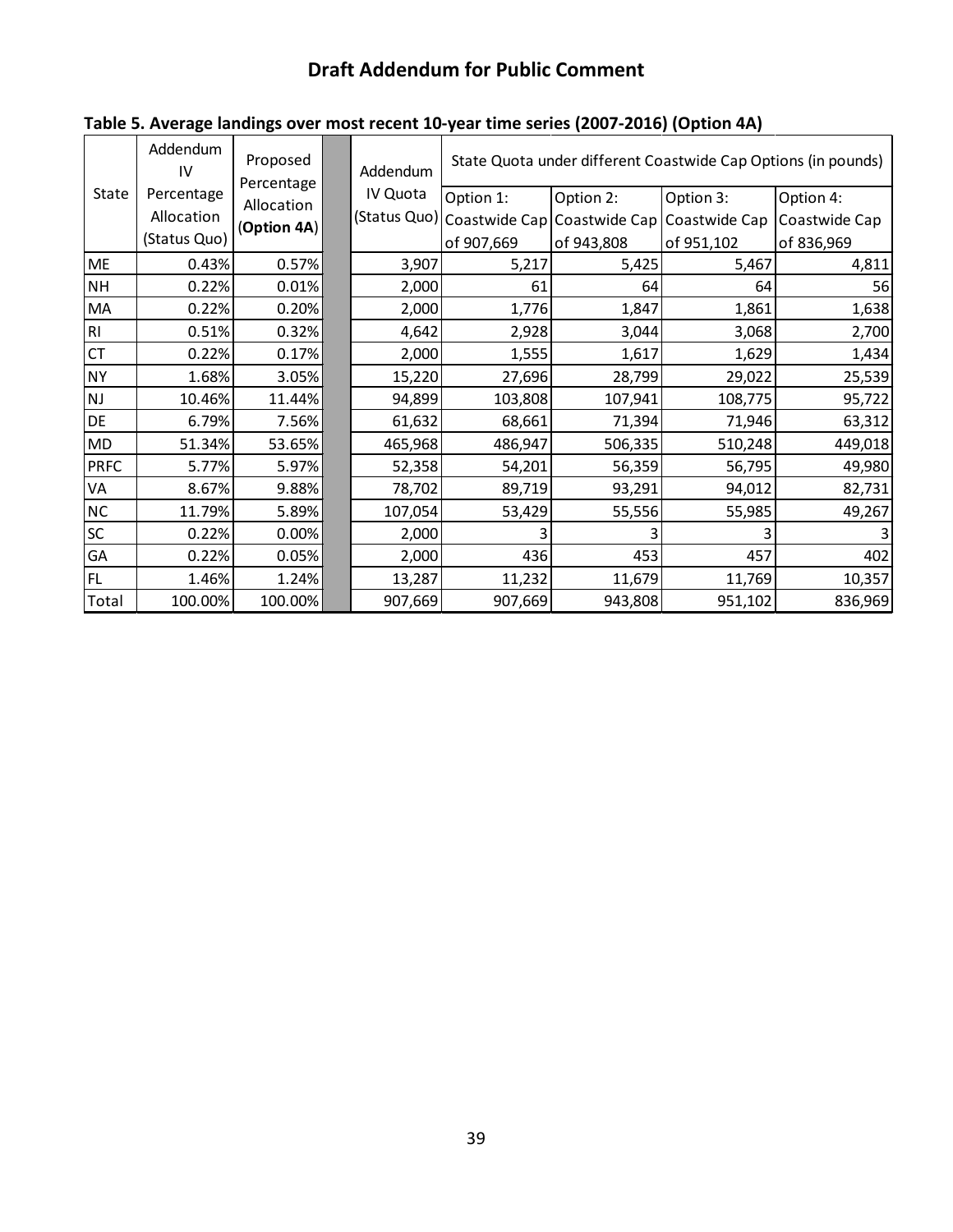## Draft Addendum for Public Comment

**Table 5. Average landings over most recent 10-year time series (2007-2016) (Option 4A)**

| State | Addendum IV Percentage Allocation (Status Quo) | Proposed Percentage Allocation (**Option 4A**) | | Addendum IV Quota (Status Quo) | State Quota under different Coastwide Cap Options (in pounds) | | | |
|---|---|---|---|---|---|---|---|---|
| | | | | | Option 1: Coastwide Cap of 907,669 | Option 2: Coastwide Cap of 943,808 | Option 3: Coastwide Cap of 951,102 | Option 4: Coastwide Cap of 836,969 |
| ME | 0.43% | 0.57% | | 3,907 | 5,217 | 5,425 | 5,467 | 4,811 |
| NH | 0.22% | 0.01% | | 2,000 | 61 | 64 | 64 | 56 |
| MA | 0.22% | 0.20% | | 2,000 | 1,776 | 1,847 | 1,861 | 1,638 |
| RI | 0.51% | 0.32% | | 4,642 | 2,928 | 3,044 | 3,068 | 2,700 |
| CT | 0.22% | 0.17% | | 2,000 | 1,555 | 1,617 | 1,629 | 1,434 |
| NY | 1.68% | 3.05% | | 15,220 | 27,696 | 28,799 | 29,022 | 25,539 |
| NJ | 10.46% | 11.44% | | 94,899 | 103,808 | 107,941 | 108,775 | 95,722 |
| DE | 6.79% | 7.56% | | 61,632 | 68,661 | 71,394 | 71,946 | 63,312 |
| MD | 51.34% | 53.65% | | 465,968 | 486,947 | 506,335 | 510,248 | 449,018 |
| PRFC | 5.77% | 5.97% | | 52,358 | 54,201 | 56,359 | 56,795 | 49,980 |
| VA | 8.67% | 9.88% | | 78,702 | 89,719 | 93,291 | 94,012 | 82,731 |
| NC | 11.79% | 5.89% | | 107,054 | 53,429 | 55,556 | 55,985 | 49,267 |
| SC | 0.22% | 0.00% | | 2,000 | 3 | 3 | 3 | 3 |
| GA | 0.22% | 0.05% | | 2,000 | 436 | 453 | 457 | 402 |
| FL | 1.46% | 1.24% | | 13,287 | 11,232 | 11,679 | 11,769 | 10,357 |
| Total | 100.00% | 100.00% | | 907,669 | 907,669 | 943,808 | 951,102 | 836,969 |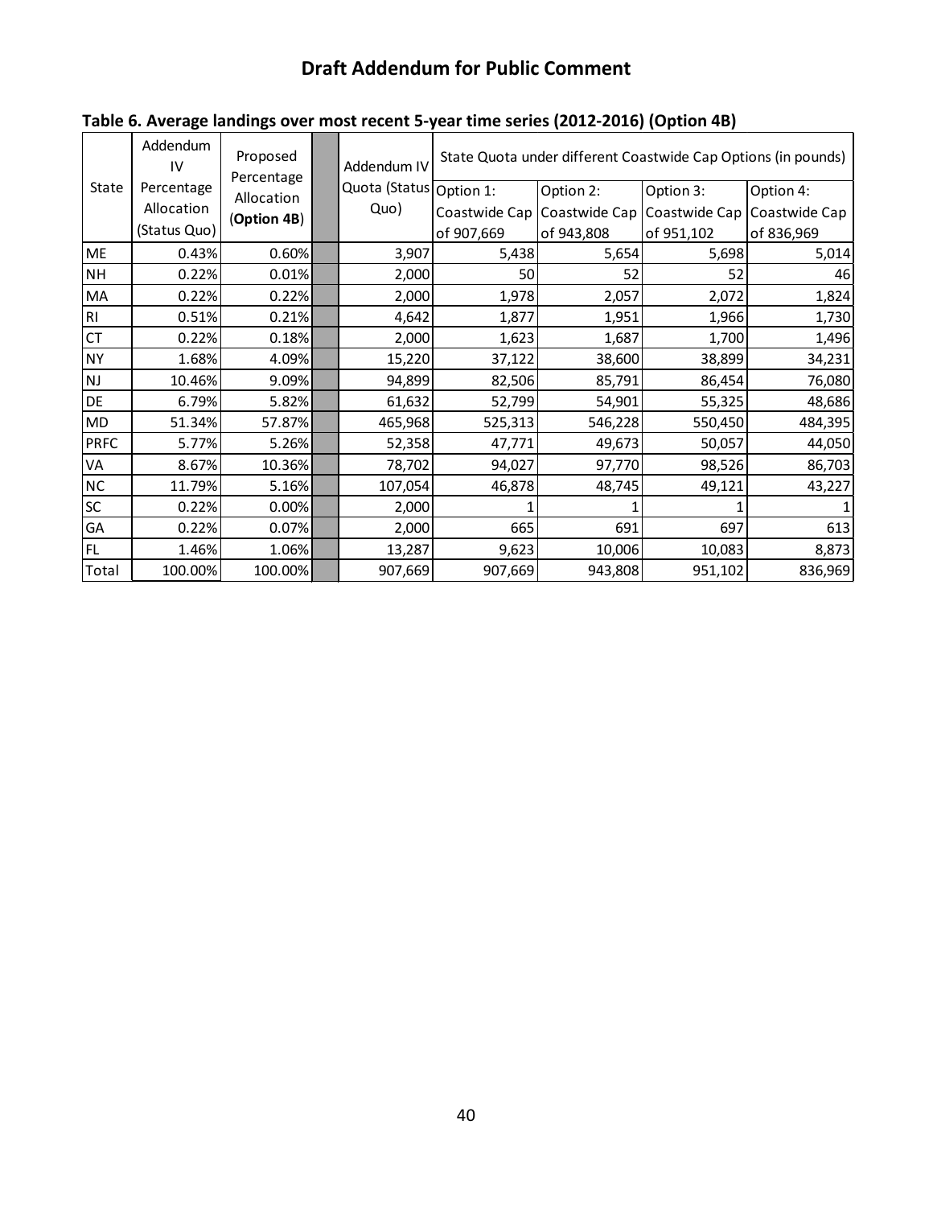# Draft Addendum for Public Comment

**Table 6. Average landings over most recent 5-year time series (2012-2016) (Option 4B)**

| State | Addendum IV Percentage Allocation (Status Quo) | Proposed Percentage Allocation (**Option 4B**) | Addendum IV Quota (Status Quo) | State Quota under different Coastwide Cap Options (in pounds) | | | |
|---|---|---|---|---|---|---|---|
| | | | | Option 1: Coastwide Cap of 907,669 | Option 2: Coastwide Cap of 943,808 | Option 3: Coastwide Cap of 951,102 | Option 4: Coastwide Cap of 836,969 |
| ME | 0.43% | 0.60% | 3,907 | 5,438 | 5,654 | 5,698 | 5,014 |
| NH | 0.22% | 0.01% | 2,000 | 50 | 52 | 52 | 46 |
| MA | 0.22% | 0.22% | 2,000 | 1,978 | 2,057 | 2,072 | 1,824 |
| RI | 0.51% | 0.21% | 4,642 | 1,877 | 1,951 | 1,966 | 1,730 |
| CT | 0.22% | 0.18% | 2,000 | 1,623 | 1,687 | 1,700 | 1,496 |
| NY | 1.68% | 4.09% | 15,220 | 37,122 | 38,600 | 38,899 | 34,231 |
| NJ | 10.46% | 9.09% | 94,899 | 82,506 | 85,791 | 86,454 | 76,080 |
| DE | 6.79% | 5.82% | 61,632 | 52,799 | 54,901 | 55,325 | 48,686 |
| MD | 51.34% | 57.87% | 465,968 | 525,313 | 546,228 | 550,450 | 484,395 |
| PRFC | 5.77% | 5.26% | 52,358 | 47,771 | 49,673 | 50,057 | 44,050 |
| VA | 8.67% | 10.36% | 78,702 | 94,027 | 97,770 | 98,526 | 86,703 |
| NC | 11.79% | 5.16% | 107,054 | 46,878 | 48,745 | 49,121 | 43,227 |
| SC | 0.22% | 0.00% | 2,000 | 1 | 1 | 1 | 1 |
| GA | 0.22% | 0.07% | 2,000 | 665 | 691 | 697 | 613 |
| FL | 1.46% | 1.06% | 13,287 | 9,623 | 10,006 | 10,083 | 8,873 |
| Total | 100.00% | 100.00% | 907,669 | 907,669 | 943,808 | 951,102 | 836,969 |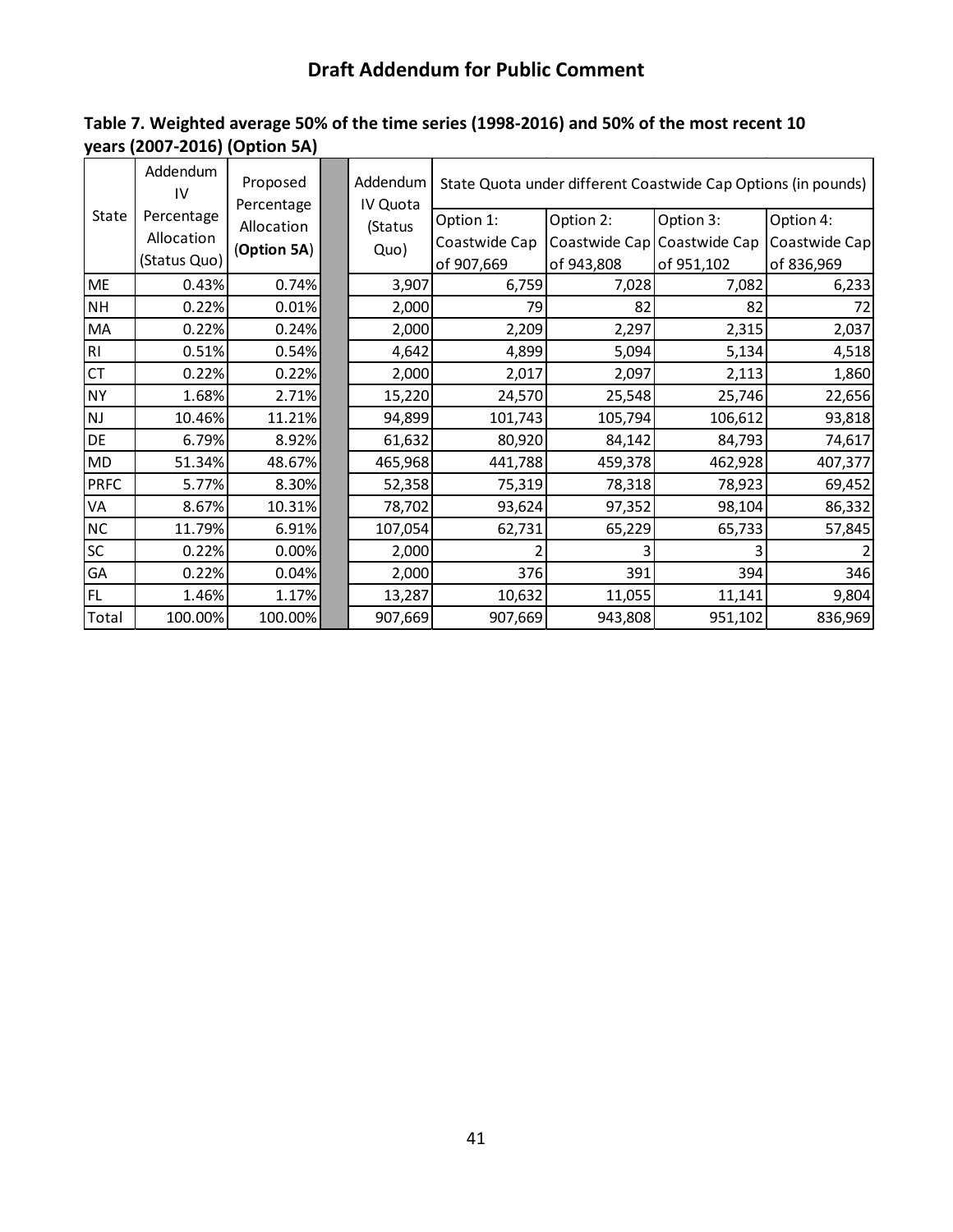## Draft Addendum for Public Comment

**Table 7. Weighted average 50% of the time series (1998-2016) and 50% of the most recent 10 years (2007-2016) (Option 5A)**

| State | Addendum IV Percentage Allocation (Status Quo) | Proposed Percentage Allocation (**Option 5A**) | | Addendum IV Quota (Status Quo) | State Quota under different Coastwide Cap Options (in pounds) | | | |
|---|---|---|---|---|---|---|---|---|
| | | | | | Option 1: Coastwide Cap of 907,669 | Option 2: Coastwide Cap of 943,808 | Option 3: Coastwide Cap of 951,102 | Option 4: Coastwide Cap of 836,969 |
| ME | 0.43% | 0.74% | | 3,907 | 6,759 | 7,028 | 7,082 | 6,233 |
| NH | 0.22% | 0.01% | | 2,000 | 79 | 82 | 82 | 72 |
| MA | 0.22% | 0.24% | | 2,000 | 2,209 | 2,297 | 2,315 | 2,037 |
| RI | 0.51% | 0.54% | | 4,642 | 4,899 | 5,094 | 5,134 | 4,518 |
| CT | 0.22% | 0.22% | | 2,000 | 2,017 | 2,097 | 2,113 | 1,860 |
| NY | 1.68% | 2.71% | | 15,220 | 24,570 | 25,548 | 25,746 | 22,656 |
| NJ | 10.46% | 11.21% | | 94,899 | 101,743 | 105,794 | 106,612 | 93,818 |
| DE | 6.79% | 8.92% | | 61,632 | 80,920 | 84,142 | 84,793 | 74,617 |
| MD | 51.34% | 48.67% | | 465,968 | 441,788 | 459,378 | 462,928 | 407,377 |
| PRFC | 5.77% | 8.30% | | 52,358 | 75,319 | 78,318 | 78,923 | 69,452 |
| VA | 8.67% | 10.31% | | 78,702 | 93,624 | 97,352 | 98,104 | 86,332 |
| NC | 11.79% | 6.91% | | 107,054 | 62,731 | 65,229 | 65,733 | 57,845 |
| SC | 0.22% | 0.00% | | 2,000 | 2 | 3 | 3 | 2 |
| GA | 0.22% | 0.04% | | 2,000 | 376 | 391 | 394 | 346 |
| FL | 1.46% | 1.17% | | 13,287 | 10,632 | 11,055 | 11,141 | 9,804 |
| Total | 100.00% | 100.00% | | 907,669 | 907,669 | 943,808 | 951,102 | 836,969 |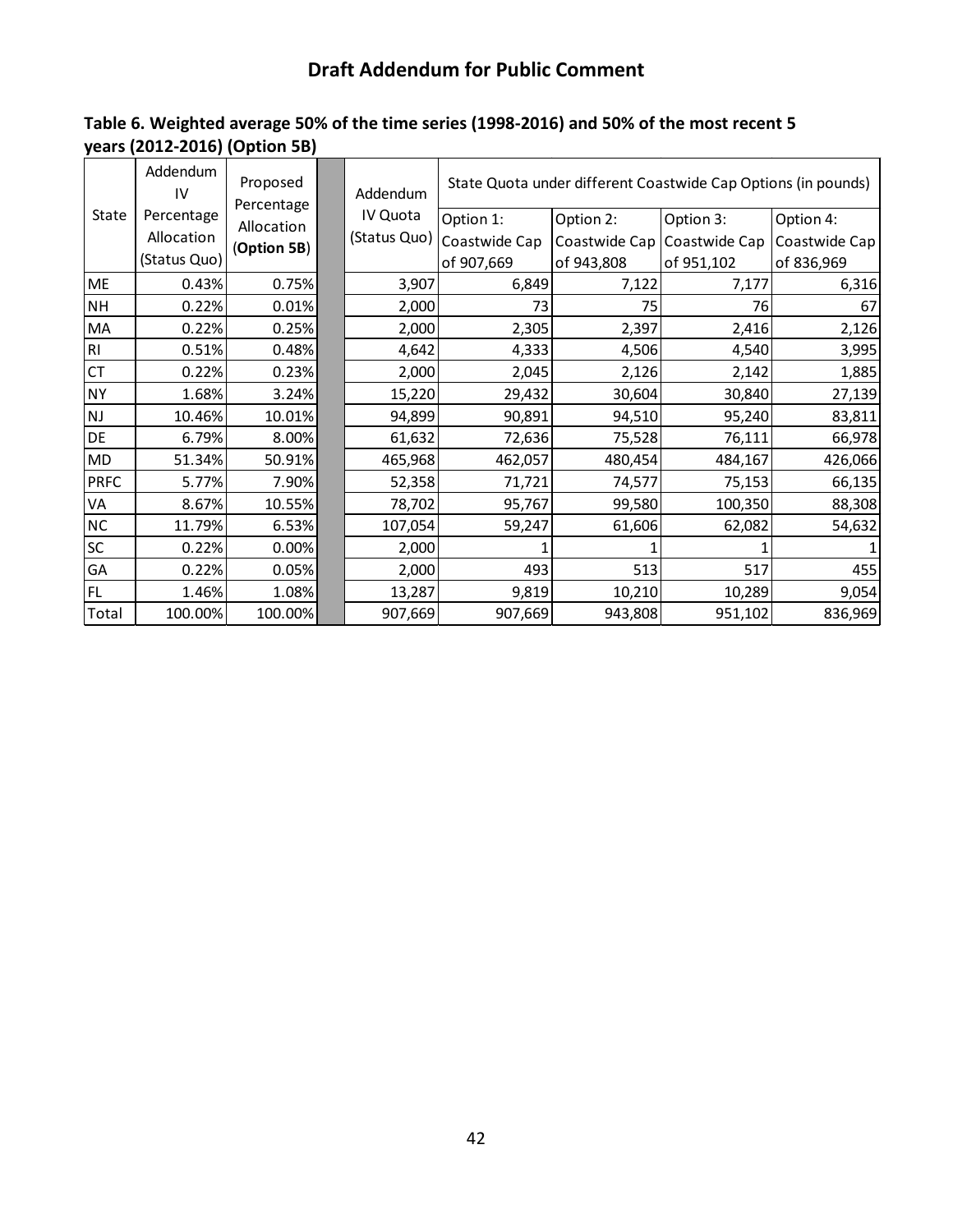## Draft Addendum for Public Comment

**Table 6. Weighted average 50% of the time series (1998-2016) and 50% of the most recent 5 years (2012-2016) (Option 5B)**

| State | Addendum IV Percentage Allocation (Status Quo) | Proposed Percentage Allocation (**Option 5B**) | Addendum IV Quota (Status Quo) | State Quota under different Coastwide Cap Options (in pounds) | | | |
|---|---|---|---|---|---|---|---|
| | | | | Option 1: Coastwide Cap of 907,669 | Option 2: Coastwide Cap of 943,808 | Option 3: Coastwide Cap of 951,102 | Option 4: Coastwide Cap of 836,969 |
| ME | 0.43% | 0.75% | 3,907 | 6,849 | 7,122 | 7,177 | 6,316 |
| NH | 0.22% | 0.01% | 2,000 | 73 | 75 | 76 | 67 |
| MA | 0.22% | 0.25% | 2,000 | 2,305 | 2,397 | 2,416 | 2,126 |
| RI | 0.51% | 0.48% | 4,642 | 4,333 | 4,506 | 4,540 | 3,995 |
| CT | 0.22% | 0.23% | 2,000 | 2,045 | 2,126 | 2,142 | 1,885 |
| NY | 1.68% | 3.24% | 15,220 | 29,432 | 30,604 | 30,840 | 27,139 |
| NJ | 10.46% | 10.01% | 94,899 | 90,891 | 94,510 | 95,240 | 83,811 |
| DE | 6.79% | 8.00% | 61,632 | 72,636 | 75,528 | 76,111 | 66,978 |
| MD | 51.34% | 50.91% | 465,968 | 462,057 | 480,454 | 484,167 | 426,066 |
| PRFC | 5.77% | 7.90% | 52,358 | 71,721 | 74,577 | 75,153 | 66,135 |
| VA | 8.67% | 10.55% | 78,702 | 95,767 | 99,580 | 100,350 | 88,308 |
| NC | 11.79% | 6.53% | 107,054 | 59,247 | 61,606 | 62,082 | 54,632 |
| SC | 0.22% | 0.00% | 2,000 | 1 | 1 | 1 | 1 |
| GA | 0.22% | 0.05% | 2,000 | 493 | 513 | 517 | 455 |
| FL | 1.46% | 1.08% | 13,287 | 9,819 | 10,210 | 10,289 | 9,054 |
| Total | 100.00% | 100.00% | 907,669 | 907,669 | 943,808 | 951,102 | 836,969 |